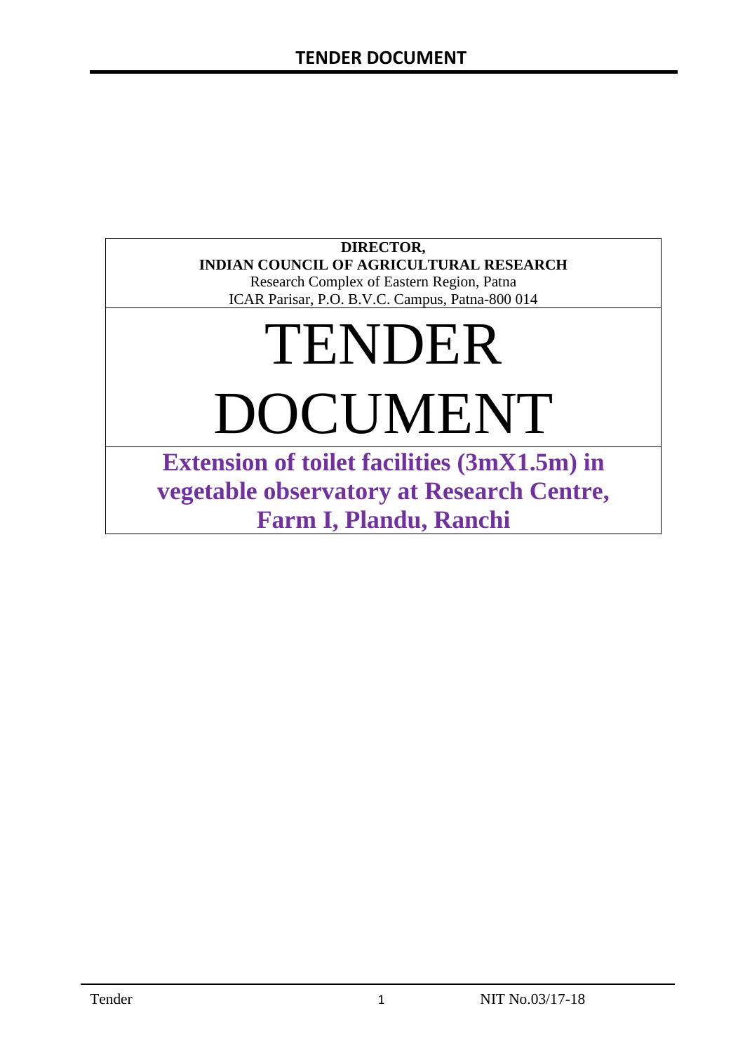**DIRECTOR,**
**INDIAN COUNCIL OF AGRICULTURAL RESEARCH**
Research Complex of Eastern Region, Patna
ICAR Parisar, P.O. B.V.C. Campus, Patna-800 014

# TENDER DOCUMENT

## Extension of toilet facilities (3mX1.5m) in vegetable observatory at Research Centre, Farm I, Plandu, Ranchi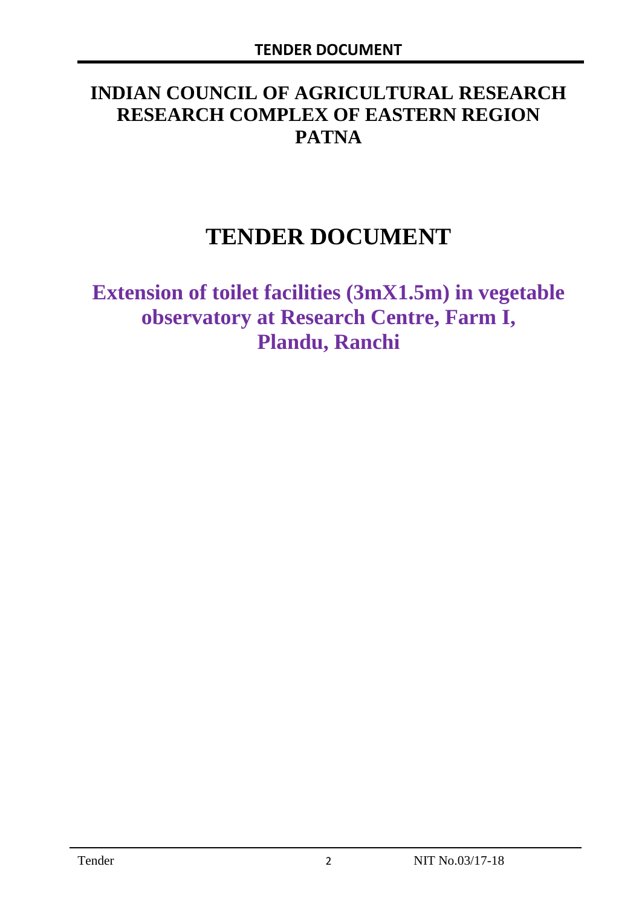# INDIAN COUNCIL OF AGRICULTURAL RESEARCH RESEARCH COMPLEX OF EASTERN REGION PATNA

# TENDER DOCUMENT

## Extension of toilet facilities (3mX1.5m) in vegetable observatory at Research Centre, Farm I, Plandu, Ranchi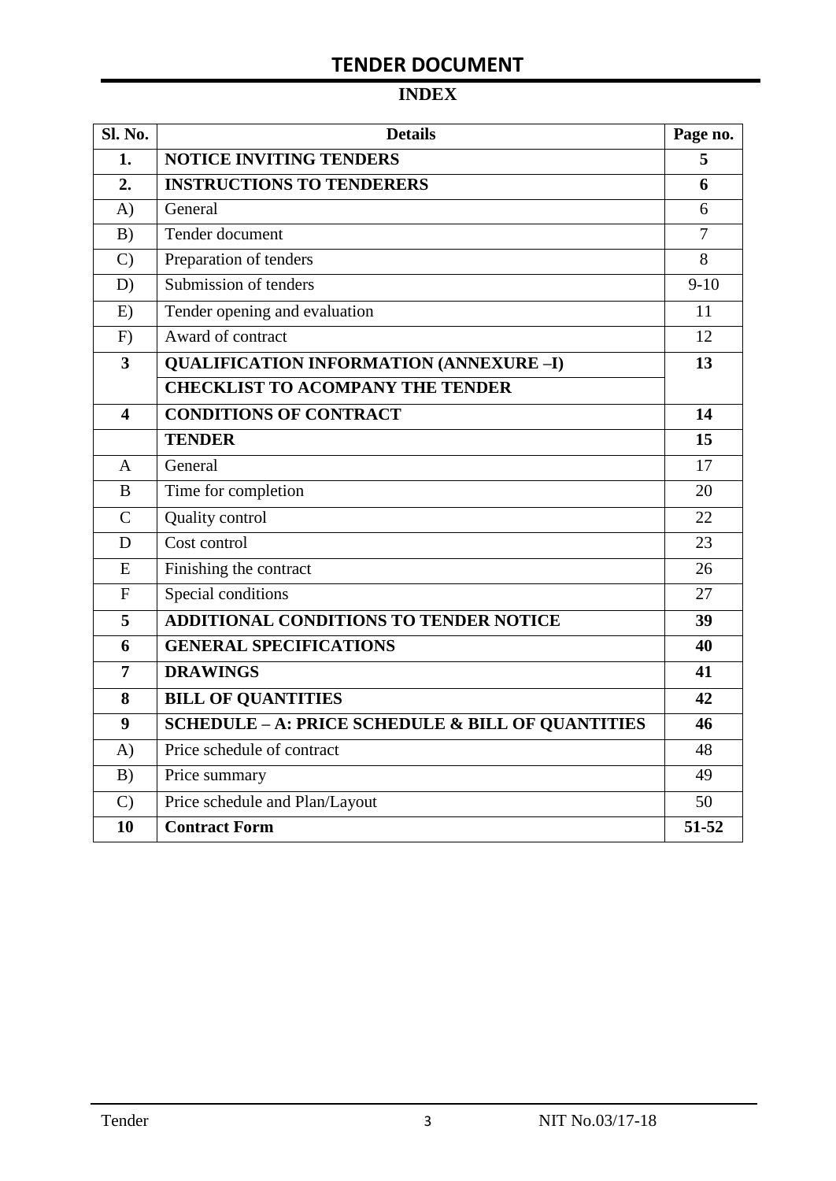# TENDER DOCUMENT

## INDEX

| Sl. No. | Details | Page no. |
|---|---|---|
| **1.** | **NOTICE INVITING TENDERS** | **5** |
| **2.** | **INSTRUCTIONS TO TENDERERS** | **6** |
| A) | General | 6 |
| B) | Tender document | 7 |
| C) | Preparation of tenders | 8 |
| D) | Submission of tenders | 9-10 |
| E) | Tender opening and evaluation | 11 |
| F) | Award of contract | 12 |
| **3** | **QUALIFICATION INFORMATION (ANNEXURE –I)** | **13** |
| | **CHECKLIST TO ACOMPANY THE TENDER** | |
| **4** | **CONDITIONS OF CONTRACT** | **14** |
| | **TENDER** | **15** |
| A | General | 17 |
| B | Time for completion | 20 |
| C | Quality control | 22 |
| D | Cost control | 23 |
| E | Finishing the contract | 26 |
| F | Special conditions | 27 |
| **5** | **ADDITIONAL CONDITIONS TO TENDER NOTICE** | **39** |
| **6** | **GENERAL SPECIFICATIONS** | **40** |
| **7** | **DRAWINGS** | **41** |
| **8** | **BILL OF QUANTITIES** | **42** |
| **9** | **SCHEDULE – A: PRICE SCHEDULE & BILL OF QUANTITIES** | **46** |
| A) | Price schedule of contract | 48 |
| B) | Price summary | 49 |
| C) | Price schedule and Plan/Layout | 50 |
| **10** | **Contract Form** | **51-52** |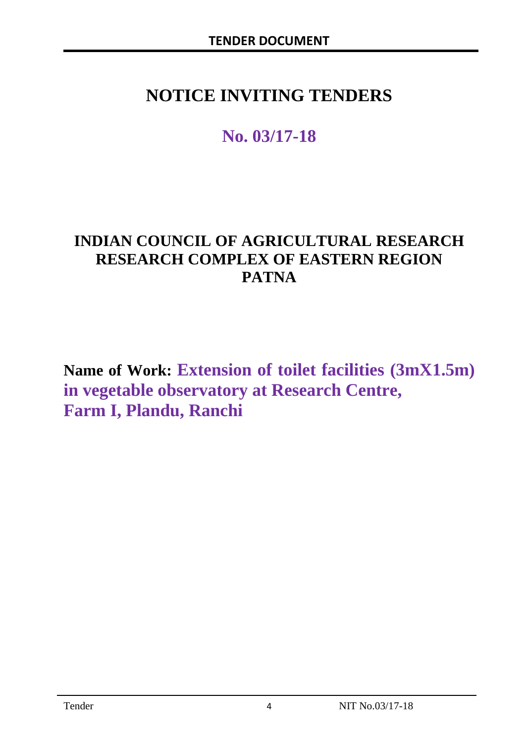# NOTICE INVITING TENDERS

## No. 03/17-18

## INDIAN COUNCIL OF AGRICULTURAL RESEARCH RESEARCH COMPLEX OF EASTERN REGION PATNA

**Name of Work: Extension of toilet facilities (3mX1.5m) in vegetable observatory at Research Centre, Farm I, Plandu, Ranchi**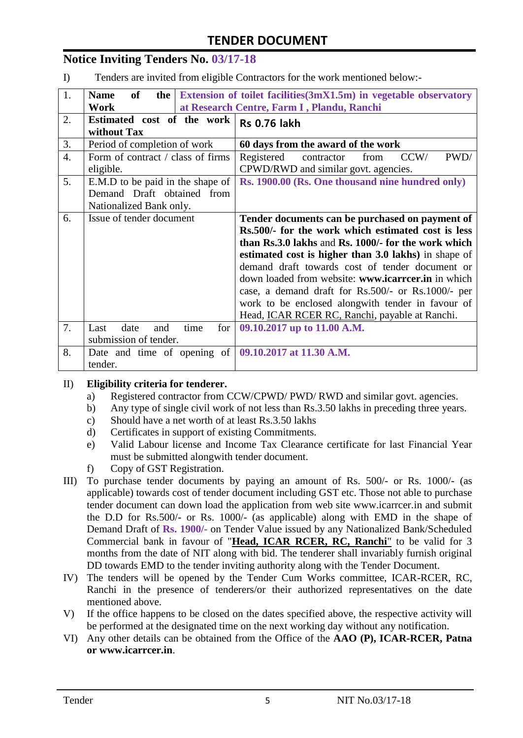# TENDER DOCUMENT

## Notice Inviting Tenders No. 03/17-18

I) Tenders are invited from eligible Contractors for the work mentioned below:-

| 1. | **Name of the Work** | **Extension of toilet facilities(3mX1.5m) in vegetable observatory at Research Centre, Farm I , Plandu, Ranchi** |
|---|---|---|
| 2. | **Estimated cost of the work without Tax** | **Rs 0.76 lakh** |
| 3. | Period of completion of work | **60 days from the award of the work** |
| 4. | Form of contract / class of firms eligible. | Registered contractor from CCW/ PWD/ CPWD/RWD and similar govt. agencies. |
| 5. | E.M.D to be paid in the shape of Demand Draft obtained from Nationalized Bank only. | **Rs. 1900.00 (Rs. One thousand nine hundred only)** |
| 6. | Issue of tender document | **Tender documents can be purchased on payment of Rs.500/- for the work which estimated cost is less than Rs.3.0 lakhs** and **Rs. 1000/- for the work which estimated cost is higher than 3.0 lakhs)** in shape of demand draft towards cost of tender document or down loaded from website: **www.icarrcer.in** in which case, a demand draft for Rs.500/- or Rs.1000/- per work to be enclosed alongwith tender in favour of Head, ICAR RCER RC, Ranchi, payable at Ranchi. |
| 7. | Last date and time for submission of tender. | **09.10.2017 up to 11.00 A.M.** |
| 8. | Date and time of opening of tender. | **09.10.2017 at 11.30 A.M.** |

II) **Eligibility criteria for tenderer.**
   a) Registered contractor from CCW/CPWD/ PWD/ RWD and similar govt. agencies.
   b) Any type of single civil work of not less than Rs.3.50 lakhs in preceding three years.
   c) Should have a net worth of at least Rs.3.50 lakhs
   d) Certificates in support of existing Commitments.
   e) Valid Labour license and Income Tax Clearance certificate for last Financial Year must be submitted alongwith tender document.
   f) Copy of GST Registration.

III) To purchase tender documents by paying an amount of Rs. 500/- or Rs. 1000/- (as applicable) towards cost of tender document including GST etc. Those not able to purchase tender document can down load the application from web site www.icarrcer.in and submit the D.D for Rs.500/- or Rs. 1000/- (as applicable) along with EMD in the shape of Demand Draft of **Rs. 1900/-** on Tender Value issued by any Nationalized Bank/Scheduled Commercial bank in favour of "**Head, ICAR RCER, RC, Ranchi**" to be valid for 3 months from the date of NIT along with bid. The tenderer shall invariably furnish original DD towards EMD to the tender inviting authority along with the Tender Document.

IV) The tenders will be opened by the Tender Cum Works committee, ICAR-RCER, RC, Ranchi in the presence of tenderers/or their authorized representatives on the date mentioned above.

V) If the office happens to be closed on the dates specified above, the respective activity will be performed at the designated time on the next working day without any notification.

VI) Any other details can be obtained from the Office of the **AAO (P), ICAR-RCER, Patna or www.icarrcer.in**.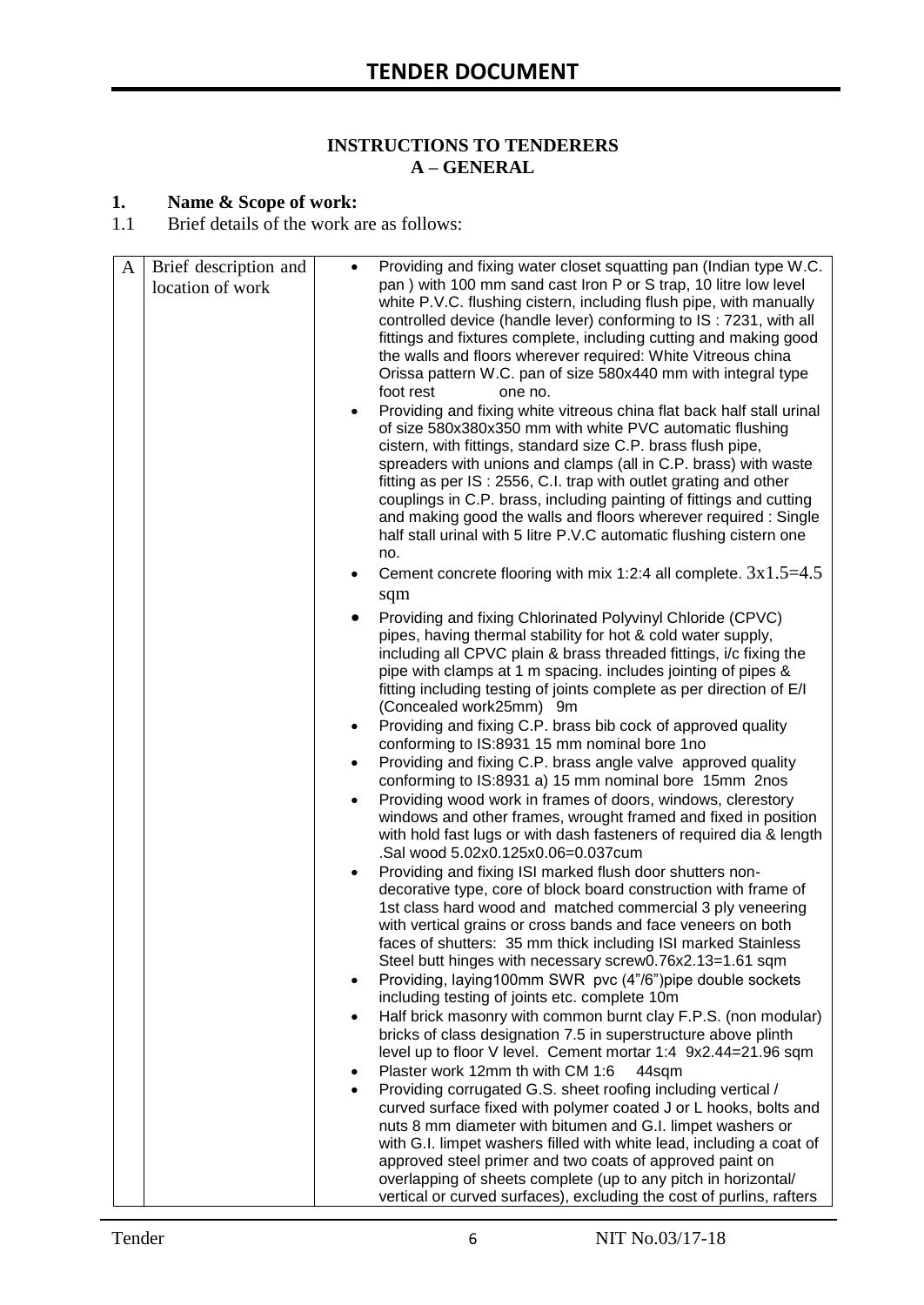# TENDER DOCUMENT

**INSTRUCTIONS TO TENDERERS**
**A – GENERAL**

**1. Name & Scope of work:**

1.1 Brief details of the work are as follows:

| A | Brief description and location of work | <ul><li>Providing and fixing water closet squatting pan (Indian type W.C. pan ) with 100 mm sand cast Iron P or S trap, 10 litre low level white P.V.C. flushing cistern, including flush pipe, with manually controlled device (handle lever) conforming to IS : 7231, with all fittings and fixtures complete, including cutting and making good the walls and floors wherever required: White Vitreous china Orissa pattern W.C. pan of size 580x440 mm with integral type foot rest one no.</li><li>Providing and fixing white vitreous china flat back half stall urinal of size 580x380x350 mm with white PVC automatic flushing cistern, with fittings, standard size C.P. brass flush pipe, spreaders with unions and clamps (all in C.P. brass) with waste fitting as per IS : 2556, C.I. trap with outlet grating and other couplings in C.P. brass, including painting of fittings and cutting and making good the walls and floors wherever required : Single half stall urinal with 5 litre P.V.C automatic flushing cistern one no.</li><li>Cement concrete flooring with mix 1:2:4 all complete. 3x1.5=4.5 sqm</li><li>Providing and fixing Chlorinated Polyvinyl Chloride (CPVC) pipes, having thermal stability for hot & cold water supply, including all CPVC plain & brass threaded fittings, i/c fixing the pipe with clamps at 1 m spacing. includes jointing of pipes & fitting including testing of joints complete as per direction of E/I (Concealed work25mm) 9m</li><li>Providing and fixing C.P. brass bib cock of approved quality conforming to IS:8931 15 mm nominal bore 1no</li><li>Providing and fixing C.P. brass angle valve approved quality conforming to IS:8931 a) 15 mm nominal bore 15mm 2nos</li><li>Providing wood work in frames of doors, windows, clerestory windows and other frames, wrought framed and fixed in position with hold fast lugs or with dash fasteners of required dia & length .Sal wood 5.02x0.125x0.06=0.037cum</li><li>Providing and fixing ISI marked flush door shutters non-decorative type, core of block board construction with frame of 1st class hard wood and matched commercial 3 ply veneering with vertical grains or cross bands and face veneers on both faces of shutters: 35 mm thick including ISI marked Stainless Steel butt hinges with necessary screw0.76x2.13=1.61 sqm</li><li>Providing, laying100mm SWR pvc (4"/6")pipe double sockets including testing of joints etc. complete 10m</li><li>Half brick masonry with common burnt clay F.P.S. (non modular) bricks of class designation 7.5 in superstructure above plinth level up to floor V level. Cement mortar 1:4 9x2.44=21.96 sqm</li><li>Plaster work 12mm th with CM 1:6 44sqm</li><li>Providing corrugated G.S. sheet roofing including vertical / curved surface fixed with polymer coated J or L hooks, bolts and nuts 8 mm diameter with bitumen and G.I. limpet washers or with G.I. limpet washers filled with white lead, including a coat of approved steel primer and two coats of approved paint on overlapping of sheets complete (up to any pitch in horizontal/ vertical or curved surfaces), excluding the cost of purlins, rafters</li></ul> |
|---|---|---|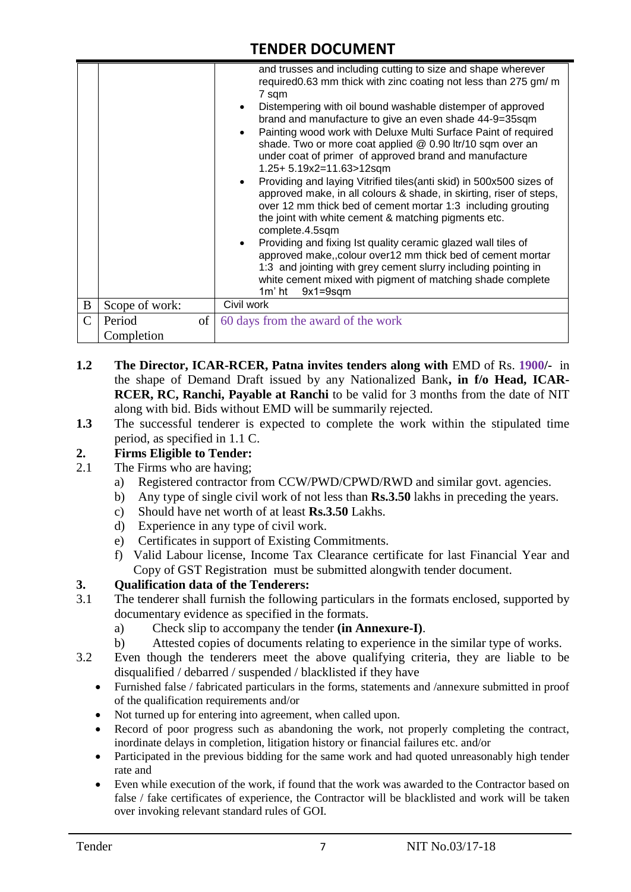| | | |
|---|---|---|
| | | and trusses and including cutting to size and shape wherever required0.63 mm thick with zinc coating not less than 275 gm/ m 7 sqm<br>• Distempering with oil bound washable distemper of approved brand and manufacture to give an even shade 44-9=35sqm<br>• Painting wood work with Deluxe Multi Surface Paint of required shade. Two or more coat applied @ 0.90 ltr/10 sqm over an under coat of primer of approved brand and manufacture 1.25+ 5.19x2=11.63>12sqm<br>• Providing and laying Vitrified tiles(anti skid) in 500x500 sizes of approved make, in all colours & shade, in skirting, riser of steps, over 12 mm thick bed of cement mortar 1:3 including grouting the joint with white cement & matching pigments etc. complete.4.5sqm<br>• Providing and fixing Ist quality ceramic glazed wall tiles of approved make,,colour over12 mm thick bed of cement mortar 1:3 and jointing with grey cement slurry including pointing in white cement mixed with pigment of matching shade complete 1m' ht 9x1=9sqm |
| B | Scope of work: | Civil work |
| C | Period of Completion | 60 days from the award of the work |

**1.2** **The Director, ICAR-RCER, Patna invites tenders along with** EMD of Rs. **1900/-** in the shape of Demand Draft issued by any Nationalized Bank**, in f/o Head, ICAR-RCER, RC, Ranchi, Payable at Ranchi** to be valid for 3 months from the date of NIT along with bid. Bids without EMD will be summarily rejected.

**1.3** The successful tenderer is expected to complete the work within the stipulated time period, as specified in 1.1 C.

## 2. Firms Eligible to Tender:

2.1 The Firms who are having;

a) Registered contractor from CCW/PWD/CPWD/RWD and similar govt. agencies.
b) Any type of single civil work of not less than **Rs.3.50** lakhs in preceding the years.
c) Should have net worth of at least **Rs.3.50** Lakhs.
d) Experience in any type of civil work.
e) Certificates in support of Existing Commitments.
f) Valid Labour license, Income Tax Clearance certificate for last Financial Year and Copy of GST Registration must be submitted alongwith tender document.

## 3. Qualification data of the Tenderers:

3.1 The tenderer shall furnish the following particulars in the formats enclosed, supported by documentary evidence as specified in the formats.

a) Check slip to accompany the tender **(in Annexure-I)**.
b) Attested copies of documents relating to experience in the similar type of works.

3.2 Even though the tenderers meet the above qualifying criteria, they are liable to be disqualified / debarred / suspended / blacklisted if they have

- Furnished false / fabricated particulars in the forms, statements and /annexure submitted in proof of the qualification requirements and/or
- Not turned up for entering into agreement, when called upon.
- Record of poor progress such as abandoning the work, not properly completing the contract, inordinate delays in completion, litigation history or financial failures etc. and/or
- Participated in the previous bidding for the same work and had quoted unreasonably high tender rate and
- Even while execution of the work, if found that the work was awarded to the Contractor based on false / fake certificates of experience, the Contractor will be blacklisted and work will be taken over invoking relevant standard rules of GOI.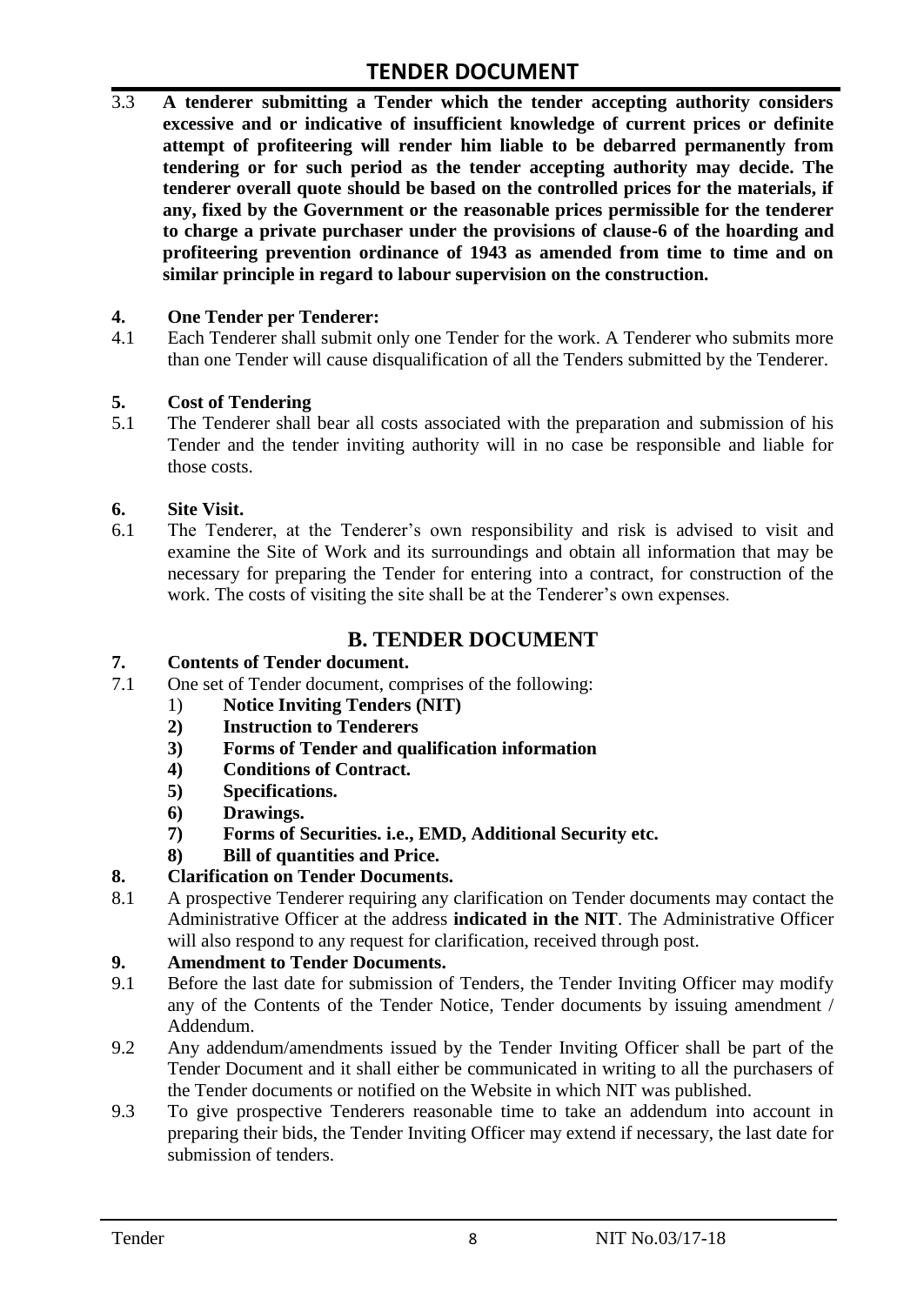**3.3 A tenderer submitting a Tender which the tender accepting authority considers excessive and or indicative of insufficient knowledge of current prices or definite attempt of profiteering will render him liable to be debarred permanently from tendering or for such period as the tender accepting authority may decide. The tenderer overall quote should be based on the controlled prices for the materials, if any, fixed by the Government or the reasonable prices permissible for the tenderer to charge a private purchaser under the provisions of clause-6 of the hoarding and profiteering prevention ordinance of 1943 as amended from time to time and on similar principle in regard to labour supervision on the construction.**

**4. One Tender per Tenderer:**

4.1 Each Tenderer shall submit only one Tender for the work. A Tenderer who submits more than one Tender will cause disqualification of all the Tenders submitted by the Tenderer.

**5. Cost of Tendering**

5.1 The Tenderer shall bear all costs associated with the preparation and submission of his Tender and the tender inviting authority will in no case be responsible and liable for those costs.

**6. Site Visit.**

6.1 The Tenderer, at the Tenderer's own responsibility and risk is advised to visit and examine the Site of Work and its surroundings and obtain all information that may be necessary for preparing the Tender for entering into a contract, for construction of the work. The costs of visiting the site shall be at the Tenderer's own expenses.

## B. TENDER DOCUMENT

**7. Contents of Tender document.**

7.1 One set of Tender document, comprises of the following:

1) **Notice Inviting Tenders (NIT)**
2) **Instruction to Tenderers**
3) **Forms of Tender and qualification information**
4) **Conditions of Contract.**
5) **Specifications.**
6) **Drawings.**
7) **Forms of Securities. i.e., EMD, Additional Security etc.**
8) **Bill of quantities and Price.**

**8. Clarification on Tender Documents.**

8.1 A prospective Tenderer requiring any clarification on Tender documents may contact the Administrative Officer at the address **indicated in the NIT**. The Administrative Officer will also respond to any request for clarification, received through post.

**9. Amendment to Tender Documents.**

9.1 Before the last date for submission of Tenders, the Tender Inviting Officer may modify any of the Contents of the Tender Notice, Tender documents by issuing amendment / Addendum.

9.2 Any addendum/amendments issued by the Tender Inviting Officer shall be part of the Tender Document and it shall either be communicated in writing to all the purchasers of the Tender documents or notified on the Website in which NIT was published.

9.3 To give prospective Tenderers reasonable time to take an addendum into account in preparing their bids, the Tender Inviting Officer may extend if necessary, the last date for submission of tenders.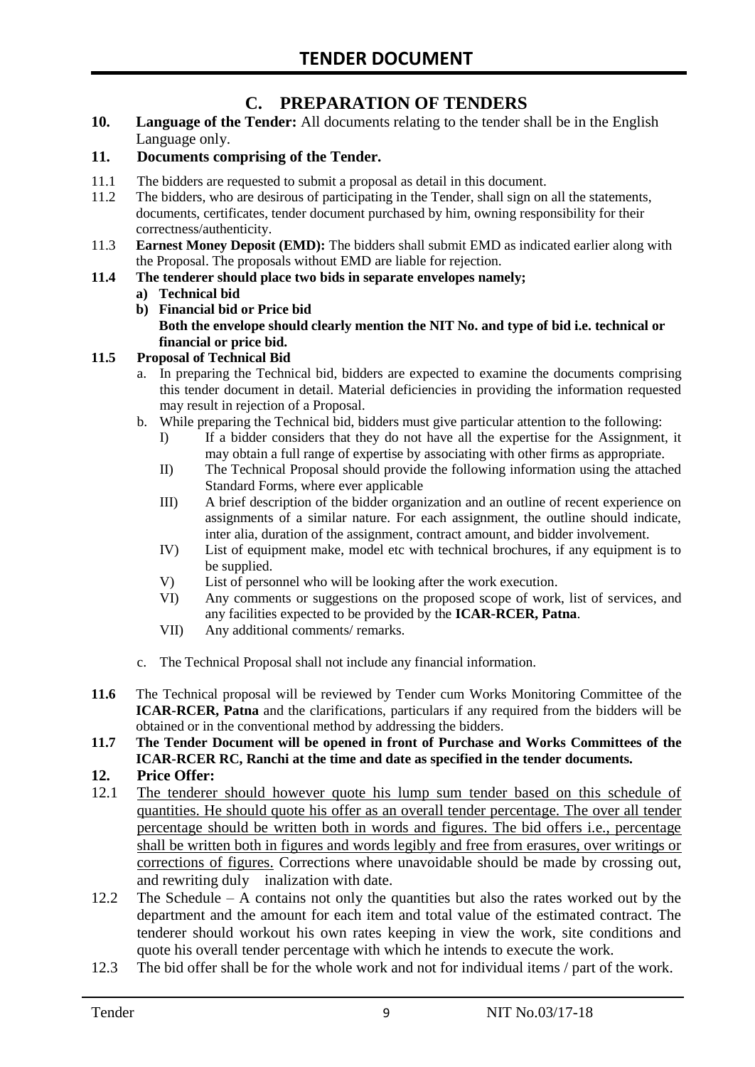# C. PREPARATION OF TENDERS

**10. Language of the Tender:** All documents relating to the tender shall be in the English Language only.

**11. Documents comprising of the Tender.**

11.1 The bidders are requested to submit a proposal as detail in this document.

11.2 The bidders, who are desirous of participating in the Tender, shall sign on all the statements, documents, certificates, tender document purchased by him, owning responsibility for their correctness/authenticity.

11.3 **Earnest Money Deposit (EMD):** The bidders shall submit EMD as indicated earlier along with the Proposal. The proposals without EMD are liable for rejection.

**11.4 The tenderer should place two bids in separate envelopes namely;**

- **a) Technical bid**
- **b) Financial bid or Price bid**

  **Both the envelope should clearly mention the NIT No. and type of bid i.e. technical or financial or price bid.**

**11.5 Proposal of Technical Bid**

a. In preparing the Technical bid, bidders are expected to examine the documents comprising this tender document in detail. Material deficiencies in providing the information requested may result in rejection of a Proposal.

b. While preparing the Technical bid, bidders must give particular attention to the following:

- I) If a bidder considers that they do not have all the expertise for the Assignment, it may obtain a full range of expertise by associating with other firms as appropriate.
- II) The Technical Proposal should provide the following information using the attached Standard Forms, where ever applicable
- III) A brief description of the bidder organization and an outline of recent experience on assignments of a similar nature. For each assignment, the outline should indicate, inter alia, duration of the assignment, contract amount, and bidder involvement.
- IV) List of equipment make, model etc with technical brochures, if any equipment is to be supplied.
- V) List of personnel who will be looking after the work execution.
- VI) Any comments or suggestions on the proposed scope of work, list of services, and any facilities expected to be provided by the **ICAR-RCER, Patna**.
- VII) Any additional comments/ remarks.

c. The Technical Proposal shall not include any financial information.

**11.6** The Technical proposal will be reviewed by Tender cum Works Monitoring Committee of the **ICAR-RCER, Patna** and the clarifications, particulars if any required from the bidders will be obtained or in the conventional method by addressing the bidders.

**11.7 The Tender Document will be opened in front of Purchase and Works Committees of the ICAR-RCER RC, Ranchi at the time and date as specified in the tender documents.**

**12. Price Offer:**

12.1 The tenderer should however quote his lump sum tender based on this schedule of quantities. He should quote his offer as an overall tender percentage. The over all tender percentage should be written both in words and figures. The bid offers i.e., percentage shall be written both in figures and words legibly and free from erasures, over writings or corrections of figures. Corrections where unavoidable should be made by crossing out, and rewriting duly inalization with date.

12.2 The Schedule – A contains not only the quantities but also the rates worked out by the department and the amount for each item and total value of the estimated contract. The tenderer should workout his own rates keeping in view the work, site conditions and quote his overall tender percentage with which he intends to execute the work.

12.3 The bid offer shall be for the whole work and not for individual items / part of the work.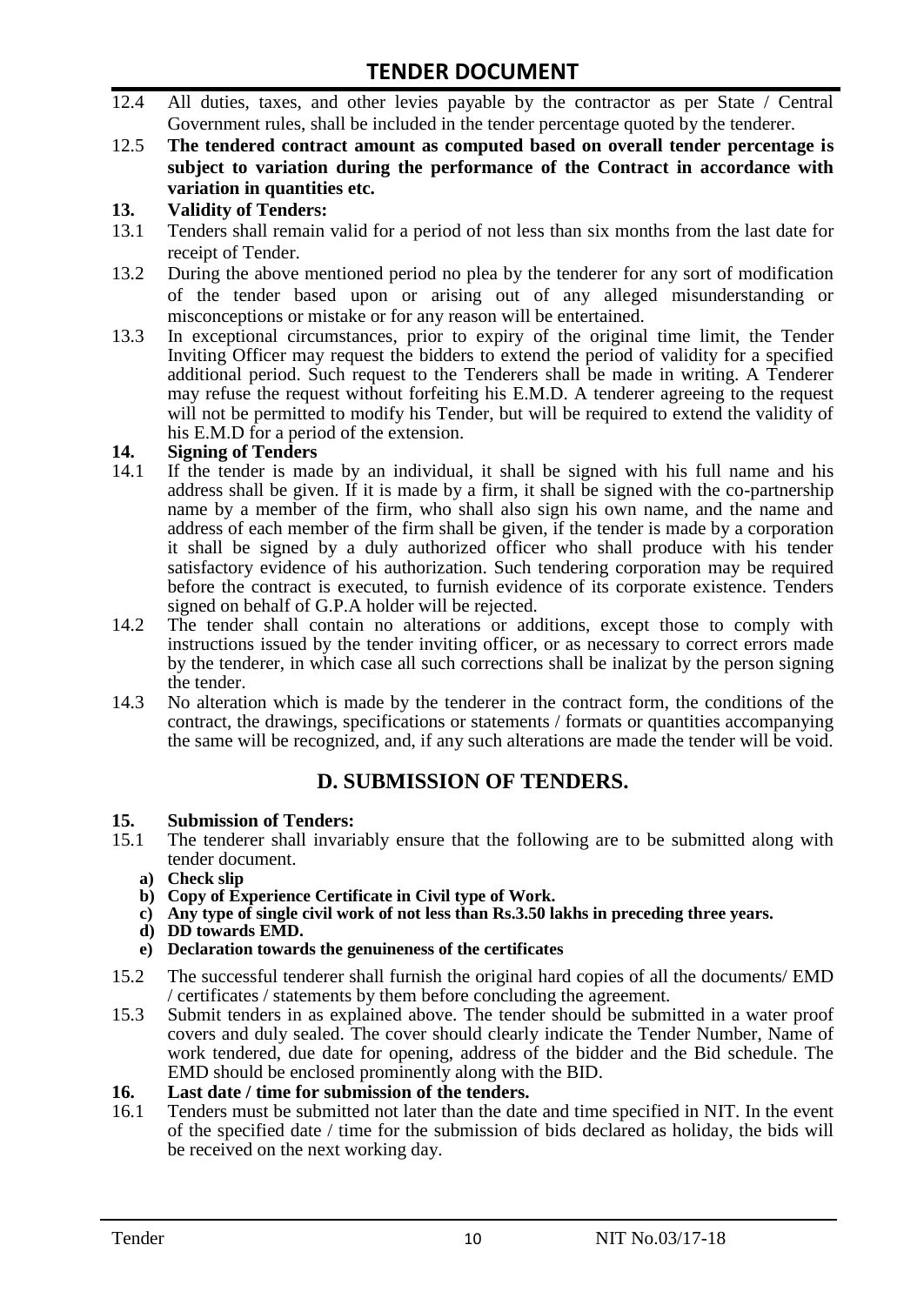12.4 All duties, taxes, and other levies payable by the contractor as per State / Central Government rules, shall be included in the tender percentage quoted by the tenderer.

12.5 **The tendered contract amount as computed based on overall tender percentage is subject to variation during the performance of the Contract in accordance with variation in quantities etc.**

### 13. Validity of Tenders:

13.1 Tenders shall remain valid for a period of not less than six months from the last date for receipt of Tender.

13.2 During the above mentioned period no plea by the tenderer for any sort of modification of the tender based upon or arising out of any alleged misunderstanding or misconceptions or mistake or for any reason will be entertained.

13.3 In exceptional circumstances, prior to expiry of the original time limit, the Tender Inviting Officer may request the bidders to extend the period of validity for a specified additional period. Such request to the Tenderers shall be made in writing. A Tenderer may refuse the request without forfeiting his E.M.D. A tenderer agreeing to the request will not be permitted to modify his Tender, but will be required to extend the validity of his E.M.D for a period of the extension.

### 14. Signing of Tenders

14.1 If the tender is made by an individual, it shall be signed with his full name and his address shall be given. If it is made by a firm, it shall be signed with the co-partnership name by a member of the firm, who shall also sign his own name, and the name and address of each member of the firm shall be given, if the tender is made by a corporation it shall be signed by a duly authorized officer who shall produce with his tender satisfactory evidence of his authorization. Such tendering corporation may be required before the contract is executed, to furnish evidence of its corporate existence. Tenders signed on behalf of G.P.A holder will be rejected.

14.2 The tender shall contain no alterations or additions, except those to comply with instructions issued by the tender inviting officer, or as necessary to correct errors made by the tenderer, in which case all such corrections shall be inalizat by the person signing the tender.

14.3 No alteration which is made by the tenderer in the contract form, the conditions of the contract, the drawings, specifications or statements / formats or quantities accompanying the same will be recognized, and, if any such alterations are made the tender will be void.

## D. SUBMISSION OF TENDERS.

### 15. Submission of Tenders:

15.1 The tenderer shall invariably ensure that the following are to be submitted along with tender document.

a) **Check slip**
b) **Copy of Experience Certificate in Civil type of Work.**
c) **Any type of single civil work of not less than Rs.3.50 lakhs in preceding three years.**
d) **DD towards EMD.**
e) **Declaration towards the genuineness of the certificates**

15.2 The successful tenderer shall furnish the original hard copies of all the documents/ EMD / certificates / statements by them before concluding the agreement.

15.3 Submit tenders in as explained above. The tender should be submitted in a water proof covers and duly sealed. The cover should clearly indicate the Tender Number, Name of work tendered, due date for opening, address of the bidder and the Bid schedule. The EMD should be enclosed prominently along with the BID.

### 16. Last date / time for submission of the tenders.

16.1 Tenders must be submitted not later than the date and time specified in NIT. In the event of the specified date / time for the submission of bids declared as holiday, the bids will be received on the next working day.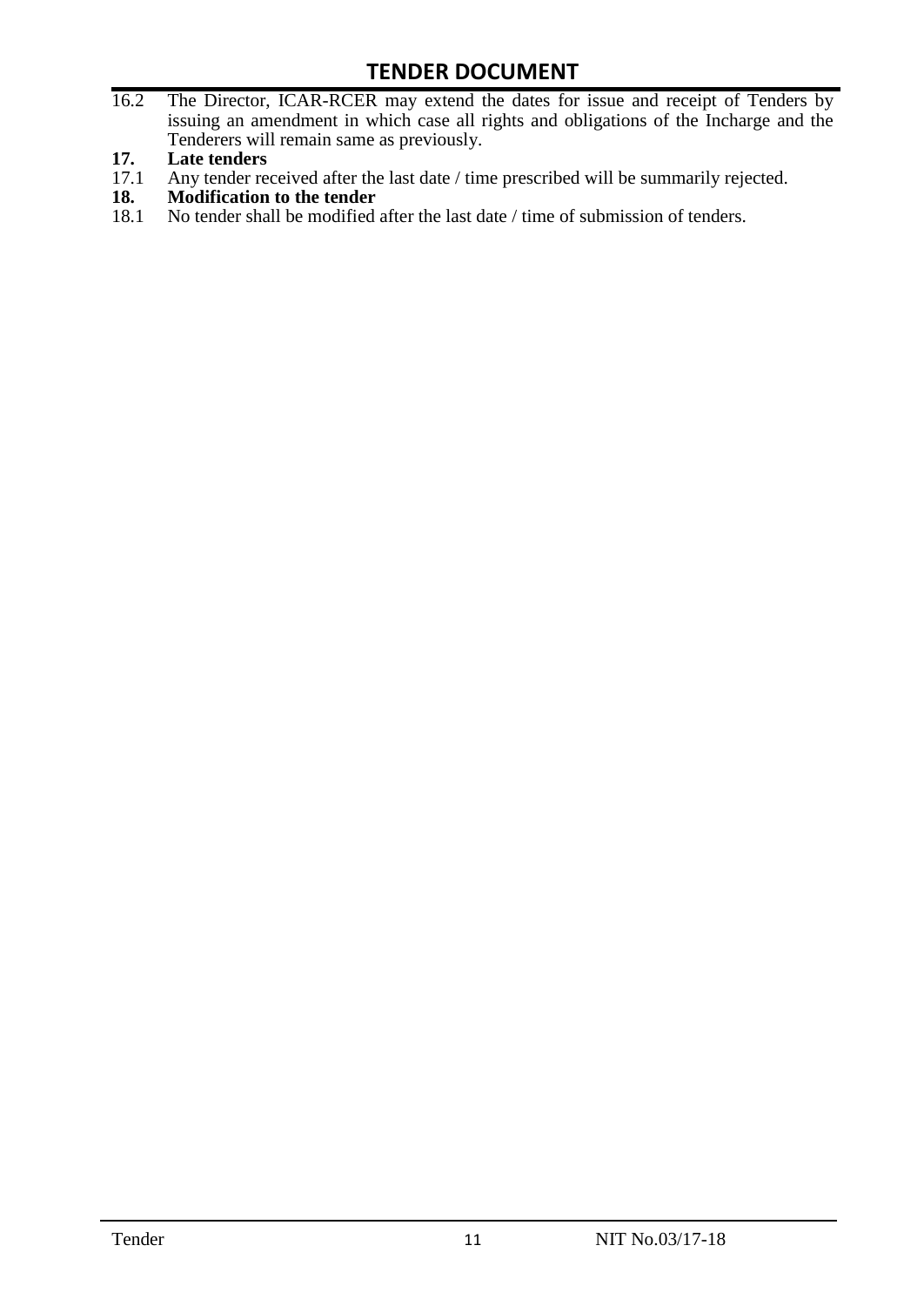16.2 The Director, ICAR-RCER may extend the dates for issue and receipt of Tenders by issuing an amendment in which case all rights and obligations of the Incharge and the Tenderers will remain same as previously.

**17. Late tenders**

17.1 Any tender received after the last date / time prescribed will be summarily rejected.

**18. Modification to the tender**

18.1 No tender shall be modified after the last date / time of submission of tenders.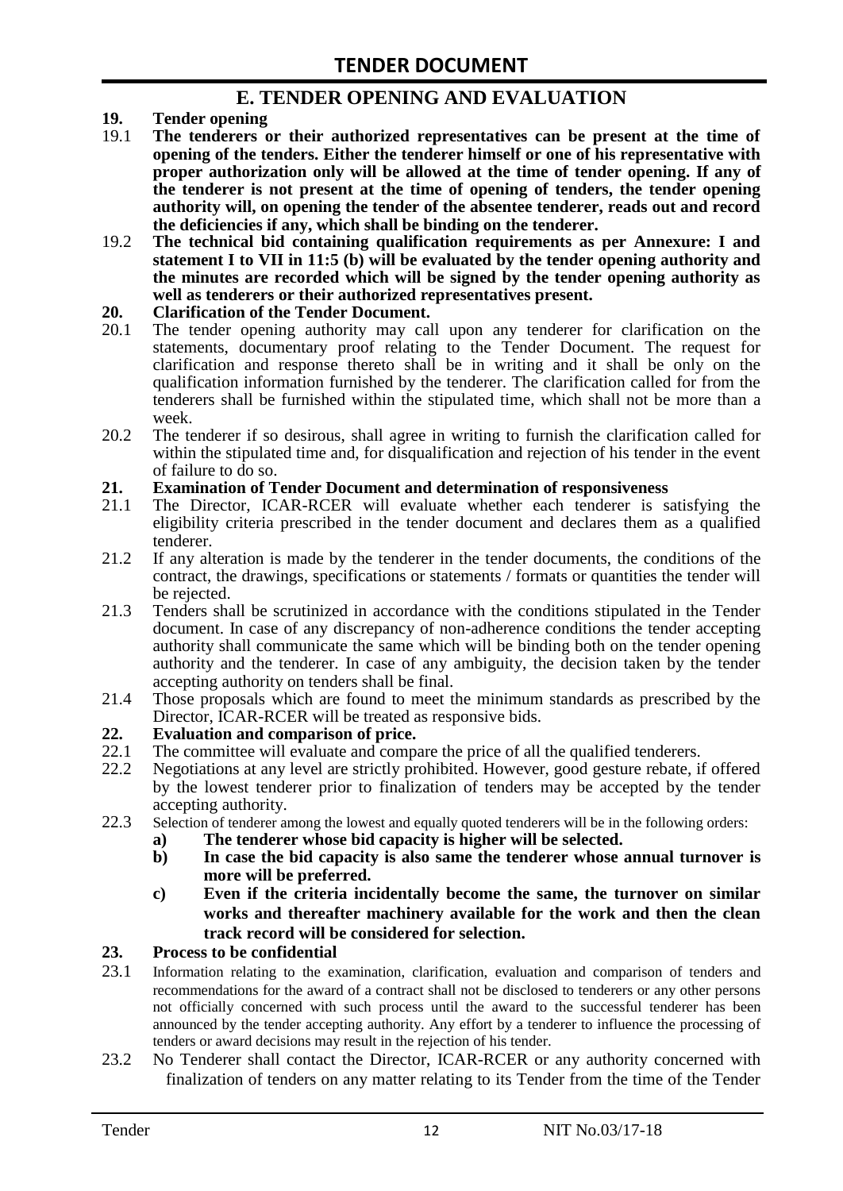## E. TENDER OPENING AND EVALUATION

**19. Tender opening**

19.1 **The tenderers or their authorized representatives can be present at the time of opening of the tenders. Either the tenderer himself or one of his representative with proper authorization only will be allowed at the time of tender opening. If any of the tenderer is not present at the time of opening of tenders, the tender opening authority will, on opening the tender of the absentee tenderer, reads out and record the deficiencies if any, which shall be binding on the tenderer.**

19.2 **The technical bid containing qualification requirements as per Annexure: I and statement I to VII in 11:5 (b) will be evaluated by the tender opening authority and the minutes are recorded which will be signed by the tender opening authority as well as tenderers or their authorized representatives present.**

**20. Clarification of the Tender Document.**

20.1 The tender opening authority may call upon any tenderer for clarification on the statements, documentary proof relating to the Tender Document. The request for clarification and response thereto shall be in writing and it shall be only on the qualification information furnished by the tenderer. The clarification called for from the tenderers shall be furnished within the stipulated time, which shall not be more than a week.

20.2 The tenderer if so desirous, shall agree in writing to furnish the clarification called for within the stipulated time and, for disqualification and rejection of his tender in the event of failure to do so.

**21. Examination of Tender Document and determination of responsiveness**

21.1 The Director, ICAR-RCER will evaluate whether each tenderer is satisfying the eligibility criteria prescribed in the tender document and declares them as a qualified tenderer.

21.2 If any alteration is made by the tenderer in the tender documents, the conditions of the contract, the drawings, specifications or statements / formats or quantities the tender will be rejected.

21.3 Tenders shall be scrutinized in accordance with the conditions stipulated in the Tender document. In case of any discrepancy of non-adherence conditions the tender accepting authority shall communicate the same which will be binding both on the tender opening authority and the tenderer. In case of any ambiguity, the decision taken by the tender accepting authority on tenders shall be final.

21.4 Those proposals which are found to meet the minimum standards as prescribed by the Director, ICAR-RCER will be treated as responsive bids.

**22. Evaluation and comparison of price.**

22.1 The committee will evaluate and compare the price of all the qualified tenderers.

22.2 Negotiations at any level are strictly prohibited. However, good gesture rebate, if offered by the lowest tenderer prior to finalization of tenders may be accepted by the tender accepting authority.

22.3 Selection of tenderer among the lowest and equally quoted tenderers will be in the following orders:

**a) The tenderer whose bid capacity is higher will be selected.**

**b) In case the bid capacity is also same the tenderer whose annual turnover is more will be preferred.**

**c) Even if the criteria incidentally become the same, the turnover on similar works and thereafter machinery available for the work and then the clean track record will be considered for selection.**

**23. Process to be confidential**

23.1 Information relating to the examination, clarification, evaluation and comparison of tenders and recommendations for the award of a contract shall not be disclosed to tenderers or any other persons not officially concerned with such process until the award to the successful tenderer has been announced by the tender accepting authority. Any effort by a tenderer to influence the processing of tenders or award decisions may result in the rejection of his tender.

23.2 No Tenderer shall contact the Director, ICAR-RCER or any authority concerned with finalization of tenders on any matter relating to its Tender from the time of the Tender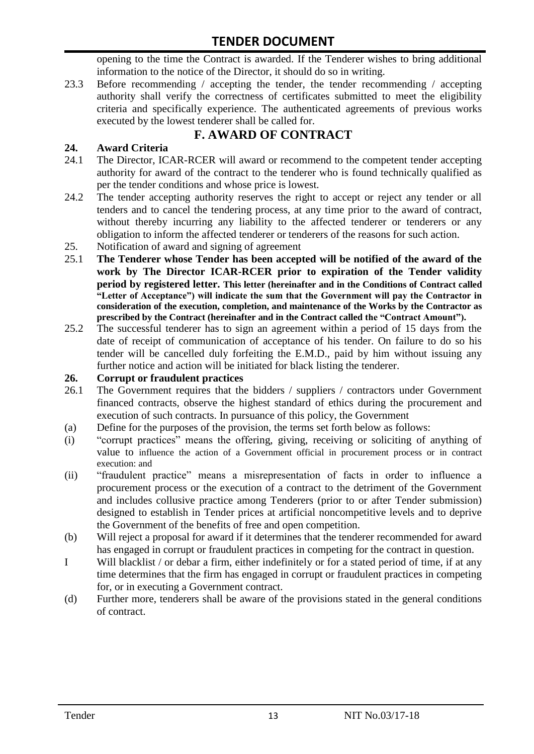opening to the time the Contract is awarded. If the Tenderer wishes to bring additional information to the notice of the Director, it should do so in writing.

23.3 Before recommending / accepting the tender, the tender recommending / accepting authority shall verify the correctness of certificates submitted to meet the eligibility criteria and specifically experience. The authenticated agreements of previous works executed by the lowest tenderer shall be called for.

## F. AWARD OF CONTRACT

**24. Award Criteria**

24.1 The Director, ICAR-RCER will award or recommend to the competent tender accepting authority for award of the contract to the tenderer who is found technically qualified as per the tender conditions and whose price is lowest.

24.2 The tender accepting authority reserves the right to accept or reject any tender or all tenders and to cancel the tendering process, at any time prior to the award of contract, without thereby incurring any liability to the affected tenderer or tenderers or any obligation to inform the affected tenderer or tenderers of the reasons for such action.

25. Notification of award and signing of agreement

25.1 **The Tenderer whose Tender has been accepted will be notified of the award of the work by The Director ICAR-RCER prior to expiration of the Tender validity period by registered letter. This letter (hereinafter and in the Conditions of Contract called "Letter of Acceptance") will indicate the sum that the Government will pay the Contractor in consideration of the execution, completion, and maintenance of the Works by the Contractor as prescribed by the Contract (hereinafter and in the Contract called the "Contract Amount").**

25.2 The successful tenderer has to sign an agreement within a period of 15 days from the date of receipt of communication of acceptance of his tender. On failure to do so his tender will be cancelled duly forfeiting the E.M.D., paid by him without issuing any further notice and action will be initiated for black listing the tenderer.

**26. Corrupt or fraudulent practices**

26.1 The Government requires that the bidders / suppliers / contractors under Government financed contracts, observe the highest standard of ethics during the procurement and execution of such contracts. In pursuance of this policy, the Government

(a) Define for the purposes of the provision, the terms set forth below as follows:

(i) "corrupt practices" means the offering, giving, receiving or soliciting of anything of value to influence the action of a Government official in procurement process or in contract execution: and

(ii) "fraudulent practice" means a misrepresentation of facts in order to influence a procurement process or the execution of a contract to the detriment of the Government and includes collusive practice among Tenderers (prior to or after Tender submission) designed to establish in Tender prices at artificial noncompetitive levels and to deprive the Government of the benefits of free and open competition.

(b) Will reject a proposal for award if it determines that the tenderer recommended for award has engaged in corrupt or fraudulent practices in competing for the contract in question.

I Will blacklist / or debar a firm, either indefinitely or for a stated period of time, if at any time determines that the firm has engaged in corrupt or fraudulent practices in competing for, or in executing a Government contract.

(d) Further more, tenderers shall be aware of the provisions stated in the general conditions of contract.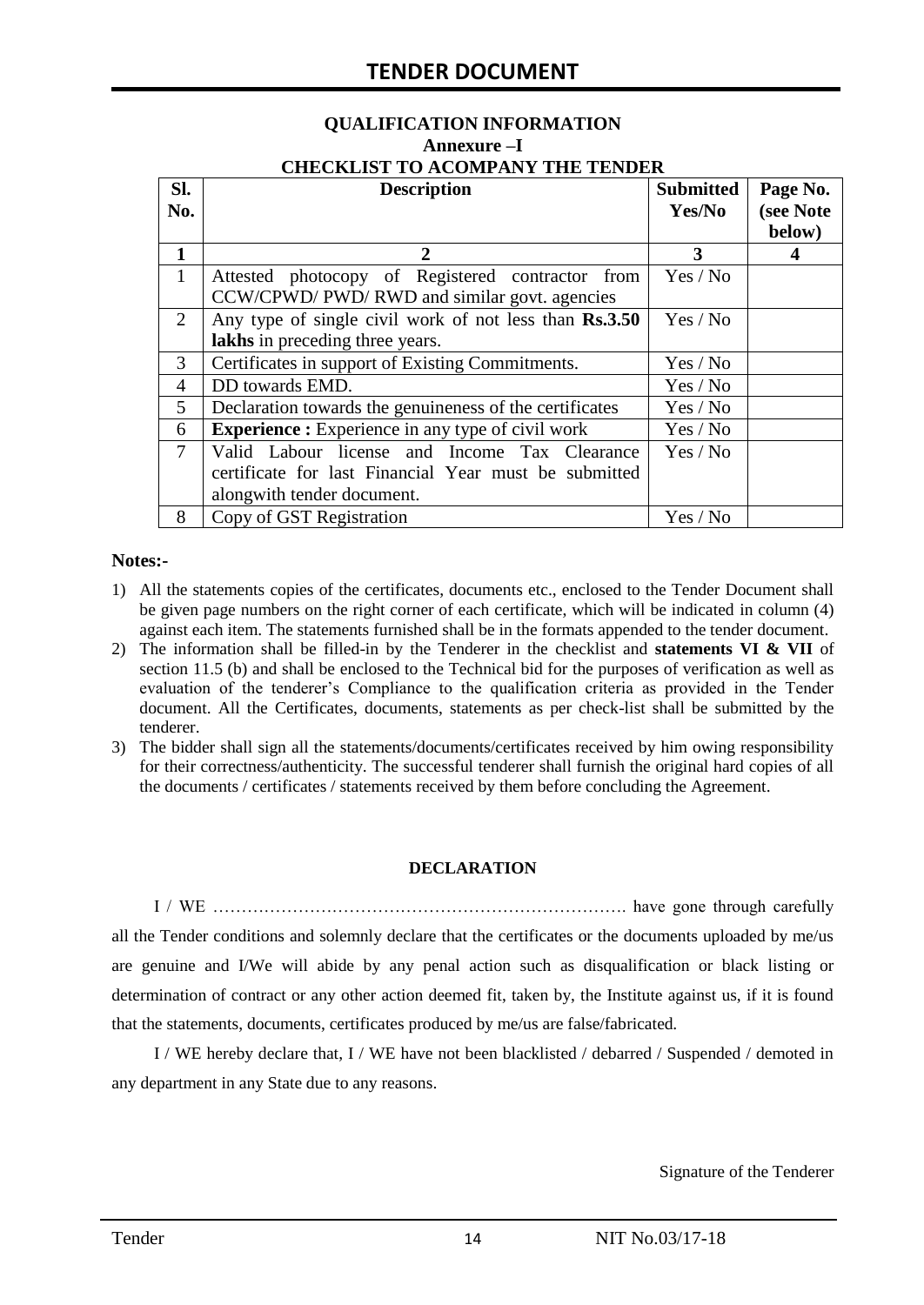## QUALIFICATION INFORMATION

### Annexure –I

### CHECKLIST TO ACOMPANY THE TENDER

| Sl. No. | Description | Submitted Yes/No | Page No. (see Note below) |
|---|---|---|---|
| **1** | **2** | **3** | **4** |
| 1 | Attested photocopy of Registered contractor from CCW/CPWD/ PWD/ RWD and similar govt. agencies | Yes / No | |
| 2 | Any type of single civil work of not less than **Rs.3.50 lakhs** in preceding three years. | Yes / No | |
| 3 | Certificates in support of Existing Commitments. | Yes / No | |
| 4 | DD towards EMD. | Yes / No | |
| 5 | Declaration towards the genuineness of the certificates | Yes / No | |
| 6 | **Experience :** Experience in any type of civil work | Yes / No | |
| 7 | Valid Labour license and Income Tax Clearance certificate for last Financial Year must be submitted alongwith tender document. | Yes / No | |
| 8 | Copy of GST Registration | Yes / No | |

**Notes:-**

1) All the statements copies of the certificates, documents etc., enclosed to the Tender Document shall be given page numbers on the right corner of each certificate, which will be indicated in column (4) against each item. The statements furnished shall be in the formats appended to the tender document.
2) The information shall be filled-in by the Tenderer in the checklist and **statements VI & VII** of section 11.5 (b) and shall be enclosed to the Technical bid for the purposes of verification as well as evaluation of the tenderer's Compliance to the qualification criteria as provided in the Tender document. All the Certificates, documents, statements as per check-list shall be submitted by the tenderer.
3) The bidder shall sign all the statements/documents/certificates received by him owing responsibility for their correctness/authenticity. The successful tenderer shall furnish the original hard copies of all the documents / certificates / statements received by them before concluding the Agreement.

**DECLARATION**

I / WE ………………………………………………………………. have gone through carefully all the Tender conditions and solemnly declare that the certificates or the documents uploaded by me/us are genuine and I/We will abide by any penal action such as disqualification or black listing or determination of contract or any other action deemed fit, taken by, the Institute against us, if it is found that the statements, documents, certificates produced by me/us are false/fabricated.

I / WE hereby declare that, I / WE have not been blacklisted / debarred / Suspended / demoted in any department in any State due to any reasons.

Signature of the Tenderer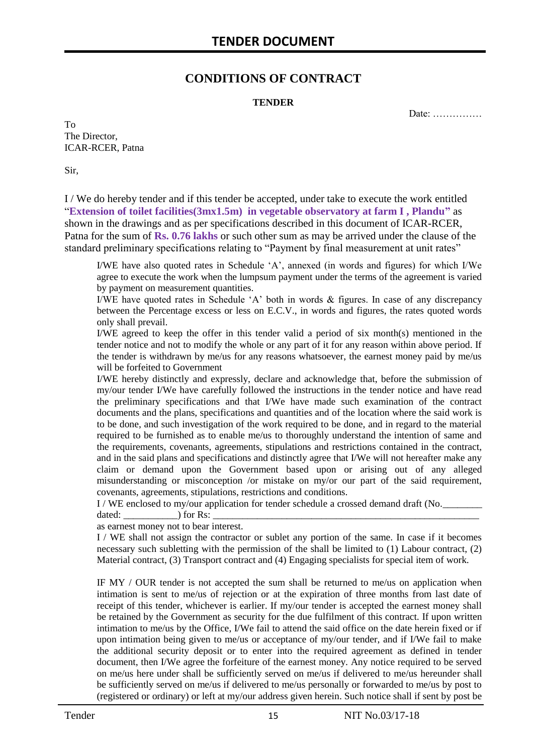# CONDITIONS OF CONTRACT

**TENDER**

Date: ……………

To
The Director,
ICAR-RCER, Patna

Sir,

I / We do hereby tender and if this tender be accepted, under take to execute the work entitled "**Extension of toilet facilities(3mx1.5m) in vegetable observatory at farm I , Plandu"** as shown in the drawings and as per specifications described in this document of ICAR-RCER, Patna for the sum of **Rs. 0.76 lakhs** or such other sum as may be arrived under the clause of the standard preliminary specifications relating to "Payment by final measurement at unit rates"

I/WE have also quoted rates in Schedule 'A', annexed (in words and figures) for which I/We agree to execute the work when the lumpsum payment under the terms of the agreement is varied by payment on measurement quantities.

I/WE have quoted rates in Schedule 'A' both in words & figures. In case of any discrepancy between the Percentage excess or less on E.C.V., in words and figures, the rates quoted words only shall prevail.

I/WE agreed to keep the offer in this tender valid a period of six month(s) mentioned in the tender notice and not to modify the whole or any part of it for any reason within above period. If the tender is withdrawn by me/us for any reasons whatsoever, the earnest money paid by me/us will be forfeited to Government

I/WE hereby distinctly and expressly, declare and acknowledge that, before the submission of my/our tender I/We have carefully followed the instructions in the tender notice and have read the preliminary specifications and that I/We have made such examination of the contract documents and the plans, specifications and quantities and of the location where the said work is to be done, and such investigation of the work required to be done, and in regard to the material required to be furnished as to enable me/us to thoroughly understand the intention of same and the requirements, covenants, agreements, stipulations and restrictions contained in the contract, and in the said plans and specifications and distinctly agree that I/We will not hereafter make any claim or demand upon the Government based upon or arising out of any alleged misunderstanding or misconception /or mistake on my/or our part of the said requirement, covenants, agreements, stipulations, restrictions and conditions.

I / WE enclosed to my/our application for tender schedule a crossed demand draft (No.________ dated: ___________) for Rs: ________________________________________________________

as earnest money not to bear interest.

I / WE shall not assign the contractor or sublet any portion of the same. In case if it becomes necessary such subletting with the permission of the shall be limited to (1) Labour contract, (2) Material contract, (3) Transport contract and (4) Engaging specialists for special item of work.

IF MY / OUR tender is not accepted the sum shall be returned to me/us on application when intimation is sent to me/us of rejection or at the expiration of three months from last date of receipt of this tender, whichever is earlier. If my/our tender is accepted the earnest money shall be retained by the Government as security for the due fulfilment of this contract. If upon written intimation to me/us by the Office, I/We fail to attend the said office on the date herein fixed or if upon intimation being given to me/us or acceptance of my/our tender, and if I/We fail to make the additional security deposit or to enter into the required agreement as defined in tender document, then I/We agree the forfeiture of the earnest money. Any notice required to be served on me/us here under shall be sufficiently served on me/us if delivered to me/us hereunder shall be sufficiently served on me/us if delivered to me/us personally or forwarded to me/us by post to (registered or ordinary) or left at my/our address given herein. Such notice shall if sent by post be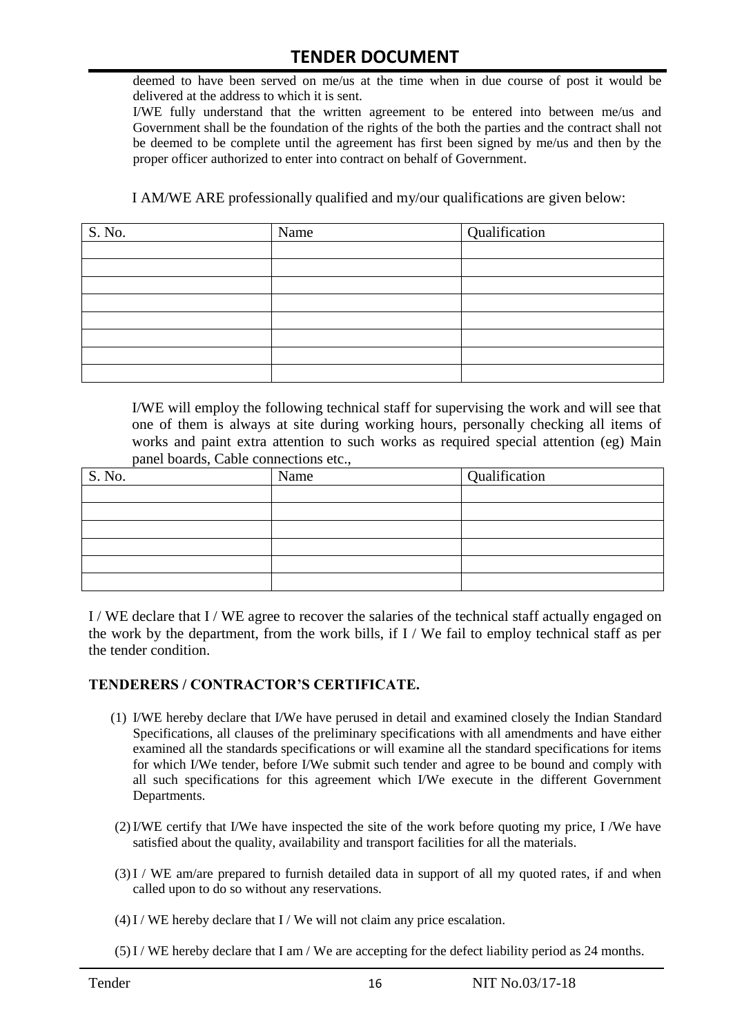deemed to have been served on me/us at the time when in due course of post it would be delivered at the address to which it is sent.

I/WE fully understand that the written agreement to be entered into between me/us and Government shall be the foundation of the rights of the both the parties and the contract shall not be deemed to be complete until the agreement has first been signed by me/us and then by the proper officer authorized to enter into contract on behalf of Government.

I AM/WE ARE professionally qualified and my/our qualifications are given below:

| S. No. | Name | Qualification |
|---|---|---|
| | | |
| | | |
| | | |
| | | |
| | | |
| | | |
| | | |
| | | |

I/WE will employ the following technical staff for supervising the work and will see that one of them is always at site during working hours, personally checking all items of works and paint extra attention to such works as required special attention (eg) Main panel boards, Cable connections etc.,

| S. No. | Name | Qualification |
|---|---|---|
| | | |
| | | |
| | | |
| | | |
| | | |
| | | |

I / WE declare that I / WE agree to recover the salaries of the technical staff actually engaged on the work by the department, from the work bills, if I / We fail to employ technical staff as per the tender condition.

**TENDERERS / CONTRACTOR'S CERTIFICATE.**

(1) I/WE hereby declare that I/We have perused in detail and examined closely the Indian Standard Specifications, all clauses of the preliminary specifications with all amendments and have either examined all the standards specifications or will examine all the standard specifications for items for which I/We tender, before I/We submit such tender and agree to be bound and comply with all such specifications for this agreement which I/We execute in the different Government Departments.

(2) I/WE certify that I/We have inspected the site of the work before quoting my price, I /We have satisfied about the quality, availability and transport facilities for all the materials.

(3) I / WE am/are prepared to furnish detailed data in support of all my quoted rates, if and when called upon to do so without any reservations.

(4) I / WE hereby declare that I / We will not claim any price escalation.

(5) I / WE hereby declare that I am / We are accepting for the defect liability period as 24 months.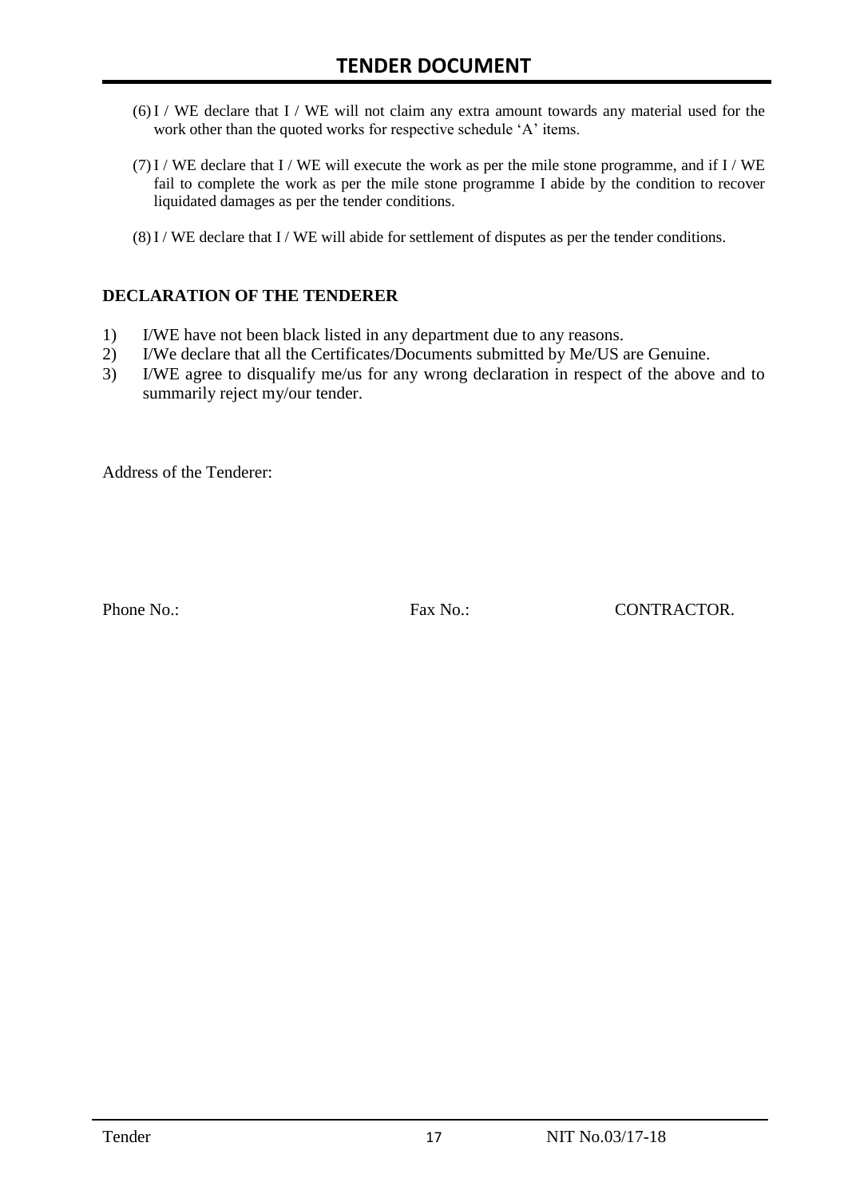(6) I / WE declare that I / WE will not claim any extra amount towards any material used for the work other than the quoted works for respective schedule 'A' items.

(7) I / WE declare that I / WE will execute the work as per the mile stone programme, and if I / WE fail to complete the work as per the mile stone programme I abide by the condition to recover liquidated damages as per the tender conditions.

(8) I / WE declare that I / WE will abide for settlement of disputes as per the tender conditions.

**DECLARATION OF THE TENDERER**

1) I/WE have not been black listed in any department due to any reasons.
2) I/We declare that all the Certificates/Documents submitted by Me/US are Genuine.
3) I/WE agree to disqualify me/us for any wrong declaration in respect of the above and to summarily reject my/our tender.

Address of the Tenderer:

Phone No.: Fax No.: CONTRACTOR.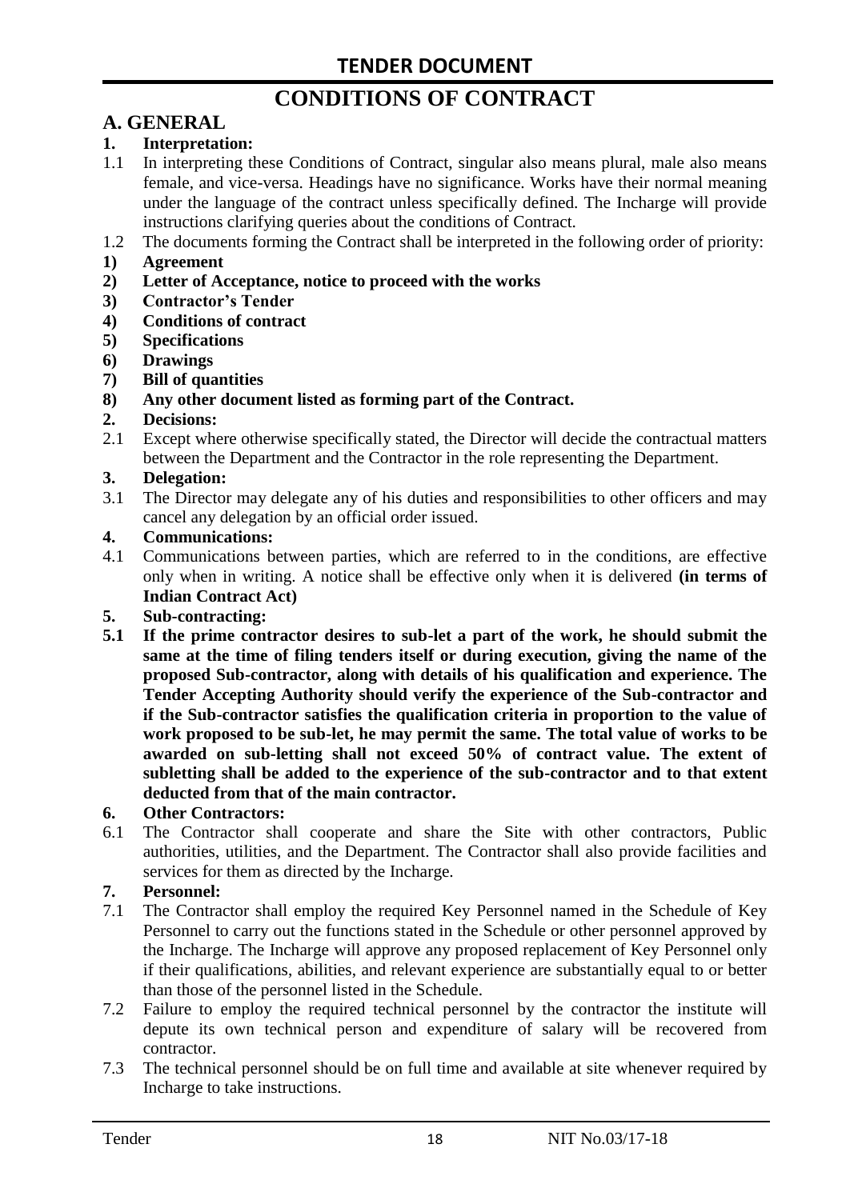# CONDITIONS OF CONTRACT

## A. GENERAL

**1. Interpretation:**

1.1 In interpreting these Conditions of Contract, singular also means plural, male also means female, and vice-versa. Headings have no significance. Works have their normal meaning under the language of the contract unless specifically defined. The Incharge will provide instructions clarifying queries about the conditions of Contract.

1.2 The documents forming the Contract shall be interpreted in the following order of priority:

**1) Agreement**
**2) Letter of Acceptance, notice to proceed with the works**
**3) Contractor's Tender**
**4) Conditions of contract**
**5) Specifications**
**6) Drawings**
**7) Bill of quantities**
**8) Any other document listed as forming part of the Contract.**

**2. Decisions:**

2.1 Except where otherwise specifically stated, the Director will decide the contractual matters between the Department and the Contractor in the role representing the Department.

**3. Delegation:**

3.1 The Director may delegate any of his duties and responsibilities to other officers and may cancel any delegation by an official order issued.

**4. Communications:**

4.1 Communications between parties, which are referred to in the conditions, are effective only when in writing. A notice shall be effective only when it is delivered **(in terms of Indian Contract Act)**

**5. Sub-contracting:**

**5.1 If the prime contractor desires to sub-let a part of the work, he should submit the same at the time of filing tenders itself or during execution, giving the name of the proposed Sub-contractor, along with details of his qualification and experience. The Tender Accepting Authority should verify the experience of the Sub-contractor and if the Sub-contractor satisfies the qualification criteria in proportion to the value of work proposed to be sub-let, he may permit the same. The total value of works to be awarded on sub-letting shall not exceed 50% of contract value. The extent of subletting shall be added to the experience of the sub-contractor and to that extent deducted from that of the main contractor.**

**6. Other Contractors:**

6.1 The Contractor shall cooperate and share the Site with other contractors, Public authorities, utilities, and the Department. The Contractor shall also provide facilities and services for them as directed by the Incharge.

**7. Personnel:**

7.1 The Contractor shall employ the required Key Personnel named in the Schedule of Key Personnel to carry out the functions stated in the Schedule or other personnel approved by the Incharge. The Incharge will approve any proposed replacement of Key Personnel only if their qualifications, abilities, and relevant experience are substantially equal to or better than those of the personnel listed in the Schedule.

7.2 Failure to employ the required technical personnel by the contractor the institute will depute its own technical person and expenditure of salary will be recovered from contractor.

7.3 The technical personnel should be on full time and available at site whenever required by Incharge to take instructions.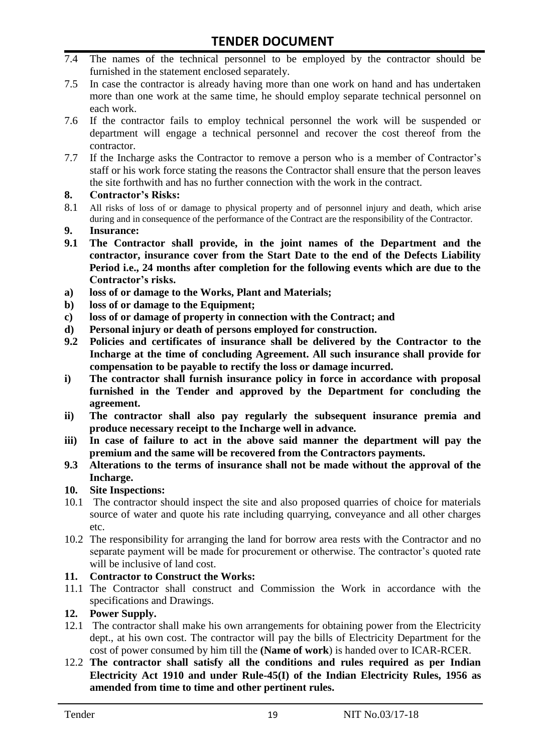7.4 The names of the technical personnel to be employed by the contractor should be furnished in the statement enclosed separately.

7.5 In case the contractor is already having more than one work on hand and has undertaken more than one work at the same time, he should employ separate technical personnel on each work.

7.6 If the contractor fails to employ technical personnel the work will be suspended or department will engage a technical personnel and recover the cost thereof from the contractor.

7.7 If the Incharge asks the Contractor to remove a person who is a member of Contractor's staff or his work force stating the reasons the Contractor shall ensure that the person leaves the site forthwith and has no further connection with the work in the contract.

**8. Contractor's Risks:**

8.1 All risks of loss of or damage to physical property and of personnel injury and death, which arise during and in consequence of the performance of the Contract are the responsibility of the Contractor.

**9. Insurance:**

**9.1 The Contractor shall provide, in the joint names of the Department and the contractor, insurance cover from the Start Date to the end of the Defects Liability Period i.e., 24 months after completion for the following events which are due to the Contractor's risks.**

**a) loss of or damage to the Works, Plant and Materials;**

**b) loss of or damage to the Equipment;**

**c) loss of or damage of property in connection with the Contract; and**

**d) Personal injury or death of persons employed for construction.**

**9.2 Policies and certificates of insurance shall be delivered by the Contractor to the Incharge at the time of concluding Agreement. All such insurance shall provide for compensation to be payable to rectify the loss or damage incurred.**

**i) The contractor shall furnish insurance policy in force in accordance with proposal furnished in the Tender and approved by the Department for concluding the agreement.**

**ii) The contractor shall also pay regularly the subsequent insurance premia and produce necessary receipt to the Incharge well in advance.**

**iii) In case of failure to act in the above said manner the department will pay the premium and the same will be recovered from the Contractors payments.**

**9.3 Alterations to the terms of insurance shall not be made without the approval of the Incharge.**

**10. Site Inspections:**

10.1 The contractor should inspect the site and also proposed quarries of choice for materials source of water and quote his rate including quarrying, conveyance and all other charges etc.

10.2 The responsibility for arranging the land for borrow area rests with the Contractor and no separate payment will be made for procurement or otherwise. The contractor's quoted rate will be inclusive of land cost.

**11. Contractor to Construct the Works:**

11.1 The Contractor shall construct and Commission the Work in accordance with the specifications and Drawings.

**12. Power Supply.**

12.1 The contractor shall make his own arrangements for obtaining power from the Electricity dept., at his own cost. The contractor will pay the bills of Electricity Department for the cost of power consumed by him till the **(Name of work**) is handed over to ICAR-RCER.

12.2 **The contractor shall satisfy all the conditions and rules required as per Indian Electricity Act 1910 and under Rule-45(I) of the Indian Electricity Rules, 1956 as amended from time to time and other pertinent rules.**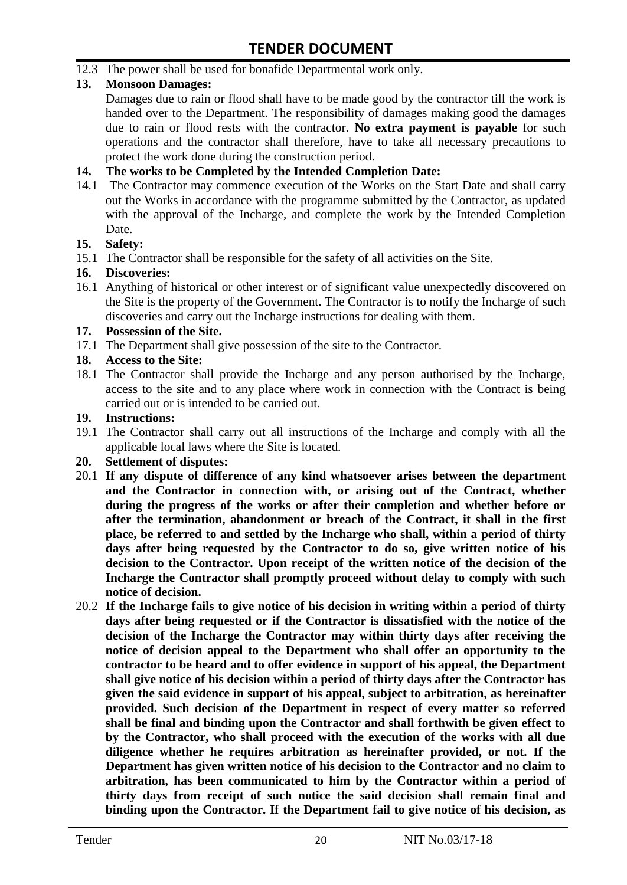12.3 The power shall be used for bonafide Departmental work only.

**13. Monsoon Damages:**

Damages due to rain or flood shall have to be made good by the contractor till the work is handed over to the Department. The responsibility of damages making good the damages due to rain or flood rests with the contractor. **No extra payment is payable** for such operations and the contractor shall therefore, have to take all necessary precautions to protect the work done during the construction period.

**14. The works to be Completed by the Intended Completion Date:**

14.1 The Contractor may commence execution of the Works on the Start Date and shall carry out the Works in accordance with the programme submitted by the Contractor, as updated with the approval of the Incharge, and complete the work by the Intended Completion Date.

**15. Safety:**

15.1 The Contractor shall be responsible for the safety of all activities on the Site.

**16. Discoveries:**

16.1 Anything of historical or other interest or of significant value unexpectedly discovered on the Site is the property of the Government. The Contractor is to notify the Incharge of such discoveries and carry out the Incharge instructions for dealing with them.

**17. Possession of the Site.**

17.1 The Department shall give possession of the site to the Contractor.

**18. Access to the Site:**

18.1 The Contractor shall provide the Incharge and any person authorised by the Incharge, access to the site and to any place where work in connection with the Contract is being carried out or is intended to be carried out.

**19. Instructions:**

19.1 The Contractor shall carry out all instructions of the Incharge and comply with all the applicable local laws where the Site is located.

**20. Settlement of disputes:**

20.1 **If any dispute of difference of any kind whatsoever arises between the department and the Contractor in connection with, or arising out of the Contract, whether during the progress of the works or after their completion and whether before or after the termination, abandonment or breach of the Contract, it shall in the first place, be referred to and settled by the Incharge who shall, within a period of thirty days after being requested by the Contractor to do so, give written notice of his decision to the Contractor. Upon receipt of the written notice of the decision of the Incharge the Contractor shall promptly proceed without delay to comply with such notice of decision.**

20.2 **If the Incharge fails to give notice of his decision in writing within a period of thirty days after being requested or if the Contractor is dissatisfied with the notice of the decision of the Incharge the Contractor may within thirty days after receiving the notice of decision appeal to the Department who shall offer an opportunity to the contractor to be heard and to offer evidence in support of his appeal, the Department shall give notice of his decision within a period of thirty days after the Contractor has given the said evidence in support of his appeal, subject to arbitration, as hereinafter provided. Such decision of the Department in respect of every matter so referred shall be final and binding upon the Contractor and shall forthwith be given effect to by the Contractor, who shall proceed with the execution of the works with all due diligence whether he requires arbitration as hereinafter provided, or not. If the Department has given written notice of his decision to the Contractor and no claim to arbitration, has been communicated to him by the Contractor within a period of thirty days from receipt of such notice the said decision shall remain final and binding upon the Contractor. If the Department fail to give notice of his decision, as**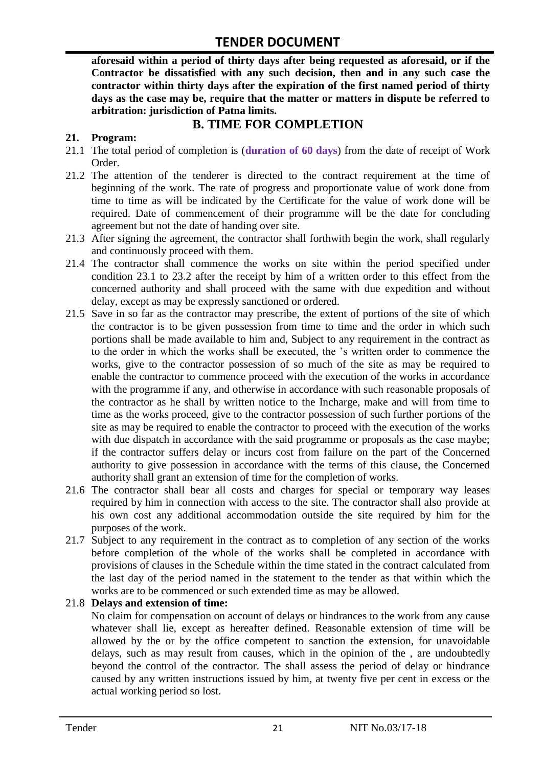**aforesaid within a period of thirty days after being requested as aforesaid, or if the Contractor be dissatisfied with any such decision, then and in any such case the contractor within thirty days after the expiration of the first named period of thirty days as the case may be, require that the matter or matters in dispute be referred to arbitration: jurisdiction of Patna limits.**

## B. TIME FOR COMPLETION

**21. Program:**

21.1 The total period of completion is (**duration of 60 days**) from the date of receipt of Work Order.

21.2 The attention of the tenderer is directed to the contract requirement at the time of beginning of the work. The rate of progress and proportionate value of work done from time to time as will be indicated by the Certificate for the value of work done will be required. Date of commencement of their programme will be the date for concluding agreement but not the date of handing over site.

21.3 After signing the agreement, the contractor shall forthwith begin the work, shall regularly and continuously proceed with them.

21.4 The contractor shall commence the works on site within the period specified under condition 23.1 to 23.2 after the receipt by him of a written order to this effect from the concerned authority and shall proceed with the same with due expedition and without delay, except as may be expressly sanctioned or ordered.

21.5 Save in so far as the contractor may prescribe, the extent of portions of the site of which the contractor is to be given possession from time to time and the order in which such portions shall be made available to him and, Subject to any requirement in the contract as to the order in which the works shall be executed, the 's written order to commence the works, give to the contractor possession of so much of the site as may be required to enable the contractor to commence proceed with the execution of the works in accordance with the programme if any, and otherwise in accordance with such reasonable proposals of the contractor as he shall by written notice to the Incharge, make and will from time to time as the works proceed, give to the contractor possession of such further portions of the site as may be required to enable the contractor to proceed with the execution of the works with due dispatch in accordance with the said programme or proposals as the case maybe; if the contractor suffers delay or incurs cost from failure on the part of the Concerned authority to give possession in accordance with the terms of this clause, the Concerned authority shall grant an extension of time for the completion of works.

21.6 The contractor shall bear all costs and charges for special or temporary way leases required by him in connection with access to the site. The contractor shall also provide at his own cost any additional accommodation outside the site required by him for the purposes of the work.

21.7 Subject to any requirement in the contract as to completion of any section of the works before completion of the whole of the works shall be completed in accordance with provisions of clauses in the Schedule within the time stated in the contract calculated from the last day of the period named in the statement to the tender as that within which the works are to be commenced or such extended time as may be allowed.

21.8 **Delays and extension of time:**

No claim for compensation on account of delays or hindrances to the work from any cause whatever shall lie, except as hereafter defined. Reasonable extension of time will be allowed by the or by the office competent to sanction the extension, for unavoidable delays, such as may result from causes, which in the opinion of the , are undoubtedly beyond the control of the contractor. The shall assess the period of delay or hindrance caused by any written instructions issued by him, at twenty five per cent in excess or the actual working period so lost.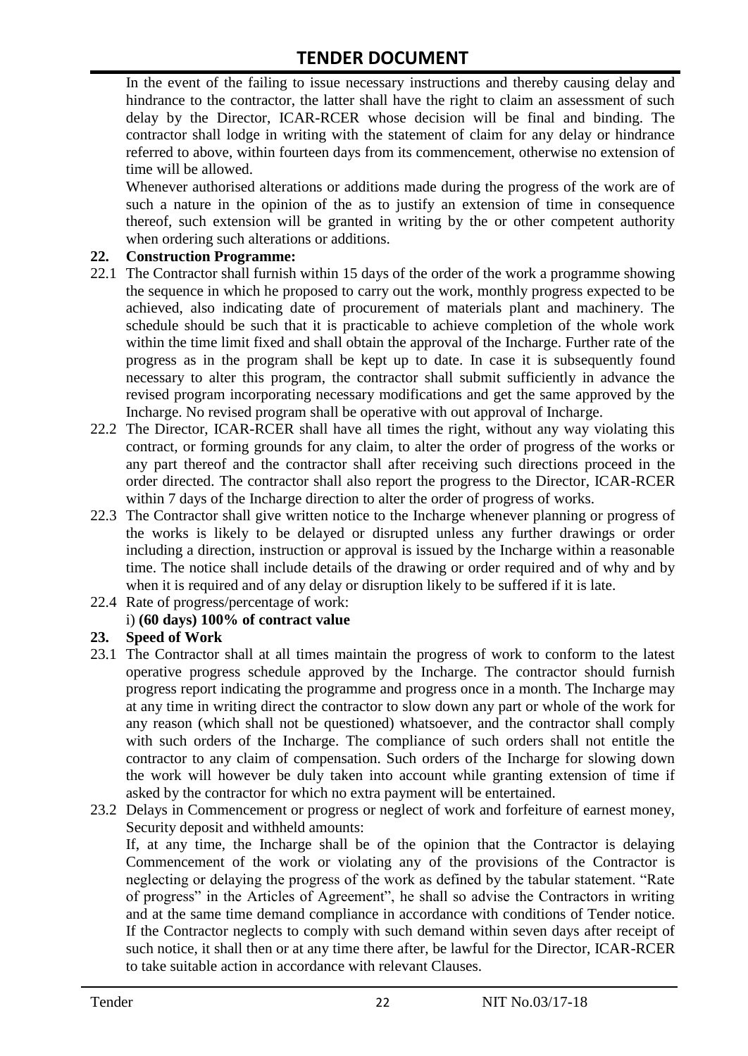In the event of the failing to issue necessary instructions and thereby causing delay and hindrance to the contractor, the latter shall have the right to claim an assessment of such delay by the Director, ICAR-RCER whose decision will be final and binding. The contractor shall lodge in writing with the statement of claim for any delay or hindrance referred to above, within fourteen days from its commencement, otherwise no extension of time will be allowed.

Whenever authorised alterations or additions made during the progress of the work are of such a nature in the opinion of the as to justify an extension of time in consequence thereof, such extension will be granted in writing by the or other competent authority when ordering such alterations or additions.

**22. Construction Programme:**

22.1 The Contractor shall furnish within 15 days of the order of the work a programme showing the sequence in which he proposed to carry out the work, monthly progress expected to be achieved, also indicating date of procurement of materials plant and machinery. The schedule should be such that it is practicable to achieve completion of the whole work within the time limit fixed and shall obtain the approval of the Incharge. Further rate of the progress as in the program shall be kept up to date. In case it is subsequently found necessary to alter this program, the contractor shall submit sufficiently in advance the revised program incorporating necessary modifications and get the same approved by the Incharge. No revised program shall be operative with out approval of Incharge.

22.2 The Director, ICAR-RCER shall have all times the right, without any way violating this contract, or forming grounds for any claim, to alter the order of progress of the works or any part thereof and the contractor shall after receiving such directions proceed in the order directed. The contractor shall also report the progress to the Director, ICAR-RCER within 7 days of the Incharge direction to alter the order of progress of works.

22.3 The Contractor shall give written notice to the Incharge whenever planning or progress of the works is likely to be delayed or disrupted unless any further drawings or order including a direction, instruction or approval is issued by the Incharge within a reasonable time. The notice shall include details of the drawing or order required and of why and by when it is required and of any delay or disruption likely to be suffered if it is late.

22.4 Rate of progress/percentage of work:

i) **(60 days) 100% of contract value**

**23. Speed of Work**

23.1 The Contractor shall at all times maintain the progress of work to conform to the latest operative progress schedule approved by the Incharge. The contractor should furnish progress report indicating the programme and progress once in a month. The Incharge may at any time in writing direct the contractor to slow down any part or whole of the work for any reason (which shall not be questioned) whatsoever, and the contractor shall comply with such orders of the Incharge. The compliance of such orders shall not entitle the contractor to any claim of compensation. Such orders of the Incharge for slowing down the work will however be duly taken into account while granting extension of time if asked by the contractor for which no extra payment will be entertained.

23.2 Delays in Commencement or progress or neglect of work and forfeiture of earnest money, Security deposit and withheld amounts:

If, at any time, the Incharge shall be of the opinion that the Contractor is delaying Commencement of the work or violating any of the provisions of the Contractor is neglecting or delaying the progress of the work as defined by the tabular statement. "Rate of progress" in the Articles of Agreement", he shall so advise the Contractors in writing and at the same time demand compliance in accordance with conditions of Tender notice. If the Contractor neglects to comply with such demand within seven days after receipt of such notice, it shall then or at any time there after, be lawful for the Director, ICAR-RCER to take suitable action in accordance with relevant Clauses.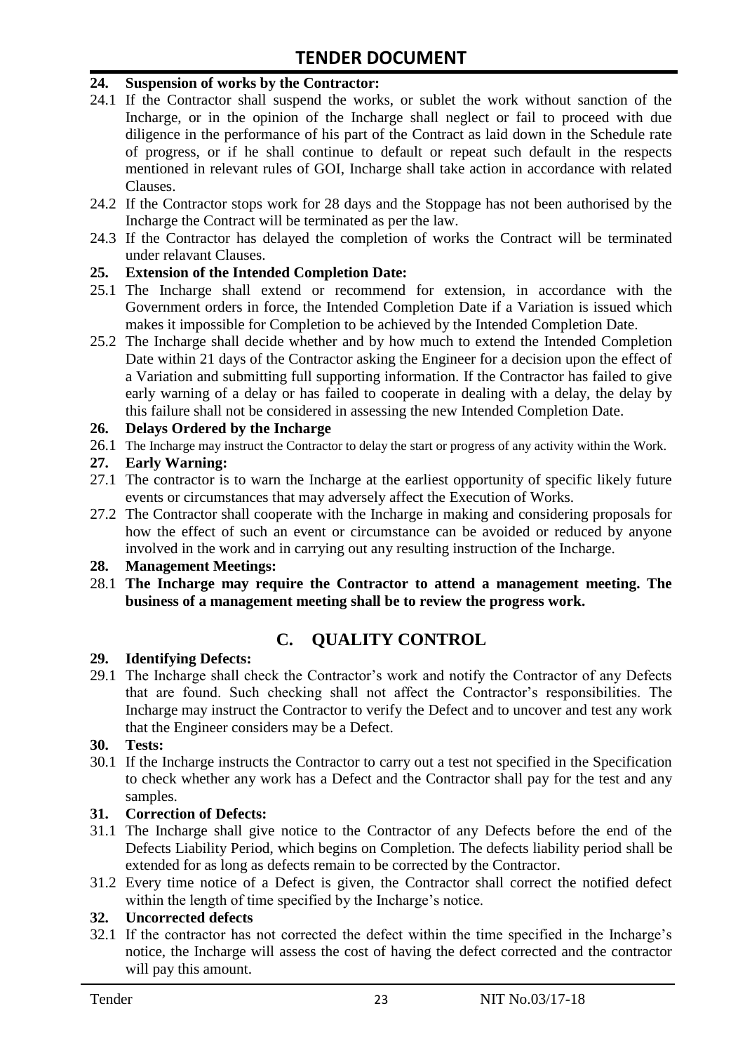**24. Suspension of works by the Contractor:**

24.1 If the Contractor shall suspend the works, or sublet the work without sanction of the Incharge, or in the opinion of the Incharge shall neglect or fail to proceed with due diligence in the performance of his part of the Contract as laid down in the Schedule rate of progress, or if he shall continue to default or repeat such default in the respects mentioned in relevant rules of GOI, Incharge shall take action in accordance with related Clauses.

24.2 If the Contractor stops work for 28 days and the Stoppage has not been authorised by the Incharge the Contract will be terminated as per the law.

24.3 If the Contractor has delayed the completion of works the Contract will be terminated under relavant Clauses.

**25. Extension of the Intended Completion Date:**

25.1 The Incharge shall extend or recommend for extension, in accordance with the Government orders in force, the Intended Completion Date if a Variation is issued which makes it impossible for Completion to be achieved by the Intended Completion Date.

25.2 The Incharge shall decide whether and by how much to extend the Intended Completion Date within 21 days of the Contractor asking the Engineer for a decision upon the effect of a Variation and submitting full supporting information. If the Contractor has failed to give early warning of a delay or has failed to cooperate in dealing with a delay, the delay by this failure shall not be considered in assessing the new Intended Completion Date.

**26. Delays Ordered by the Incharge**

26.1 The Incharge may instruct the Contractor to delay the start or progress of any activity within the Work.

**27. Early Warning:**

27.1 The contractor is to warn the Incharge at the earliest opportunity of specific likely future events or circumstances that may adversely affect the Execution of Works.

27.2 The Contractor shall cooperate with the Incharge in making and considering proposals for how the effect of such an event or circumstance can be avoided or reduced by anyone involved in the work and in carrying out any resulting instruction of the Incharge.

**28. Management Meetings:**

28.1 **The Incharge may require the Contractor to attend a management meeting. The business of a management meeting shall be to review the progress work.**

## C. QUALITY CONTROL

**29. Identifying Defects:**

29.1 The Incharge shall check the Contractor's work and notify the Contractor of any Defects that are found. Such checking shall not affect the Contractor's responsibilities. The Incharge may instruct the Contractor to verify the Defect and to uncover and test any work that the Engineer considers may be a Defect.

**30. Tests:**

30.1 If the Incharge instructs the Contractor to carry out a test not specified in the Specification to check whether any work has a Defect and the Contractor shall pay for the test and any samples.

**31. Correction of Defects:**

31.1 The Incharge shall give notice to the Contractor of any Defects before the end of the Defects Liability Period, which begins on Completion. The defects liability period shall be extended for as long as defects remain to be corrected by the Contractor.

31.2 Every time notice of a Defect is given, the Contractor shall correct the notified defect within the length of time specified by the Incharge's notice.

**32. Uncorrected defects**

32.1 If the contractor has not corrected the defect within the time specified in the Incharge's notice, the Incharge will assess the cost of having the defect corrected and the contractor will pay this amount.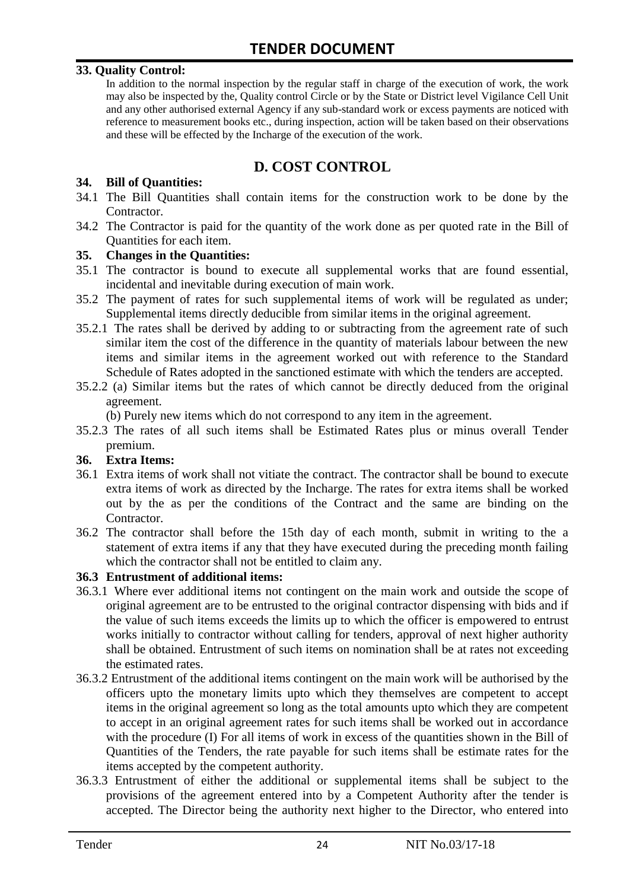**33. Quality Control:**

In addition to the normal inspection by the regular staff in charge of the execution of work, the work may also be inspected by the, Quality control Circle or by the State or District level Vigilance Cell Unit and any other authorised external Agency if any sub-standard work or excess payments are noticed with reference to measurement books etc., during inspection, action will be taken based on their observations and these will be effected by the Incharge of the execution of the work.

## D. COST CONTROL

**34. Bill of Quantities:**

34.1 The Bill Quantities shall contain items for the construction work to be done by the Contractor.

34.2 The Contractor is paid for the quantity of the work done as per quoted rate in the Bill of Quantities for each item.

**35. Changes in the Quantities:**

35.1 The contractor is bound to execute all supplemental works that are found essential, incidental and inevitable during execution of main work.

35.2 The payment of rates for such supplemental items of work will be regulated as under; Supplemental items directly deducible from similar items in the original agreement.

35.2.1 The rates shall be derived by adding to or subtracting from the agreement rate of such similar item the cost of the difference in the quantity of materials labour between the new items and similar items in the agreement worked out with reference to the Standard Schedule of Rates adopted in the sanctioned estimate with which the tenders are accepted.

35.2.2 (a) Similar items but the rates of which cannot be directly deduced from the original agreement.

(b) Purely new items which do not correspond to any item in the agreement.

35.2.3 The rates of all such items shall be Estimated Rates plus or minus overall Tender premium.

**36. Extra Items:**

36.1 Extra items of work shall not vitiate the contract. The contractor shall be bound to execute extra items of work as directed by the Incharge. The rates for extra items shall be worked out by the as per the conditions of the Contract and the same are binding on the Contractor.

36.2 The contractor shall before the 15th day of each month, submit in writing to the a statement of extra items if any that they have executed during the preceding month failing which the contractor shall not be entitled to claim any.

**36.3 Entrustment of additional items:**

36.3.1 Where ever additional items not contingent on the main work and outside the scope of original agreement are to be entrusted to the original contractor dispensing with bids and if the value of such items exceeds the limits up to which the officer is empowered to entrust works initially to contractor without calling for tenders, approval of next higher authority shall be obtained. Entrustment of such items on nomination shall be at rates not exceeding the estimated rates.

36.3.2 Entrustment of the additional items contingent on the main work will be authorised by the officers upto the monetary limits upto which they themselves are competent to accept items in the original agreement so long as the total amounts upto which they are competent to accept in an original agreement rates for such items shall be worked out in accordance with the procedure (I) For all items of work in excess of the quantities shown in the Bill of Quantities of the Tenders, the rate payable for such items shall be estimate rates for the items accepted by the competent authority.

36.3.3 Entrustment of either the additional or supplemental items shall be subject to the provisions of the agreement entered into by a Competent Authority after the tender is accepted. The Director being the authority next higher to the Director, who entered into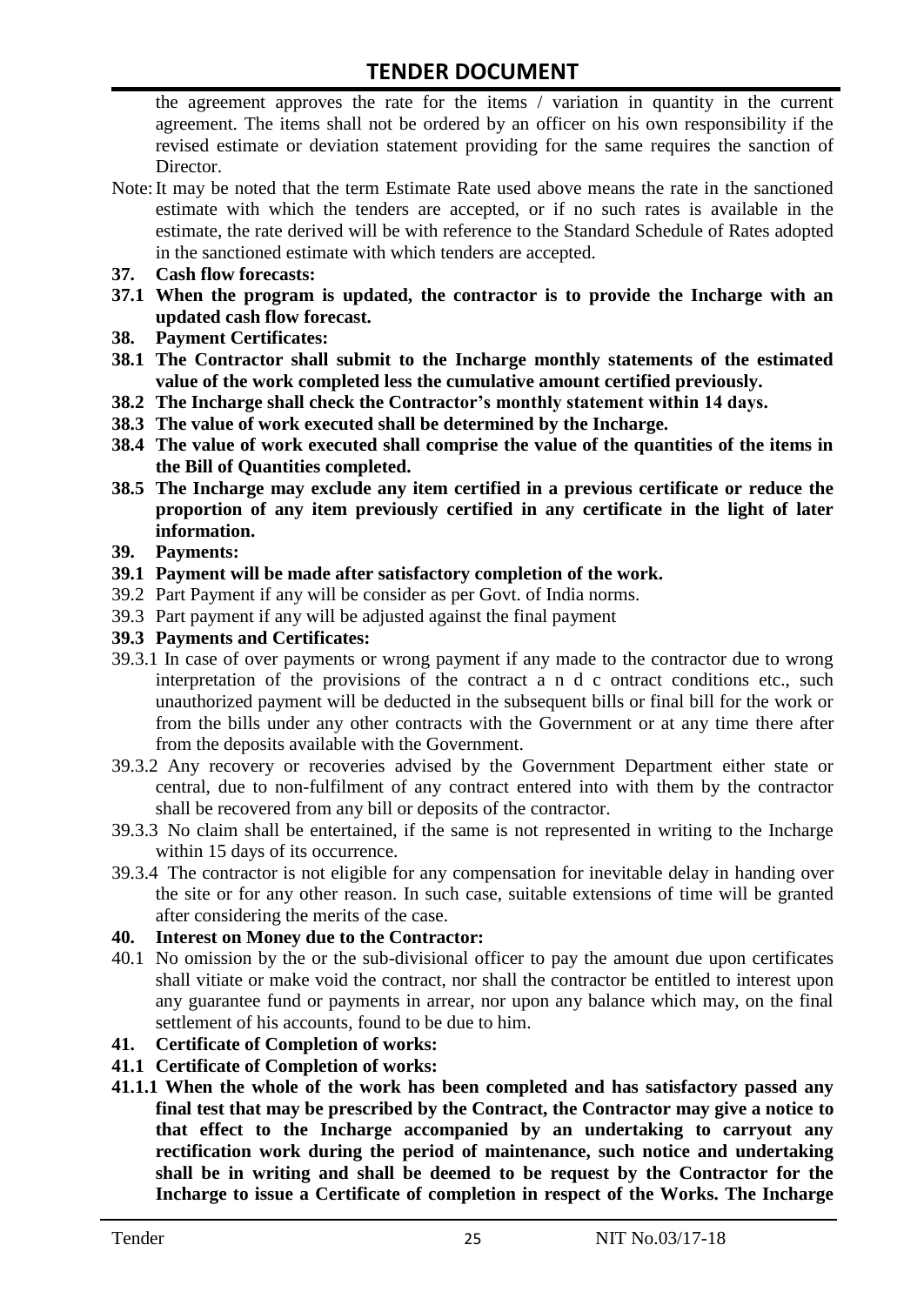the agreement approves the rate for the items / variation in quantity in the current agreement. The items shall not be ordered by an officer on his own responsibility if the revised estimate or deviation statement providing for the same requires the sanction of Director.

Note: It may be noted that the term Estimate Rate used above means the rate in the sanctioned estimate with which the tenders are accepted, or if no such rates is available in the estimate, the rate derived will be with reference to the Standard Schedule of Rates adopted in the sanctioned estimate with which tenders are accepted.

**37. Cash flow forecasts:**

**37.1 When the program is updated, the contractor is to provide the Incharge with an updated cash flow forecast.**

**38. Payment Certificates:**

**38.1 The Contractor shall submit to the Incharge monthly statements of the estimated value of the work completed less the cumulative amount certified previously.**

**38.2 The Incharge shall check the Contractor's monthly statement within 14 days.**

**38.3 The value of work executed shall be determined by the Incharge.**

**38.4 The value of work executed shall comprise the value of the quantities of the items in the Bill of Quantities completed.**

**38.5 The Incharge may exclude any item certified in a previous certificate or reduce the proportion of any item previously certified in any certificate in the light of later information.**

**39. Payments:**

**39.1 Payment will be made after satisfactory completion of the work.**

39.2 Part Payment if any will be consider as per Govt. of India norms.

39.3 Part payment if any will be adjusted against the final payment

**39.3 Payments and Certificates:**

39.3.1 In case of over payments or wrong payment if any made to the contractor due to wrong interpretation of the provisions of the contract a n d c ontract conditions etc., such unauthorized payment will be deducted in the subsequent bills or final bill for the work or from the bills under any other contracts with the Government or at any time there after from the deposits available with the Government.

39.3.2 Any recovery or recoveries advised by the Government Department either state or central, due to non-fulfilment of any contract entered into with them by the contractor shall be recovered from any bill or deposits of the contractor.

39.3.3 No claim shall be entertained, if the same is not represented in writing to the Incharge within 15 days of its occurrence.

39.3.4 The contractor is not eligible for any compensation for inevitable delay in handing over the site or for any other reason. In such case, suitable extensions of time will be granted after considering the merits of the case.

**40. Interest on Money due to the Contractor:**

40.1 No omission by the or the sub-divisional officer to pay the amount due upon certificates shall vitiate or make void the contract, nor shall the contractor be entitled to interest upon any guarantee fund or payments in arrear, nor upon any balance which may, on the final settlement of his accounts, found to be due to him.

**41. Certificate of Completion of works:**

**41.1 Certificate of Completion of works:**

**41.1.1 When the whole of the work has been completed and has satisfactory passed any final test that may be prescribed by the Contract, the Contractor may give a notice to that effect to the Incharge accompanied by an undertaking to carryout any rectification work during the period of maintenance, such notice and undertaking shall be in writing and shall be deemed to be request by the Contractor for the Incharge to issue a Certificate of completion in respect of the Works. The Incharge**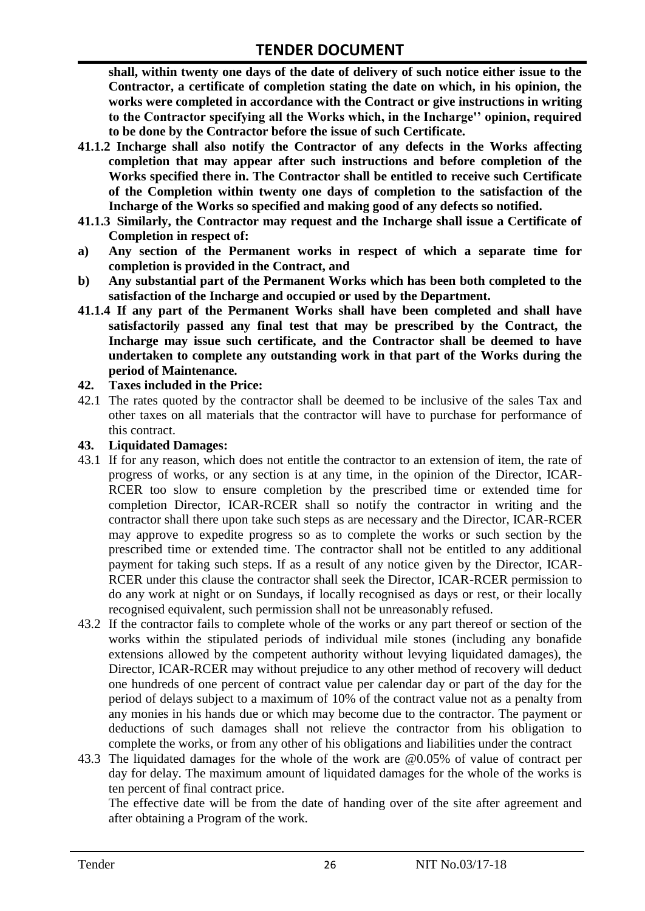**shall, within twenty one days of the date of delivery of such notice either issue to the Contractor, a certificate of completion stating the date on which, in his opinion, the works were completed in accordance with the Contract or give instructions in writing to the Contractor specifying all the Works which, in the Incharge'' opinion, required to be done by the Contractor before the issue of such Certificate.**

**41.1.2 Incharge shall also notify the Contractor of any defects in the Works affecting completion that may appear after such instructions and before completion of the Works specified there in. The Contractor shall be entitled to receive such Certificate of the Completion within twenty one days of completion to the satisfaction of the Incharge of the Works so specified and making good of any defects so notified.**

**41.1.3 Similarly, the Contractor may request and the Incharge shall issue a Certificate of Completion in respect of:**

**a) Any section of the Permanent works in respect of which a separate time for completion is provided in the Contract, and**

**b) Any substantial part of the Permanent Works which has been both completed to the satisfaction of the Incharge and occupied or used by the Department.**

**41.1.4 If any part of the Permanent Works shall have been completed and shall have satisfactorily passed any final test that may be prescribed by the Contract, the Incharge may issue such certificate, and the Contractor shall be deemed to have undertaken to complete any outstanding work in that part of the Works during the period of Maintenance.**

**42. Taxes included in the Price:**

42.1 The rates quoted by the contractor shall be deemed to be inclusive of the sales Tax and other taxes on all materials that the contractor will have to purchase for performance of this contract.

**43. Liquidated Damages:**

43.1 If for any reason, which does not entitle the contractor to an extension of item, the rate of progress of works, or any section is at any time, in the opinion of the Director, ICAR-RCER too slow to ensure completion by the prescribed time or extended time for completion Director, ICAR-RCER shall so notify the contractor in writing and the contractor shall there upon take such steps as are necessary and the Director, ICAR-RCER may approve to expedite progress so as to complete the works or such section by the prescribed time or extended time. The contractor shall not be entitled to any additional payment for taking such steps. If as a result of any notice given by the Director, ICAR-RCER under this clause the contractor shall seek the Director, ICAR-RCER permission to do any work at night or on Sundays, if locally recognised as days or rest, or their locally recognised equivalent, such permission shall not be unreasonably refused.

43.2 If the contractor fails to complete whole of the works or any part thereof or section of the works within the stipulated periods of individual mile stones (including any bonafide extensions allowed by the competent authority without levying liquidated damages), the Director, ICAR-RCER may without prejudice to any other method of recovery will deduct one hundreds of one percent of contract value per calendar day or part of the day for the period of delays subject to a maximum of 10% of the contract value not as a penalty from any monies in his hands due or which may become due to the contractor. The payment or deductions of such damages shall not relieve the contractor from his obligation to complete the works, or from any other of his obligations and liabilities under the contract

43.3 The liquidated damages for the whole of the work are @0.05% of value of contract per day for delay. The maximum amount of liquidated damages for the whole of the works is ten percent of final contract price.

The effective date will be from the date of handing over of the site after agreement and after obtaining a Program of the work.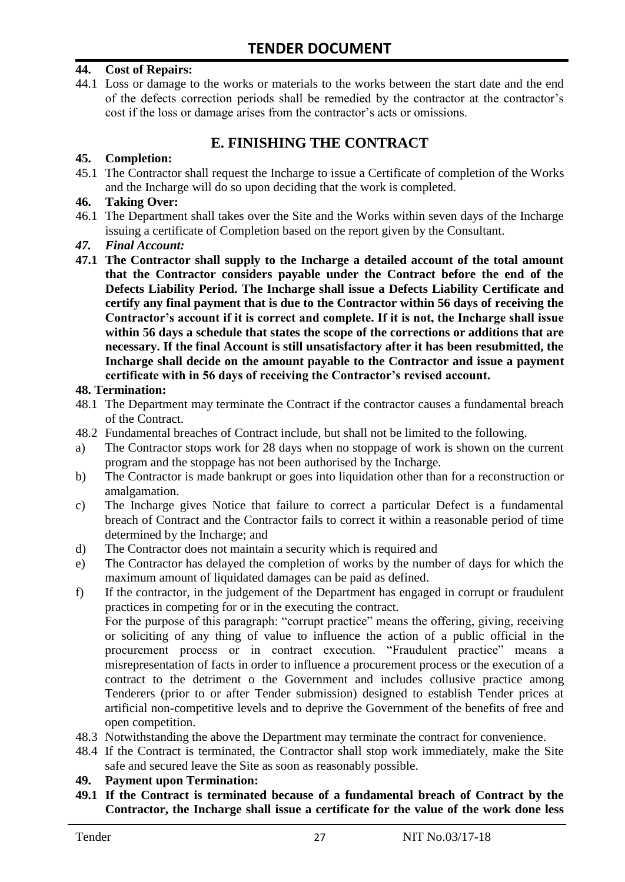**44. Cost of Repairs:**

44.1 Loss or damage to the works or materials to the works between the start date and the end of the defects correction periods shall be remedied by the contractor at the contractor's cost if the loss or damage arises from the contractor's acts or omissions.

## E. FINISHING THE CONTRACT

**45. Completion:**

45.1 The Contractor shall request the Incharge to issue a Certificate of completion of the Works and the Incharge will do so upon deciding that the work is completed.

**46. Taking Over:**

46.1 The Department shall takes over the Site and the Works within seven days of the Incharge issuing a certificate of Completion based on the report given by the Consultant.

***47. Final Account:***

**47.1 The Contractor shall supply to the Incharge a detailed account of the total amount that the Contractor considers payable under the Contract before the end of the Defects Liability Period. The Incharge shall issue a Defects Liability Certificate and certify any final payment that is due to the Contractor within 56 days of receiving the Contractor's account if it is correct and complete. If it is not, the Incharge shall issue within 56 days a schedule that states the scope of the corrections or additions that are necessary. If the final Account is still unsatisfactory after it has been resubmitted, the Incharge shall decide on the amount payable to the Contractor and issue a payment certificate with in 56 days of receiving the Contractor's revised account.**

**48. Termination:**

48.1 The Department may terminate the Contract if the contractor causes a fundamental breach of the Contract.

48.2 Fundamental breaches of Contract include, but shall not be limited to the following.

a) The Contractor stops work for 28 days when no stoppage of work is shown on the current program and the stoppage has not been authorised by the Incharge.

b) The Contractor is made bankrupt or goes into liquidation other than for a reconstruction or amalgamation.

c) The Incharge gives Notice that failure to correct a particular Defect is a fundamental breach of Contract and the Contractor fails to correct it within a reasonable period of time determined by the Incharge; and

d) The Contractor does not maintain a security which is required and

e) The Contractor has delayed the completion of works by the number of days for which the maximum amount of liquidated damages can be paid as defined.

f) If the contractor, in the judgement of the Department has engaged in corrupt or fraudulent practices in competing for or in the executing the contract.
For the purpose of this paragraph: "corrupt practice" means the offering, giving, receiving or soliciting of any thing of value to influence the action of a public official in the procurement process or in contract execution. "Fraudulent practice" means a misrepresentation of facts in order to influence a procurement process or the execution of a contract to the detriment o the Government and includes collusive practice among Tenderers (prior to or after Tender submission) designed to establish Tender prices at artificial non-competitive levels and to deprive the Government of the benefits of free and open competition.

48.3 Notwithstanding the above the Department may terminate the contract for convenience.

48.4 If the Contract is terminated, the Contractor shall stop work immediately, make the Site safe and secured leave the Site as soon as reasonably possible.

**49. Payment upon Termination:**

**49.1 If the Contract is terminated because of a fundamental breach of Contract by the Contractor, the Incharge shall issue a certificate for the value of the work done less**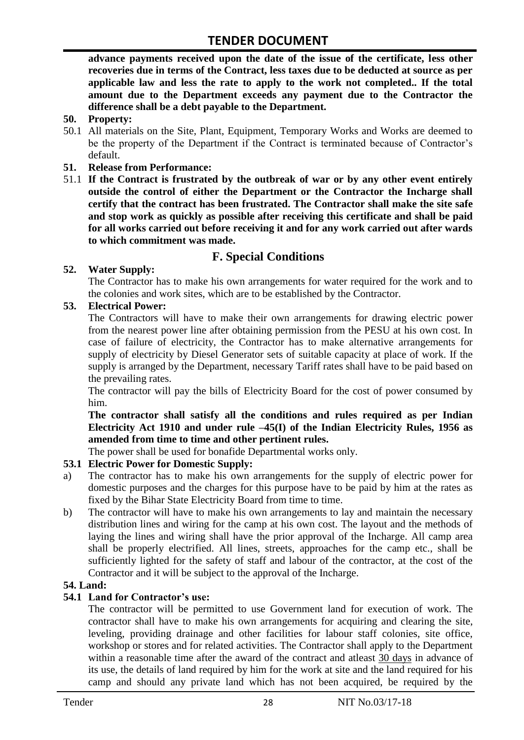**advance payments received upon the date of the issue of the certificate, less other recoveries due in terms of the Contract, less taxes due to be deducted at source as per applicable law and less the rate to apply to the work not completed.. If the total amount due to the Department exceeds any payment due to the Contractor the difference shall be a debt payable to the Department.**

**50. Property:**

50.1 All materials on the Site, Plant, Equipment, Temporary Works and Works are deemed to be the property of the Department if the Contract is terminated because of Contractor's default.

**51. Release from Performance:**

51.1 **If the Contract is frustrated by the outbreak of war or by any other event entirely outside the control of either the Department or the Contractor the Incharge shall certify that the contract has been frustrated. The Contractor shall make the site safe and stop work as quickly as possible after receiving this certificate and shall be paid for all works carried out before receiving it and for any work carried out after wards to which commitment was made.**

## F. Special Conditions

**52. Water Supply:**

The Contractor has to make his own arrangements for water required for the work and to the colonies and work sites, which are to be established by the Contractor.

**53. Electrical Power:**

The Contractors will have to make their own arrangements for drawing electric power from the nearest power line after obtaining permission from the PESU at his own cost. In case of failure of electricity, the Contractor has to make alternative arrangements for supply of electricity by Diesel Generator sets of suitable capacity at place of work. If the supply is arranged by the Department, necessary Tariff rates shall have to be paid based on the prevailing rates.

The contractor will pay the bills of Electricity Board for the cost of power consumed by him.

**The contractor shall satisfy all the conditions and rules required as per Indian Electricity Act 1910 and under rule –45(I) of the Indian Electricity Rules, 1956 as amended from time to time and other pertinent rules.**

The power shall be used for bonafide Departmental works only.

**53.1 Electric Power for Domestic Supply:**

a) The contractor has to make his own arrangements for the supply of electric power for domestic purposes and the charges for this purpose have to be paid by him at the rates as fixed by the Bihar State Electricity Board from time to time.

b) The contractor will have to make his own arrangements to lay and maintain the necessary distribution lines and wiring for the camp at his own cost. The layout and the methods of laying the lines and wiring shall have the prior approval of the Incharge. All camp area shall be properly electrified. All lines, streets, approaches for the camp etc., shall be sufficiently lighted for the safety of staff and labour of the contractor, at the cost of the Contractor and it will be subject to the approval of the Incharge.

**54. Land:**

**54.1 Land for Contractor's use:**

The contractor will be permitted to use Government land for execution of work. The contractor shall have to make his own arrangements for acquiring and clearing the site, leveling, providing drainage and other facilities for labour staff colonies, site office, workshop or stores and for related activities. The Contractor shall apply to the Department within a reasonable time after the award of the contract and atleast 30 days in advance of its use, the details of land required by him for the work at site and the land required for his camp and should any private land which has not been acquired, be required by the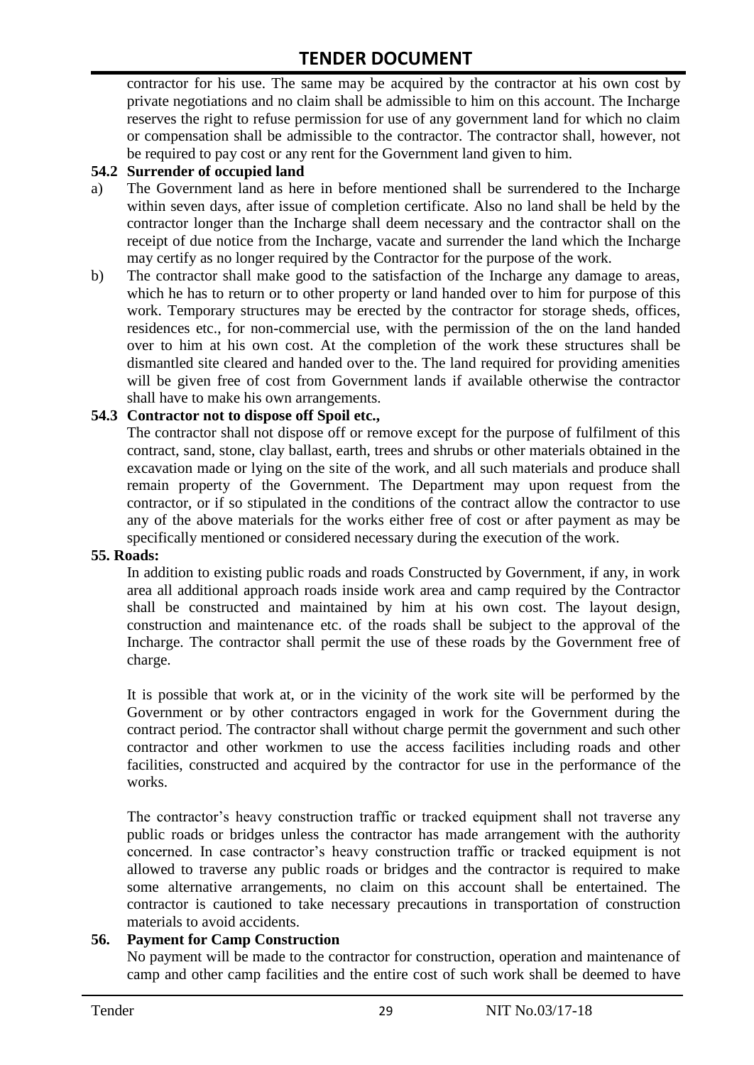contractor for his use. The same may be acquired by the contractor at his own cost by private negotiations and no claim shall be admissible to him on this account. The Incharge reserves the right to refuse permission for use of any government land for which no claim or compensation shall be admissible to the contractor. The contractor shall, however, not be required to pay cost or any rent for the Government land given to him.

**54.2 Surrender of occupied land**

a) The Government land as here in before mentioned shall be surrendered to the Incharge within seven days, after issue of completion certificate. Also no land shall be held by the contractor longer than the Incharge shall deem necessary and the contractor shall on the receipt of due notice from the Incharge, vacate and surrender the land which the Incharge may certify as no longer required by the Contractor for the purpose of the work.

b) The contractor shall make good to the satisfaction of the Incharge any damage to areas, which he has to return or to other property or land handed over to him for purpose of this work. Temporary structures may be erected by the contractor for storage sheds, offices, residences etc., for non-commercial use, with the permission of the on the land handed over to him at his own cost. At the completion of the work these structures shall be dismantled site cleared and handed over to the. The land required for providing amenities will be given free of cost from Government lands if available otherwise the contractor shall have to make his own arrangements.

**54.3 Contractor not to dispose off Spoil etc.,**

The contractor shall not dispose off or remove except for the purpose of fulfilment of this contract, sand, stone, clay ballast, earth, trees and shrubs or other materials obtained in the excavation made or lying on the site of the work, and all such materials and produce shall remain property of the Government. The Department may upon request from the contractor, or if so stipulated in the conditions of the contract allow the contractor to use any of the above materials for the works either free of cost or after payment as may be specifically mentioned or considered necessary during the execution of the work.

**55. Roads:**

In addition to existing public roads and roads Constructed by Government, if any, in work area all additional approach roads inside work area and camp required by the Contractor shall be constructed and maintained by him at his own cost. The layout design, construction and maintenance etc. of the roads shall be subject to the approval of the Incharge. The contractor shall permit the use of these roads by the Government free of charge.

It is possible that work at, or in the vicinity of the work site will be performed by the Government or by other contractors engaged in work for the Government during the contract period. The contractor shall without charge permit the government and such other contractor and other workmen to use the access facilities including roads and other facilities, constructed and acquired by the contractor for use in the performance of the works.

The contractor's heavy construction traffic or tracked equipment shall not traverse any public roads or bridges unless the contractor has made arrangement with the authority concerned. In case contractor's heavy construction traffic or tracked equipment is not allowed to traverse any public roads or bridges and the contractor is required to make some alternative arrangements, no claim on this account shall be entertained. The contractor is cautioned to take necessary precautions in transportation of construction materials to avoid accidents.

**56. Payment for Camp Construction**

No payment will be made to the contractor for construction, operation and maintenance of camp and other camp facilities and the entire cost of such work shall be deemed to have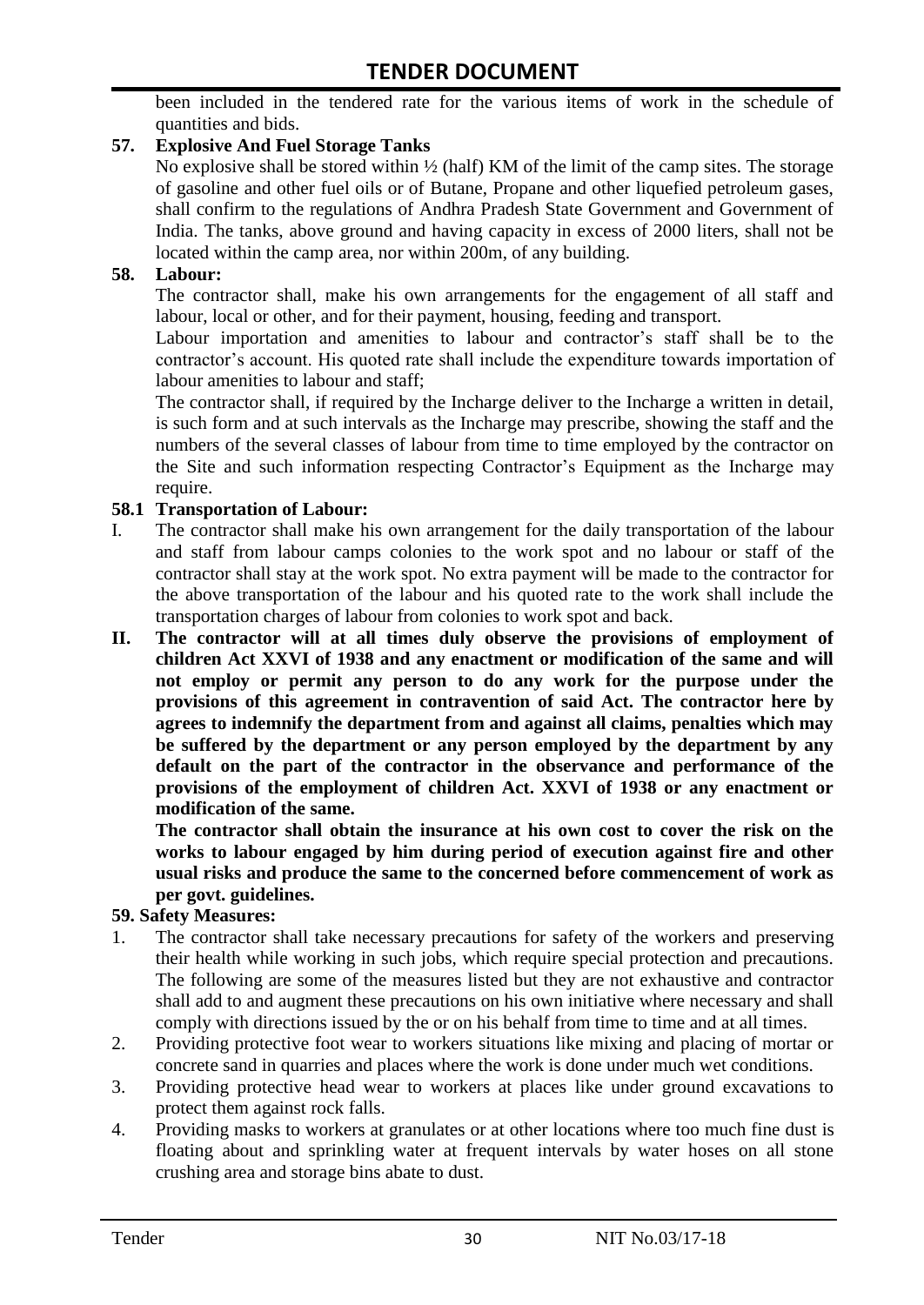been included in the tendered rate for the various items of work in the schedule of quantities and bids.

**57. Explosive And Fuel Storage Tanks**

No explosive shall be stored within ½ (half) KM of the limit of the camp sites. The storage of gasoline and other fuel oils or of Butane, Propane and other liquefied petroleum gases, shall confirm to the regulations of Andhra Pradesh State Government and Government of India. The tanks, above ground and having capacity in excess of 2000 liters, shall not be located within the camp area, nor within 200m, of any building.

**58. Labour:**

The contractor shall, make his own arrangements for the engagement of all staff and labour, local or other, and for their payment, housing, feeding and transport.

Labour importation and amenities to labour and contractor's staff shall be to the contractor's account. His quoted rate shall include the expenditure towards importation of labour amenities to labour and staff;

The contractor shall, if required by the Incharge deliver to the Incharge a written in detail, is such form and at such intervals as the Incharge may prescribe, showing the staff and the numbers of the several classes of labour from time to time employed by the contractor on the Site and such information respecting Contractor's Equipment as the Incharge may require.

**58.1 Transportation of Labour:**

I. The contractor shall make his own arrangement for the daily transportation of the labour and staff from labour camps colonies to the work spot and no labour or staff of the contractor shall stay at the work spot. No extra payment will be made to the contractor for the above transportation of the labour and his quoted rate to the work shall include the transportation charges of labour from colonies to work spot and back.

**II. The contractor will at all times duly observe the provisions of employment of children Act XXVI of 1938 and any enactment or modification of the same and will not employ or permit any person to do any work for the purpose under the provisions of this agreement in contravention of said Act. The contractor here by agrees to indemnify the department from and against all claims, penalties which may be suffered by the department or any person employed by the department by any default on the part of the contractor in the observance and performance of the provisions of the employment of children Act. XXVI of 1938 or any enactment or modification of the same.**

**The contractor shall obtain the insurance at his own cost to cover the risk on the works to labour engaged by him during period of execution against fire and other usual risks and produce the same to the concerned before commencement of work as per govt. guidelines.**

**59. Safety Measures:**

1. The contractor shall take necessary precautions for safety of the workers and preserving their health while working in such jobs, which require special protection and precautions. The following are some of the measures listed but they are not exhaustive and contractor shall add to and augment these precautions on his own initiative where necessary and shall comply with directions issued by the or on his behalf from time to time and at all times.
2. Providing protective foot wear to workers situations like mixing and placing of mortar or concrete sand in quarries and places where the work is done under much wet conditions.
3. Providing protective head wear to workers at places like under ground excavations to protect them against rock falls.
4. Providing masks to workers at granulates or at other locations where too much fine dust is floating about and sprinkling water at frequent intervals by water hoses on all stone crushing area and storage bins abate to dust.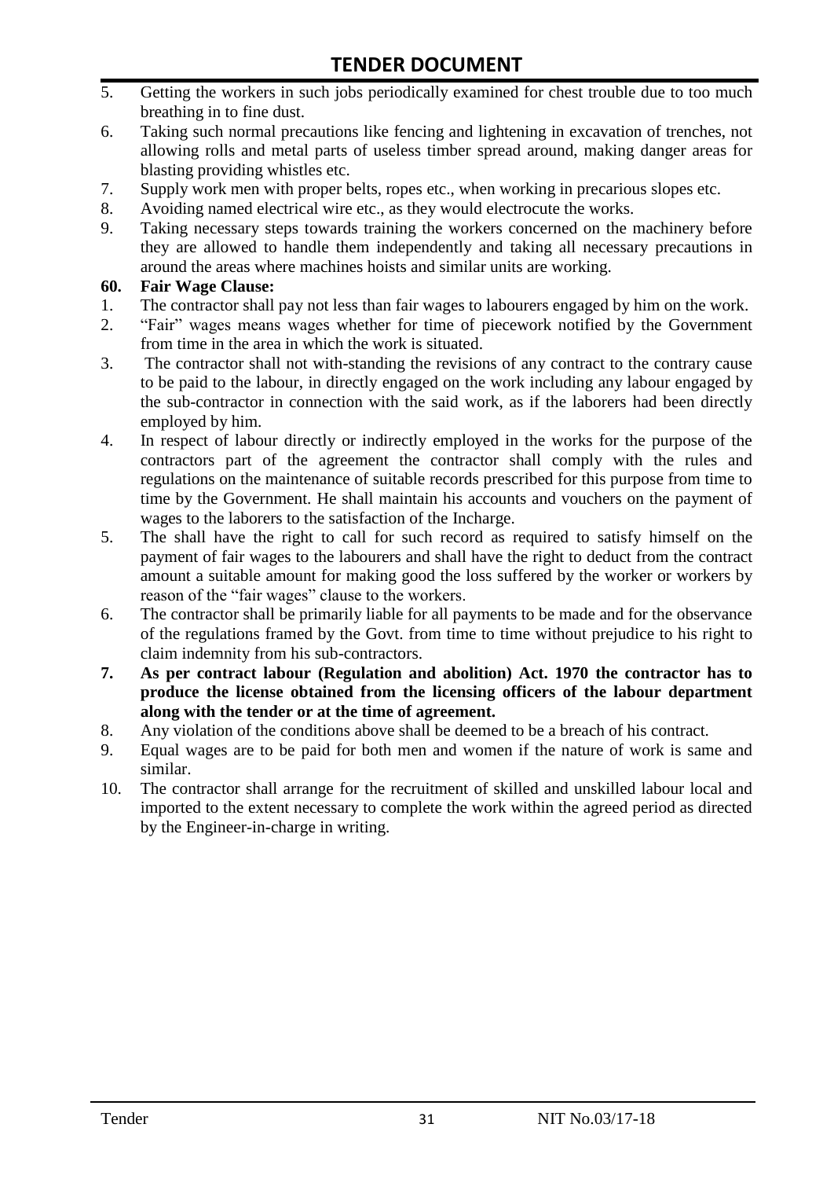5. Getting the workers in such jobs periodically examined for chest trouble due to too much breathing in to fine dust.
6. Taking such normal precautions like fencing and lightening in excavation of trenches, not allowing rolls and metal parts of useless timber spread around, making danger areas for blasting providing whistles etc.
7. Supply work men with proper belts, ropes etc., when working in precarious slopes etc.
8. Avoiding named electrical wire etc., as they would electrocute the works.
9. Taking necessary steps towards training the workers concerned on the machinery before they are allowed to handle them independently and taking all necessary precautions in around the areas where machines hoists and similar units are working.

**60. Fair Wage Clause:**

1. The contractor shall pay not less than fair wages to labourers engaged by him on the work.
2. "Fair" wages means wages whether for time of piecework notified by the Government from time in the area in which the work is situated.
3. The contractor shall not with-standing the revisions of any contract to the contrary cause to be paid to the labour, in directly engaged on the work including any labour engaged by the sub-contractor in connection with the said work, as if the laborers had been directly employed by him.
4. In respect of labour directly or indirectly employed in the works for the purpose of the contractors part of the agreement the contractor shall comply with the rules and regulations on the maintenance of suitable records prescribed for this purpose from time to time by the Government. He shall maintain his accounts and vouchers on the payment of wages to the laborers to the satisfaction of the Incharge.
5. The shall have the right to call for such record as required to satisfy himself on the payment of fair wages to the labourers and shall have the right to deduct from the contract amount a suitable amount for making good the loss suffered by the worker or workers by reason of the "fair wages" clause to the workers.
6. The contractor shall be primarily liable for all payments to be made and for the observance of the regulations framed by the Govt. from time to time without prejudice to his right to claim indemnity from his sub-contractors.
7. **As per contract labour (Regulation and abolition) Act. 1970 the contractor has to produce the license obtained from the licensing officers of the labour department along with the tender or at the time of agreement.**
8. Any violation of the conditions above shall be deemed to be a breach of his contract.
9. Equal wages are to be paid for both men and women if the nature of work is same and similar.
10. The contractor shall arrange for the recruitment of skilled and unskilled labour local and imported to the extent necessary to complete the work within the agreed period as directed by the Engineer-in-charge in writing.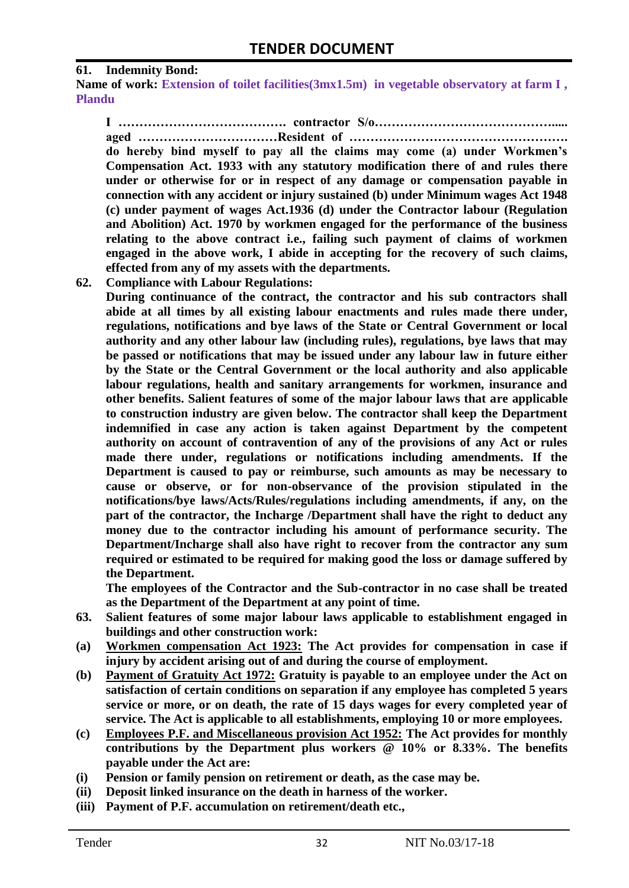**61. Indemnity Bond:**

**Name of work: Extension of toilet facilities(3mx1.5m) in vegetable observatory at farm I , Plandu**

**I …………………………………. contractor S/o…………………………………….... aged ……………………………Resident of ……………………………………………. do hereby bind myself to pay all the claims may come (a) under Workmen's Compensation Act. 1933 with any statutory modification there of and rules there under or otherwise for or in respect of any damage or compensation payable in connection with any accident or injury sustained (b) under Minimum wages Act 1948 (c) under payment of wages Act.1936 (d) under the Contractor labour (Regulation and Abolition) Act. 1970 by workmen engaged for the performance of the business relating to the above contract i.e., failing such payment of claims of workmen engaged in the above work, I abide in accepting for the recovery of such claims, effected from any of my assets with the departments.**

**62. Compliance with Labour Regulations:**

**During continuance of the contract, the contractor and his sub contractors shall abide at all times by all existing labour enactments and rules made there under, regulations, notifications and bye laws of the State or Central Government or local authority and any other labour law (including rules), regulations, bye laws that may be passed or notifications that may be issued under any labour law in future either by the State or the Central Government or the local authority and also applicable labour regulations, health and sanitary arrangements for workmen, insurance and other benefits. Salient features of some of the major labour laws that are applicable to construction industry are given below. The contractor shall keep the Department indemnified in case any action is taken against Department by the competent authority on account of contravention of any of the provisions of any Act or rules made there under, regulations or notifications including amendments. If the Department is caused to pay or reimburse, such amounts as may be necessary to cause or observe, or for non-observance of the provision stipulated in the notifications/bye laws/Acts/Rules/regulations including amendments, if any, on the part of the contractor, the Incharge /Department shall have the right to deduct any money due to the contractor including his amount of performance security. The Department/Incharge shall also have right to recover from the contractor any sum required or estimated to be required for making good the loss or damage suffered by the Department.**

**The employees of the Contractor and the Sub-contractor in no case shall be treated as the Department of the Department at any point of time.**

**63. Salient features of some major labour laws applicable to establishment engaged in buildings and other construction work:**

**(a)** **<u>Workmen compensation Act 1923:</u> The Act provides for compensation in case if injury by accident arising out of and during the course of employment.**

**(b)** **<u>Payment of Gratuity Act 1972:</u> Gratuity is payable to an employee under the Act on satisfaction of certain conditions on separation if any employee has completed 5 years service or more, or on death, the rate of 15 days wages for every completed year of service. The Act is applicable to all establishments, employing 10 or more employees.**

**(c)** **<u>Employees P.F. and Miscellaneous provision Act 1952:</u> The Act provides for monthly contributions by the Department plus workers @ 10% or 8.33%. The benefits payable under the Act are:**

**(i)** **Pension or family pension on retirement or death, as the case may be.**

**(ii)** **Deposit linked insurance on the death in harness of the worker.**

**(iii)** **Payment of P.F. accumulation on retirement/death etc.,**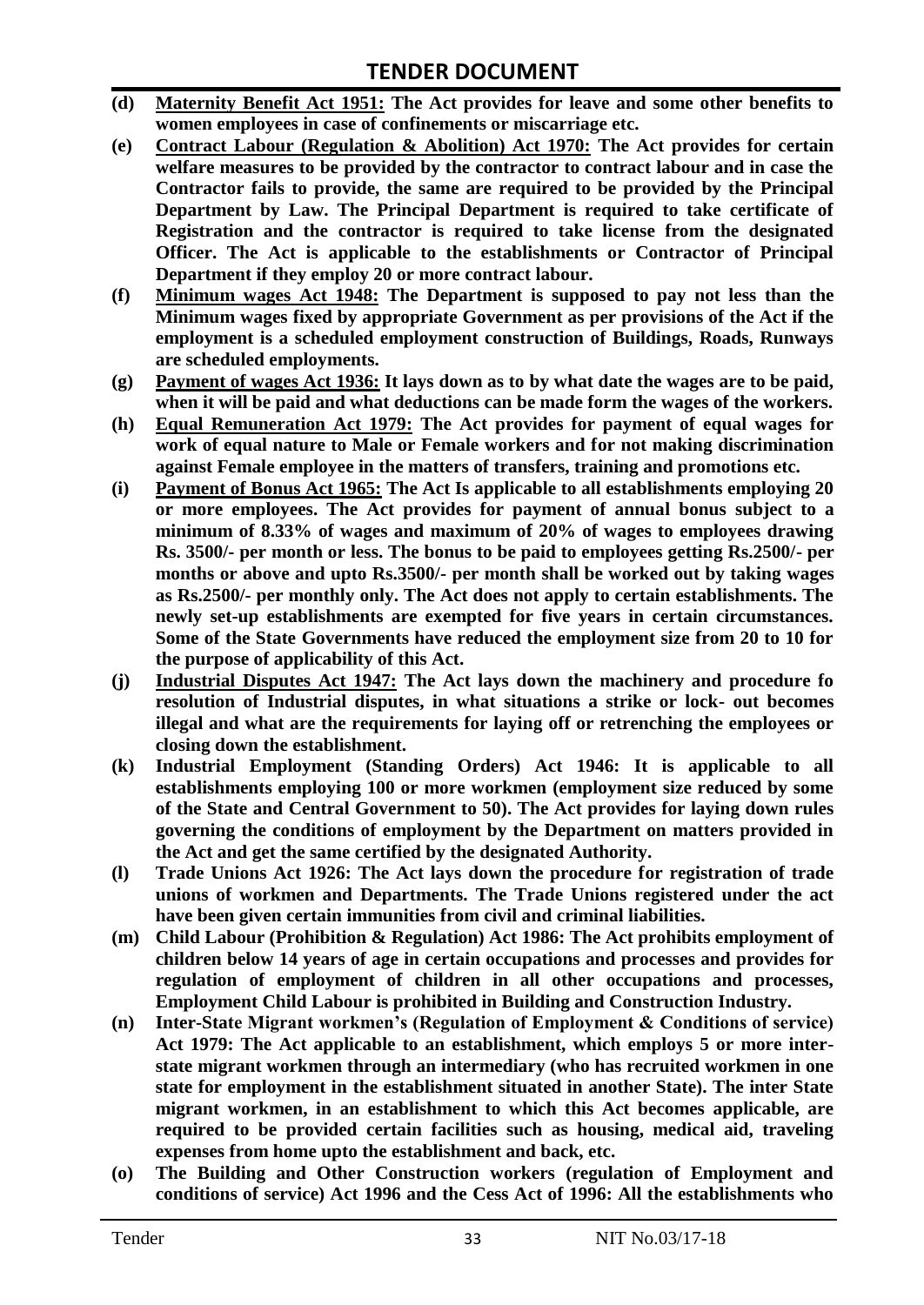- **(d)** **<u>Maternity Benefit Act 1951:</u> The Act provides for leave and some other benefits to women employees in case of confinements or miscarriage etc.**
- **(e)** **<u>Contract Labour (Regulation & Abolition) Act 1970:</u> The Act provides for certain welfare measures to be provided by the contractor to contract labour and in case the Contractor fails to provide, the same are required to be provided by the Principal Department by Law. The Principal Department is required to take certificate of Registration and the contractor is required to take license from the designated Officer. The Act is applicable to the establishments or Contractor of Principal Department if they employ 20 or more contract labour.**
- **(f)** **<u>Minimum wages Act 1948:</u> The Department is supposed to pay not less than the Minimum wages fixed by appropriate Government as per provisions of the Act if the employment is a scheduled employment construction of Buildings, Roads, Runways are scheduled employments.**
- **(g)** **<u>Payment of wages Act 1936:</u> It lays down as to by what date the wages are to be paid, when it will be paid and what deductions can be made form the wages of the workers.**
- **(h)** **<u>Equal Remuneration Act 1979:</u> The Act provides for payment of equal wages for work of equal nature to Male or Female workers and for not making discrimination against Female employee in the matters of transfers, training and promotions etc.**
- **(i)** **<u>Payment of Bonus Act 1965:</u> The Act Is applicable to all establishments employing 20 or more employees. The Act provides for payment of annual bonus subject to a minimum of 8.33% of wages and maximum of 20% of wages to employees drawing Rs. 3500/- per month or less. The bonus to be paid to employees getting Rs.2500/- per months or above and upto Rs.3500/- per month shall be worked out by taking wages as Rs.2500/- per monthly only. The Act does not apply to certain establishments. The newly set-up establishments are exempted for five years in certain circumstances. Some of the State Governments have reduced the employment size from 20 to 10 for the purpose of applicability of this Act.**
- **(j)** **<u>Industrial Disputes Act 1947:</u> The Act lays down the machinery and procedure fo resolution of Industrial disputes, in what situations a strike or lock- out becomes illegal and what are the requirements for laying off or retrenching the employees or closing down the establishment.**
- **(k)** **Industrial Employment (Standing Orders) Act 1946: It is applicable to all establishments employing 100 or more workmen (employment size reduced by some of the State and Central Government to 50). The Act provides for laying down rules governing the conditions of employment by the Department on matters provided in the Act and get the same certified by the designated Authority.**
- **(l)** **Trade Unions Act 1926: The Act lays down the procedure for registration of trade unions of workmen and Departments. The Trade Unions registered under the act have been given certain immunities from civil and criminal liabilities.**
- **(m)** **Child Labour (Prohibition & Regulation) Act 1986: The Act prohibits employment of children below 14 years of age in certain occupations and processes and provides for regulation of employment of children in all other occupations and processes, Employment Child Labour is prohibited in Building and Construction Industry.**
- **(n)** **Inter-State Migrant workmen's (Regulation of Employment & Conditions of service) Act 1979: The Act applicable to an establishment, which employs 5 or more inter-state migrant workmen through an intermediary (who has recruited workmen in one state for employment in the establishment situated in another State). The inter State migrant workmen, in an establishment to which this Act becomes applicable, are required to be provided certain facilities such as housing, medical aid, traveling expenses from home upto the establishment and back, etc.**
- **(o)** **The Building and Other Construction workers (regulation of Employment and conditions of service) Act 1996 and the Cess Act of 1996: All the establishments who**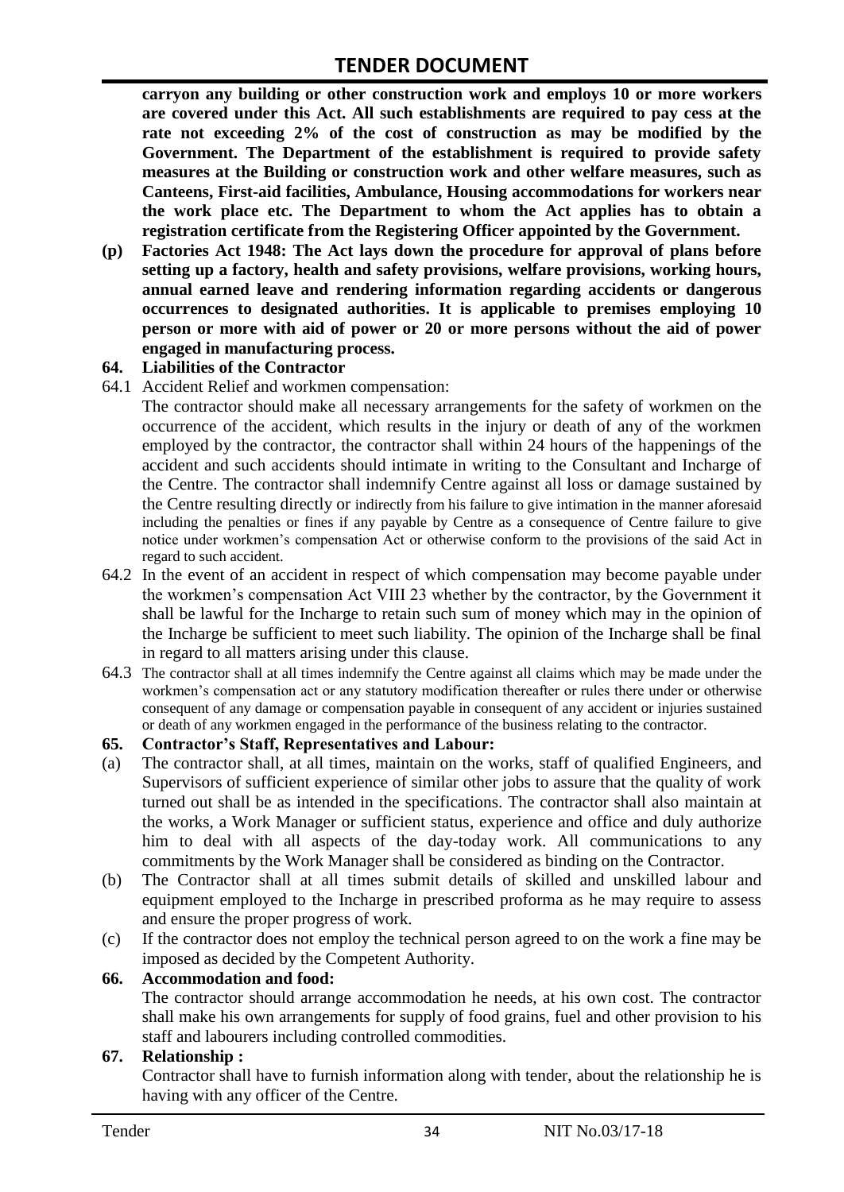**carryon any building or other construction work and employs 10 or more workers are covered under this Act. All such establishments are required to pay cess at the rate not exceeding 2% of the cost of construction as may be modified by the Government. The Department of the establishment is required to provide safety measures at the Building or construction work and other welfare measures, such as Canteens, First-aid facilities, Ambulance, Housing accommodations for workers near the work place etc. The Department to whom the Act applies has to obtain a registration certificate from the Registering Officer appointed by the Government.**

**(p) Factories Act 1948: The Act lays down the procedure for approval of plans before setting up a factory, health and safety provisions, welfare provisions, working hours, annual earned leave and rendering information regarding accidents or dangerous occurrences to designated authorities. It is applicable to premises employing 10 person or more with aid of power or 20 or more persons without the aid of power engaged in manufacturing process.**

**64. Liabilities of the Contractor**

64.1 Accident Relief and workmen compensation:

The contractor should make all necessary arrangements for the safety of workmen on the occurrence of the accident, which results in the injury or death of any of the workmen employed by the contractor, the contractor shall within 24 hours of the happenings of the accident and such accidents should intimate in writing to the Consultant and Incharge of the Centre. The contractor shall indemnify Centre against all loss or damage sustained by the Centre resulting directly or indirectly from his failure to give intimation in the manner aforesaid including the penalties or fines if any payable by Centre as a consequence of Centre failure to give notice under workmen's compensation Act or otherwise conform to the provisions of the said Act in regard to such accident.

64.2 In the event of an accident in respect of which compensation may become payable under the workmen's compensation Act VIII 23 whether by the contractor, by the Government it shall be lawful for the Incharge to retain such sum of money which may in the opinion of the Incharge be sufficient to meet such liability. The opinion of the Incharge shall be final in regard to all matters arising under this clause.

64.3 The contractor shall at all times indemnify the Centre against all claims which may be made under the workmen's compensation act or any statutory modification thereafter or rules there under or otherwise consequent of any damage or compensation payable in consequent of any accident or injuries sustained or death of any workmen engaged in the performance of the business relating to the contractor.

**65. Contractor's Staff, Representatives and Labour:**

(a) The contractor shall, at all times, maintain on the works, staff of qualified Engineers, and Supervisors of sufficient experience of similar other jobs to assure that the quality of work turned out shall be as intended in the specifications. The contractor shall also maintain at the works, a Work Manager or sufficient status, experience and office and duly authorize him to deal with all aspects of the day-today work. All communications to any commitments by the Work Manager shall be considered as binding on the Contractor.

(b) The Contractor shall at all times submit details of skilled and unskilled labour and equipment employed to the Incharge in prescribed proforma as he may require to assess and ensure the proper progress of work.

(c) If the contractor does not employ the technical person agreed to on the work a fine may be imposed as decided by the Competent Authority.

**66. Accommodation and food:**

The contractor should arrange accommodation he needs, at his own cost. The contractor shall make his own arrangements for supply of food grains, fuel and other provision to his staff and labourers including controlled commodities.

**67. Relationship :**

Contractor shall have to furnish information along with tender, about the relationship he is having with any officer of the Centre.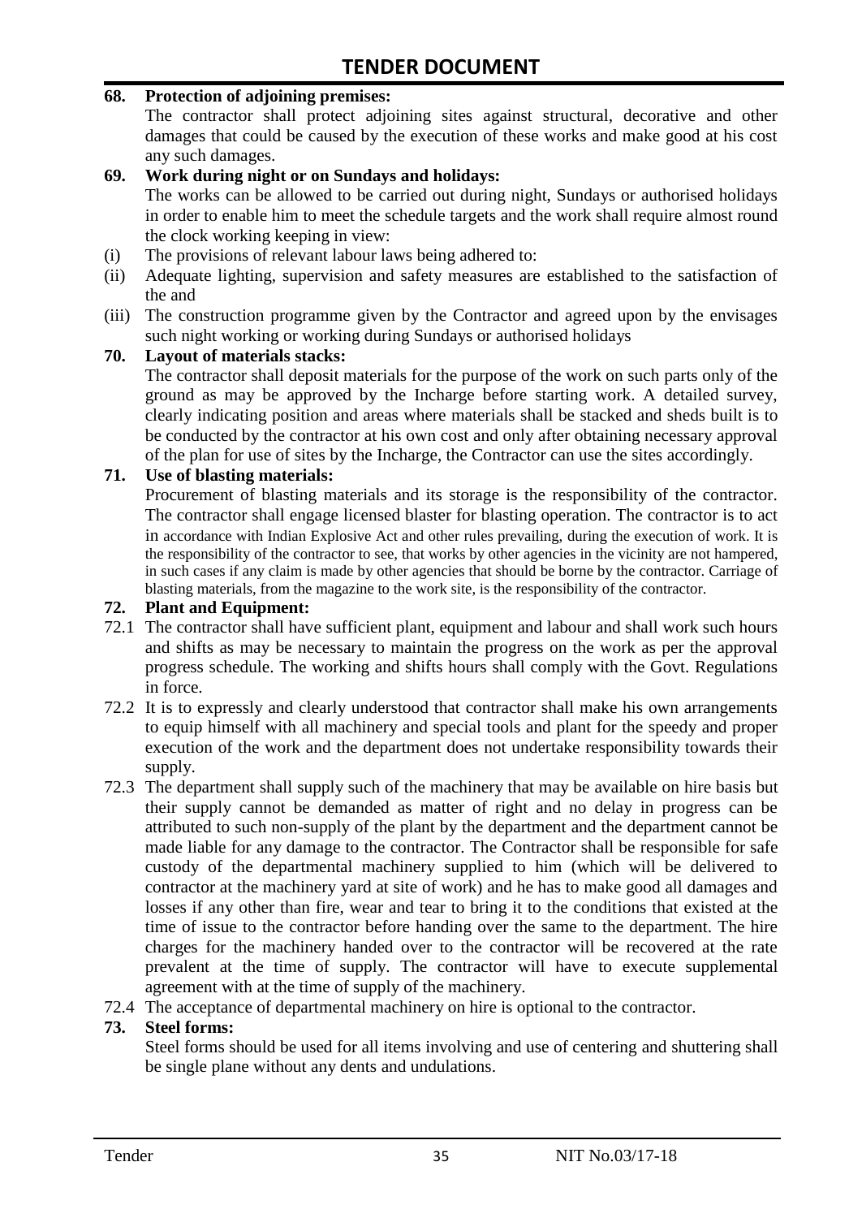**68. Protection of adjoining premises:**

The contractor shall protect adjoining sites against structural, decorative and other damages that could be caused by the execution of these works and make good at his cost any such damages.

**69. Work during night or on Sundays and holidays:**

The works can be allowed to be carried out during night, Sundays or authorised holidays in order to enable him to meet the schedule targets and the work shall require almost round the clock working keeping in view:

(i) The provisions of relevant labour laws being adhered to:

(ii) Adequate lighting, supervision and safety measures are established to the satisfaction of the and

(iii) The construction programme given by the Contractor and agreed upon by the envisages such night working or working during Sundays or authorised holidays

**70. Layout of materials stacks:**

The contractor shall deposit materials for the purpose of the work on such parts only of the ground as may be approved by the Incharge before starting work. A detailed survey, clearly indicating position and areas where materials shall be stacked and sheds built is to be conducted by the contractor at his own cost and only after obtaining necessary approval of the plan for use of sites by the Incharge, the Contractor can use the sites accordingly.

**71. Use of blasting materials:**

Procurement of blasting materials and its storage is the responsibility of the contractor. The contractor shall engage licensed blaster for blasting operation. The contractor is to act in accordance with Indian Explosive Act and other rules prevailing, during the execution of work. It is the responsibility of the contractor to see, that works by other agencies in the vicinity are not hampered, in such cases if any claim is made by other agencies that should be borne by the contractor. Carriage of blasting materials, from the magazine to the work site, is the responsibility of the contractor.

**72. Plant and Equipment:**

72.1 The contractor shall have sufficient plant, equipment and labour and shall work such hours and shifts as may be necessary to maintain the progress on the work as per the approval progress schedule. The working and shifts hours shall comply with the Govt. Regulations in force.

72.2 It is to expressly and clearly understood that contractor shall make his own arrangements to equip himself with all machinery and special tools and plant for the speedy and proper execution of the work and the department does not undertake responsibility towards their supply.

72.3 The department shall supply such of the machinery that may be available on hire basis but their supply cannot be demanded as matter of right and no delay in progress can be attributed to such non-supply of the plant by the department and the department cannot be made liable for any damage to the contractor. The Contractor shall be responsible for safe custody of the departmental machinery supplied to him (which will be delivered to contractor at the machinery yard at site of work) and he has to make good all damages and losses if any other than fire, wear and tear to bring it to the conditions that existed at the time of issue to the contractor before handing over the same to the department. The hire charges for the machinery handed over to the contractor will be recovered at the rate prevalent at the time of supply. The contractor will have to execute supplemental agreement with at the time of supply of the machinery.

72.4 The acceptance of departmental machinery on hire is optional to the contractor.

**73. Steel forms:**

Steel forms should be used for all items involving and use of centering and shuttering shall be single plane without any dents and undulations.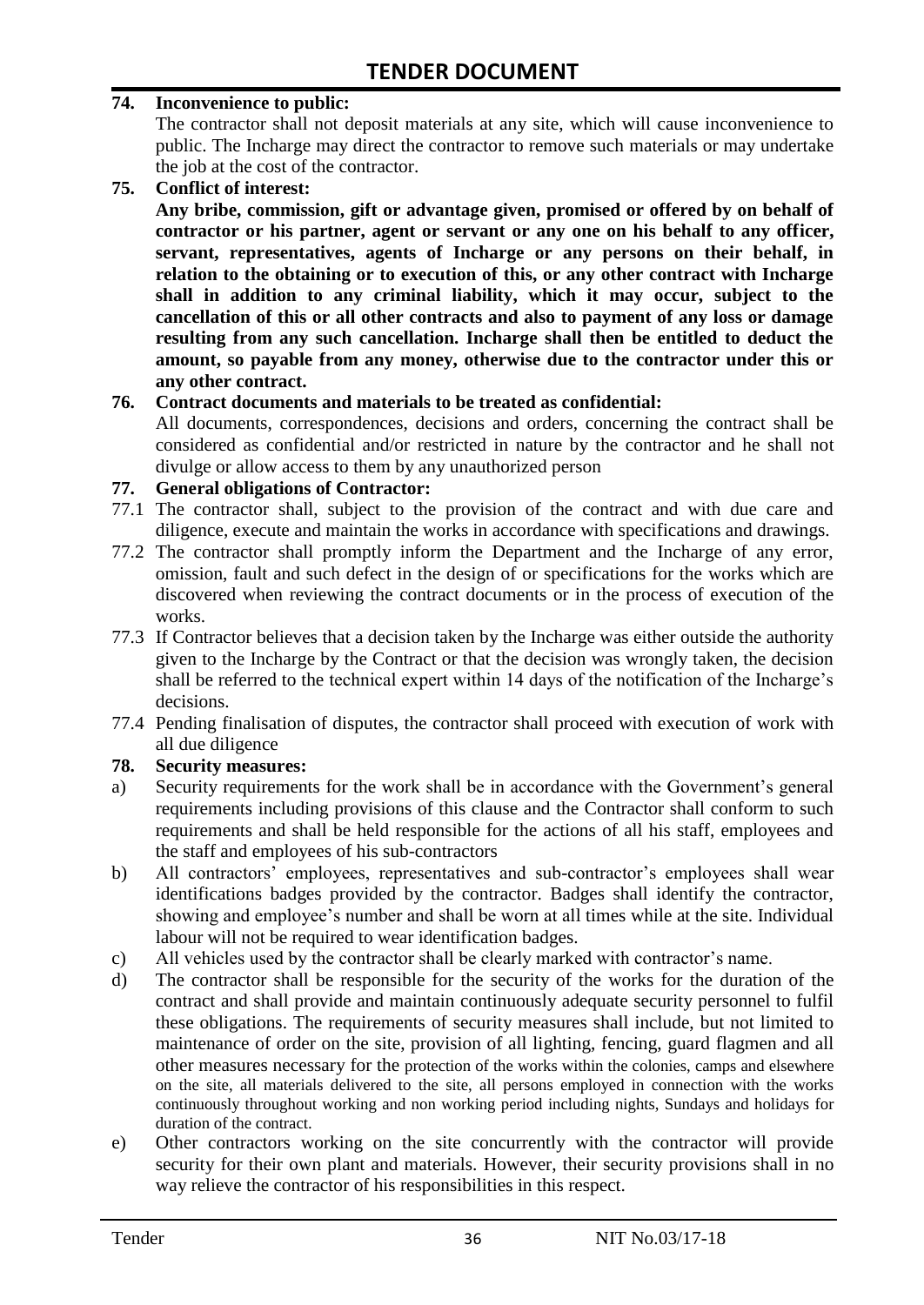**74. Inconvenience to public:**

The contractor shall not deposit materials at any site, which will cause inconvenience to public. The Incharge may direct the contractor to remove such materials or may undertake the job at the cost of the contractor.

**75. Conflict of interest:**

**Any bribe, commission, gift or advantage given, promised or offered by on behalf of contractor or his partner, agent or servant or any one on his behalf to any officer, servant, representatives, agents of Incharge or any persons on their behalf, in relation to the obtaining or to execution of this, or any other contract with Incharge shall in addition to any criminal liability, which it may occur, subject to the cancellation of this or all other contracts and also to payment of any loss or damage resulting from any such cancellation. Incharge shall then be entitled to deduct the amount, so payable from any money, otherwise due to the contractor under this or any other contract.**

**76. Contract documents and materials to be treated as confidential:**

All documents, correspondences, decisions and orders, concerning the contract shall be considered as confidential and/or restricted in nature by the contractor and he shall not divulge or allow access to them by any unauthorized person

**77. General obligations of Contractor:**

77.1 The contractor shall, subject to the provision of the contract and with due care and diligence, execute and maintain the works in accordance with specifications and drawings.

77.2 The contractor shall promptly inform the Department and the Incharge of any error, omission, fault and such defect in the design of or specifications for the works which are discovered when reviewing the contract documents or in the process of execution of the works.

77.3 If Contractor believes that a decision taken by the Incharge was either outside the authority given to the Incharge by the Contract or that the decision was wrongly taken, the decision shall be referred to the technical expert within 14 days of the notification of the Incharge's decisions.

77.4 Pending finalisation of disputes, the contractor shall proceed with execution of work with all due diligence

**78. Security measures:**

a) Security requirements for the work shall be in accordance with the Government's general requirements including provisions of this clause and the Contractor shall conform to such requirements and shall be held responsible for the actions of all his staff, employees and the staff and employees of his sub-contractors

b) All contractors' employees, representatives and sub-contractor's employees shall wear identifications badges provided by the contractor. Badges shall identify the contractor, showing and employee's number and shall be worn at all times while at the site. Individual labour will not be required to wear identification badges.

c) All vehicles used by the contractor shall be clearly marked with contractor's name.

d) The contractor shall be responsible for the security of the works for the duration of the contract and shall provide and maintain continuously adequate security personnel to fulfil these obligations. The requirements of security measures shall include, but not limited to maintenance of order on the site, provision of all lighting, fencing, guard flagmen and all other measures necessary for the protection of the works within the colonies, camps and elsewhere on the site, all materials delivered to the site, all persons employed in connection with the works continuously throughout working and non working period including nights, Sundays and holidays for duration of the contract.

e) Other contractors working on the site concurrently with the contractor will provide security for their own plant and materials. However, their security provisions shall in no way relieve the contractor of his responsibilities in this respect.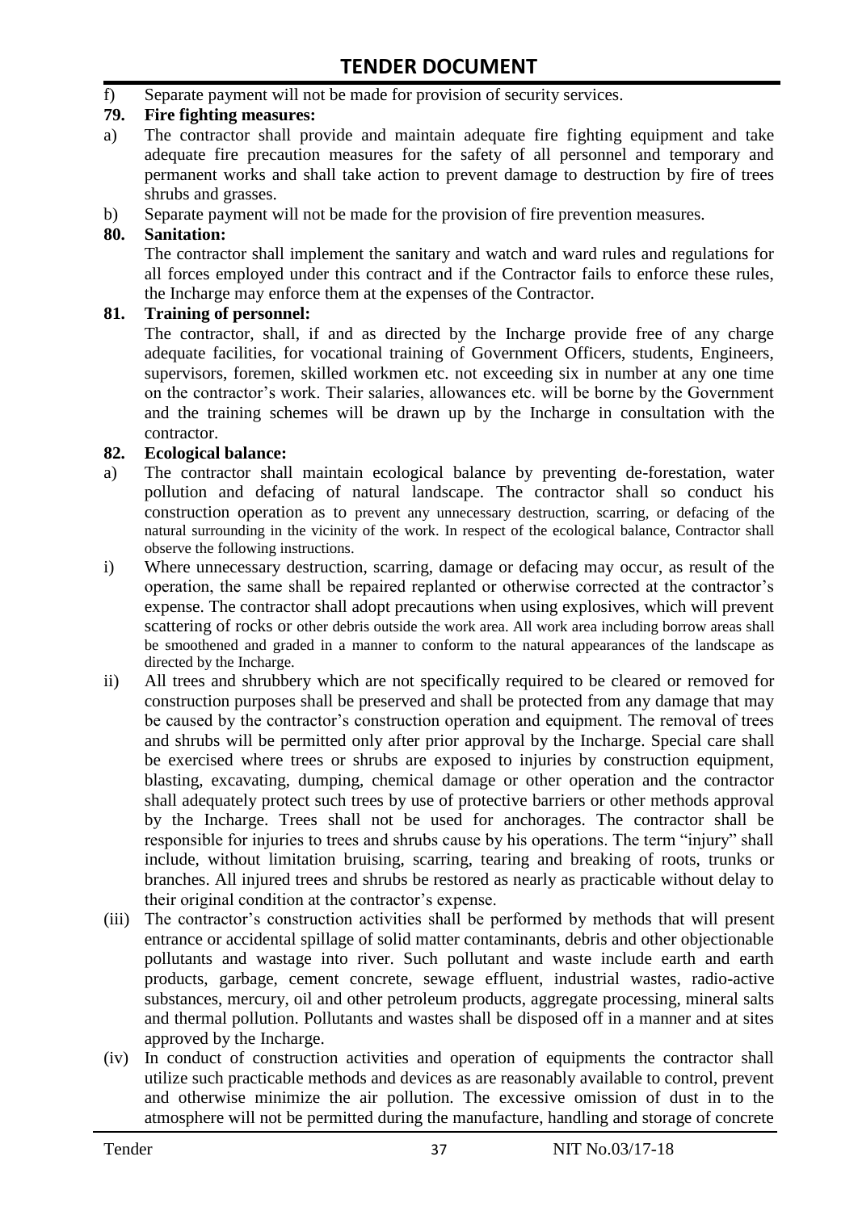f) Separate payment will not be made for provision of security services.

**79. Fire fighting measures:**

a) The contractor shall provide and maintain adequate fire fighting equipment and take adequate fire precaution measures for the safety of all personnel and temporary and permanent works and shall take action to prevent damage to destruction by fire of trees shrubs and grasses.

b) Separate payment will not be made for the provision of fire prevention measures.

**80. Sanitation:**

The contractor shall implement the sanitary and watch and ward rules and regulations for all forces employed under this contract and if the Contractor fails to enforce these rules, the Incharge may enforce them at the expenses of the Contractor.

**81. Training of personnel:**

The contractor, shall, if and as directed by the Incharge provide free of any charge adequate facilities, for vocational training of Government Officers, students, Engineers, supervisors, foremen, skilled workmen etc. not exceeding six in number at any one time on the contractor's work. Their salaries, allowances etc. will be borne by the Government and the training schemes will be drawn up by the Incharge in consultation with the contractor.

**82. Ecological balance:**

a) The contractor shall maintain ecological balance by preventing de-forestation, water pollution and defacing of natural landscape. The contractor shall so conduct his construction operation as to prevent any unnecessary destruction, scarring, or defacing of the natural surrounding in the vicinity of the work. In respect of the ecological balance, Contractor shall observe the following instructions.

i) Where unnecessary destruction, scarring, damage or defacing may occur, as result of the operation, the same shall be repaired replanted or otherwise corrected at the contractor's expense. The contractor shall adopt precautions when using explosives, which will prevent scattering of rocks or other debris outside the work area. All work area including borrow areas shall be smoothened and graded in a manner to conform to the natural appearances of the landscape as directed by the Incharge.

ii) All trees and shrubbery which are not specifically required to be cleared or removed for construction purposes shall be preserved and shall be protected from any damage that may be caused by the contractor's construction operation and equipment. The removal of trees and shrubs will be permitted only after prior approval by the Incharge. Special care shall be exercised where trees or shrubs are exposed to injuries by construction equipment, blasting, excavating, dumping, chemical damage or other operation and the contractor shall adequately protect such trees by use of protective barriers or other methods approval by the Incharge. Trees shall not be used for anchorages. The contractor shall be responsible for injuries to trees and shrubs cause by his operations. The term "injury" shall include, without limitation bruising, scarring, tearing and breaking of roots, trunks or branches. All injured trees and shrubs be restored as nearly as practicable without delay to their original condition at the contractor's expense.

(iii) The contractor's construction activities shall be performed by methods that will present entrance or accidental spillage of solid matter contaminants, debris and other objectionable pollutants and wastage into river. Such pollutant and waste include earth and earth products, garbage, cement concrete, sewage effluent, industrial wastes, radio-active substances, mercury, oil and other petroleum products, aggregate processing, mineral salts and thermal pollution. Pollutants and wastes shall be disposed off in a manner and at sites approved by the Incharge.

(iv) In conduct of construction activities and operation of equipments the contractor shall utilize such practicable methods and devices as are reasonably available to control, prevent and otherwise minimize the air pollution. The excessive omission of dust in to the atmosphere will not be permitted during the manufacture, handling and storage of concrete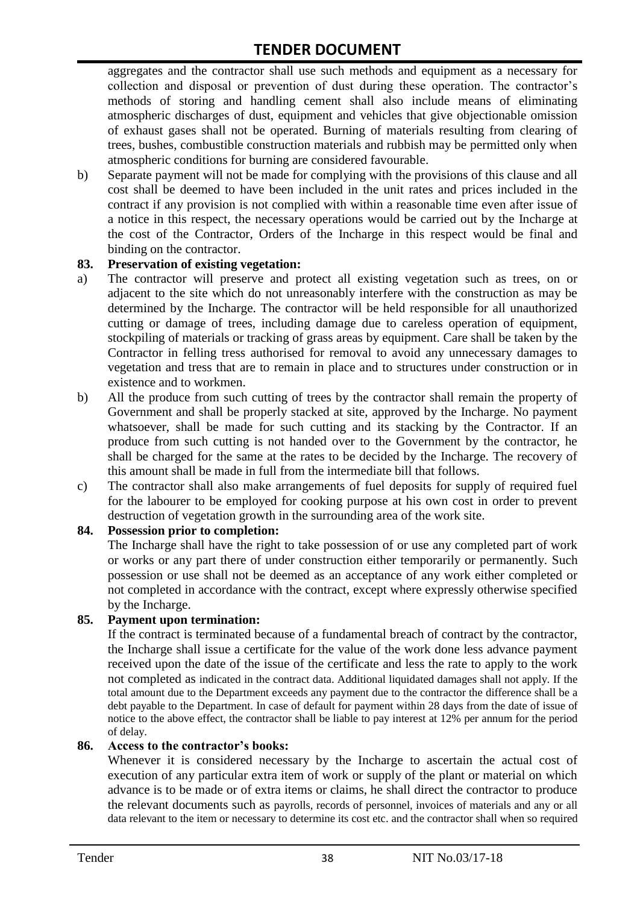aggregates and the contractor shall use such methods and equipment as a necessary for collection and disposal or prevention of dust during these operation. The contractor's methods of storing and handling cement shall also include means of eliminating atmospheric discharges of dust, equipment and vehicles that give objectionable omission of exhaust gases shall not be operated. Burning of materials resulting from clearing of trees, bushes, combustible construction materials and rubbish may be permitted only when atmospheric conditions for burning are considered favourable.

b) Separate payment will not be made for complying with the provisions of this clause and all cost shall be deemed to have been included in the unit rates and prices included in the contract if any provision is not complied with within a reasonable time even after issue of a notice in this respect, the necessary operations would be carried out by the Incharge at the cost of the Contractor, Orders of the Incharge in this respect would be final and binding on the contractor.

**83. Preservation of existing vegetation:**

a) The contractor will preserve and protect all existing vegetation such as trees, on or adjacent to the site which do not unreasonably interfere with the construction as may be determined by the Incharge. The contractor will be held responsible for all unauthorized cutting or damage of trees, including damage due to careless operation of equipment, stockpiling of materials or tracking of grass areas by equipment. Care shall be taken by the Contractor in felling tress authorised for removal to avoid any unnecessary damages to vegetation and tress that are to remain in place and to structures under construction or in existence and to workmen.

b) All the produce from such cutting of trees by the contractor shall remain the property of Government and shall be properly stacked at site, approved by the Incharge. No payment whatsoever, shall be made for such cutting and its stacking by the Contractor. If an produce from such cutting is not handed over to the Government by the contractor, he shall be charged for the same at the rates to be decided by the Incharge. The recovery of this amount shall be made in full from the intermediate bill that follows.

c) The contractor shall also make arrangements of fuel deposits for supply of required fuel for the labourer to be employed for cooking purpose at his own cost in order to prevent destruction of vegetation growth in the surrounding area of the work site.

**84. Possession prior to completion:**

The Incharge shall have the right to take possession of or use any completed part of work or works or any part there of under construction either temporarily or permanently. Such possession or use shall not be deemed as an acceptance of any work either completed or not completed in accordance with the contract, except where expressly otherwise specified by the Incharge.

**85. Payment upon termination:**

If the contract is terminated because of a fundamental breach of contract by the contractor, the Incharge shall issue a certificate for the value of the work done less advance payment received upon the date of the issue of the certificate and less the rate to apply to the work not completed as indicated in the contract data. Additional liquidated damages shall not apply. If the total amount due to the Department exceeds any payment due to the contractor the difference shall be a debt payable to the Department. In case of default for payment within 28 days from the date of issue of notice to the above effect, the contractor shall be liable to pay interest at 12% per annum for the period of delay.

**86. Access to the contractor's books:**

Whenever it is considered necessary by the Incharge to ascertain the actual cost of execution of any particular extra item of work or supply of the plant or material on which advance is to be made or of extra items or claims, he shall direct the contractor to produce the relevant documents such as payrolls, records of personnel, invoices of materials and any or all data relevant to the item or necessary to determine its cost etc. and the contractor shall when so required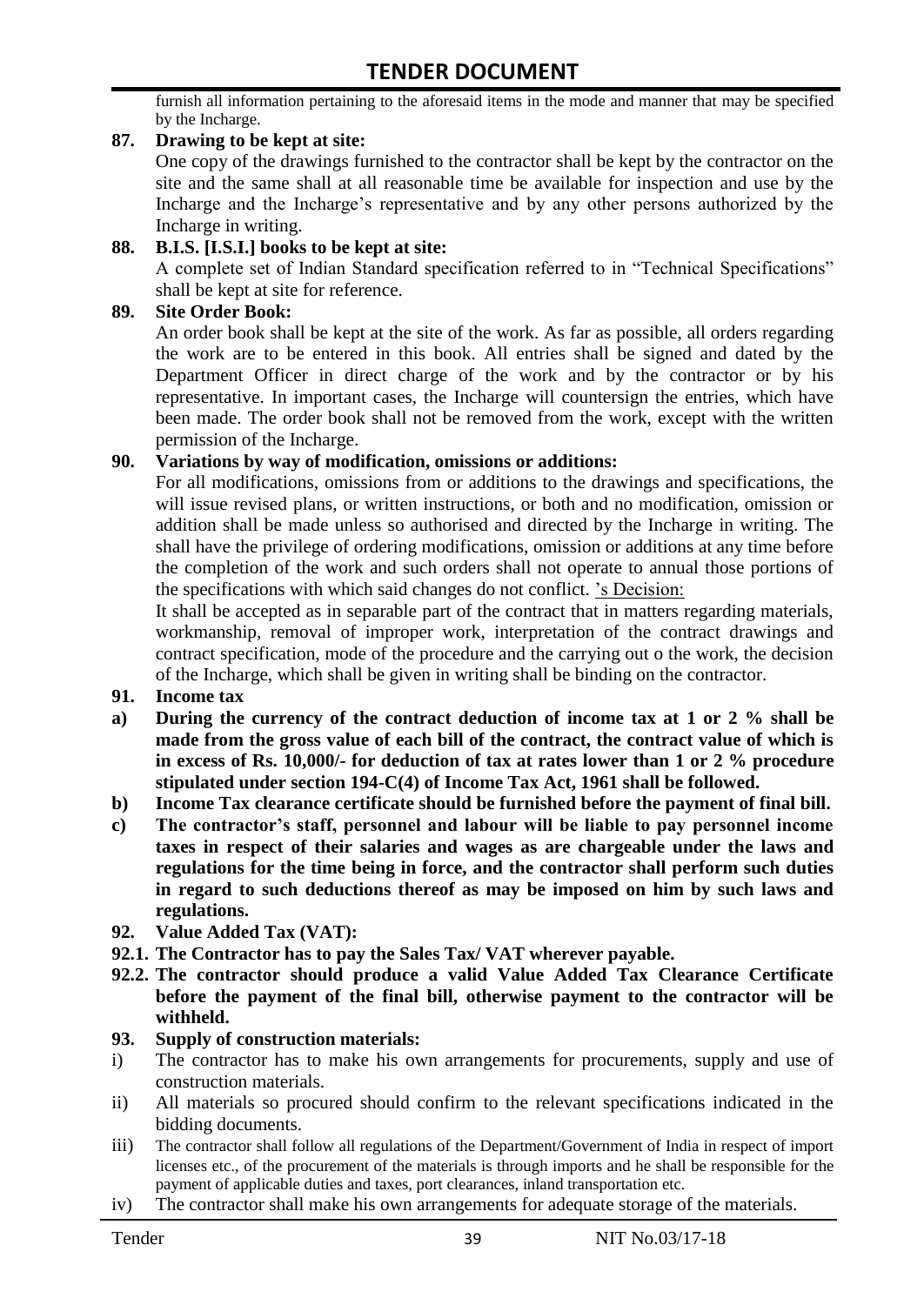furnish all information pertaining to the aforesaid items in the mode and manner that may be specified by the Incharge.

**87. Drawing to be kept at site:**

One copy of the drawings furnished to the contractor shall be kept by the contractor on the site and the same shall at all reasonable time be available for inspection and use by the Incharge and the Incharge's representative and by any other persons authorized by the Incharge in writing.

**88. B.I.S. [I.S.I.] books to be kept at site:**

A complete set of Indian Standard specification referred to in "Technical Specifications" shall be kept at site for reference.

**89. Site Order Book:**

An order book shall be kept at the site of the work. As far as possible, all orders regarding the work are to be entered in this book. All entries shall be signed and dated by the Department Officer in direct charge of the work and by the contractor or by his representative. In important cases, the Incharge will countersign the entries, which have been made. The order book shall not be removed from the work, except with the written permission of the Incharge.

**90. Variations by way of modification, omissions or additions:**

For all modifications, omissions from or additions to the drawings and specifications, the will issue revised plans, or written instructions, or both and no modification, omission or addition shall be made unless so authorised and directed by the Incharge in writing. The shall have the privilege of ordering modifications, omission or additions at any time before the completion of the work and such orders shall not operate to annual those portions of the specifications with which said changes do not conflict. 's Decision:

It shall be accepted as in separable part of the contract that in matters regarding materials, workmanship, removal of improper work, interpretation of the contract drawings and contract specification, mode of the procedure and the carrying out o the work, the decision of the Incharge, which shall be given in writing shall be binding on the contractor.

**91. Income tax**

**a) During the currency of the contract deduction of income tax at 1 or 2 % shall be made from the gross value of each bill of the contract, the contract value of which is in excess of Rs. 10,000/- for deduction of tax at rates lower than 1 or 2 % procedure stipulated under section 194-C(4) of Income Tax Act, 1961 shall be followed.**

**b) Income Tax clearance certificate should be furnished before the payment of final bill.**

**c) The contractor's staff, personnel and labour will be liable to pay personnel income taxes in respect of their salaries and wages as are chargeable under the laws and regulations for the time being in force, and the contractor shall perform such duties in regard to such deductions thereof as may be imposed on him by such laws and regulations.**

**92. Value Added Tax (VAT):**

**92.1. The Contractor has to pay the Sales Tax/ VAT wherever payable.**

**92.2. The contractor should produce a valid Value Added Tax Clearance Certificate before the payment of the final bill, otherwise payment to the contractor will be withheld.**

**93. Supply of construction materials:**

i) The contractor has to make his own arrangements for procurements, supply and use of construction materials.

ii) All materials so procured should confirm to the relevant specifications indicated in the bidding documents.

iii) The contractor shall follow all regulations of the Department/Government of India in respect of import licenses etc., of the procurement of the materials is through imports and he shall be responsible for the payment of applicable duties and taxes, port clearances, inland transportation etc.

iv) The contractor shall make his own arrangements for adequate storage of the materials.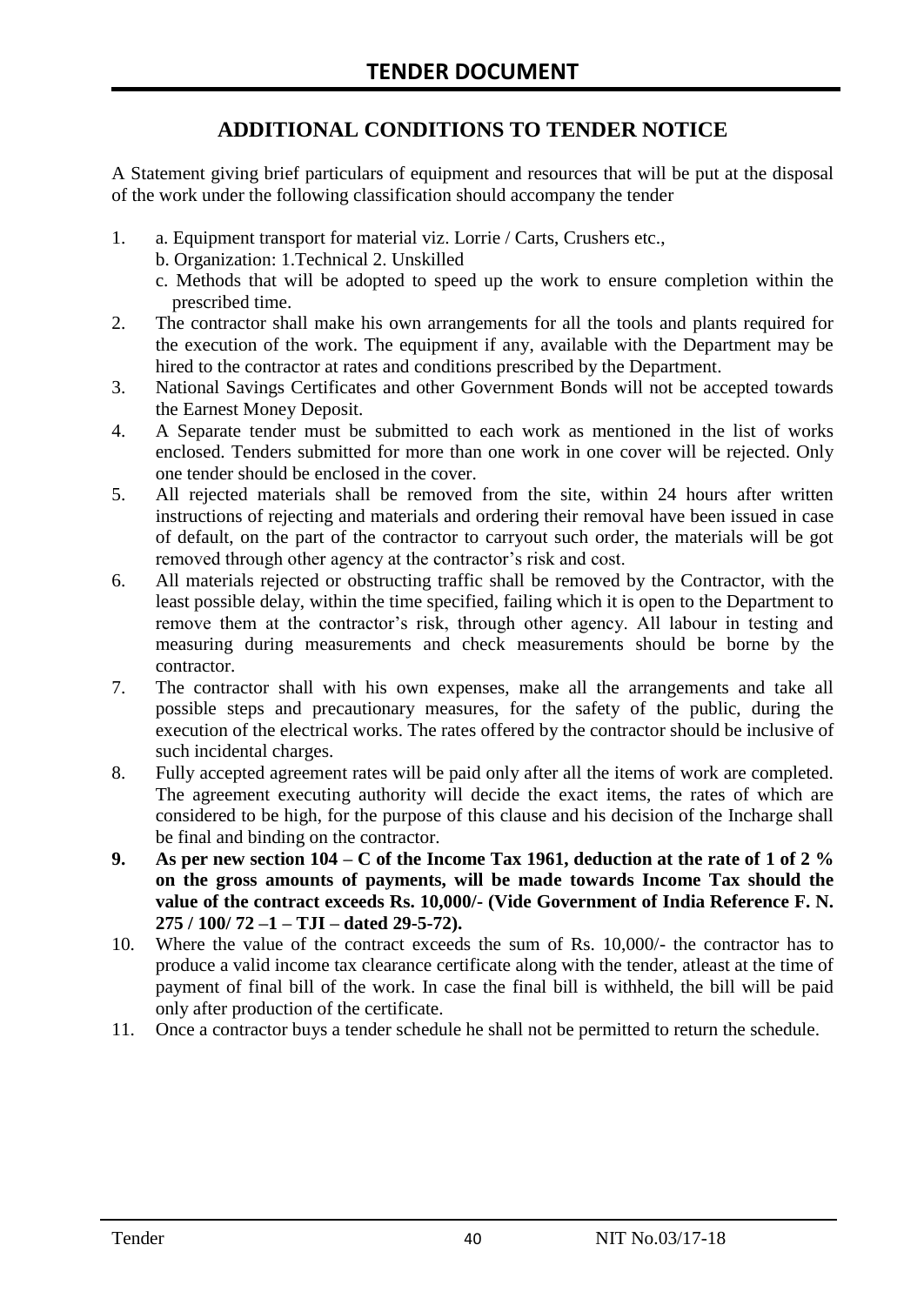## ADDITIONAL CONDITIONS TO TENDER NOTICE

A Statement giving brief particulars of equipment and resources that will be put at the disposal of the work under the following classification should accompany the tender

1. a. Equipment transport for material viz. Lorrie / Carts, Crushers etc.,
   b. Organization: 1.Technical 2. Unskilled
   c. Methods that will be adopted to speed up the work to ensure completion within the prescribed time.
2. The contractor shall make his own arrangements for all the tools and plants required for the execution of the work. The equipment if any, available with the Department may be hired to the contractor at rates and conditions prescribed by the Department.
3. National Savings Certificates and other Government Bonds will not be accepted towards the Earnest Money Deposit.
4. A Separate tender must be submitted to each work as mentioned in the list of works enclosed. Tenders submitted for more than one work in one cover will be rejected. Only one tender should be enclosed in the cover.
5. All rejected materials shall be removed from the site, within 24 hours after written instructions of rejecting and materials and ordering their removal have been issued in case of default, on the part of the contractor to carryout such order, the materials will be got removed through other agency at the contractor's risk and cost.
6. All materials rejected or obstructing traffic shall be removed by the Contractor, with the least possible delay, within the time specified, failing which it is open to the Department to remove them at the contractor's risk, through other agency. All labour in testing and measuring during measurements and check measurements should be borne by the contractor.
7. The contractor shall with his own expenses, make all the arrangements and take all possible steps and precautionary measures, for the safety of the public, during the execution of the electrical works. The rates offered by the contractor should be inclusive of such incidental charges.
8. Fully accepted agreement rates will be paid only after all the items of work are completed. The agreement executing authority will decide the exact items, the rates of which are considered to be high, for the purpose of this clause and his decision of the Incharge shall be final and binding on the contractor.
9. **As per new section 104 – C of the Income Tax 1961, deduction at the rate of 1 of 2 % on the gross amounts of payments, will be made towards Income Tax should the value of the contract exceeds Rs. 10,000/- (Vide Government of India Reference F. N. 275 / 100/ 72 –1 – TJI – dated 29-5-72).**
10. Where the value of the contract exceeds the sum of Rs. 10,000/- the contractor has to produce a valid income tax clearance certificate along with the tender, atleast at the time of payment of final bill of the work. In case the final bill is withheld, the bill will be paid only after production of the certificate.
11. Once a contractor buys a tender schedule he shall not be permitted to return the schedule.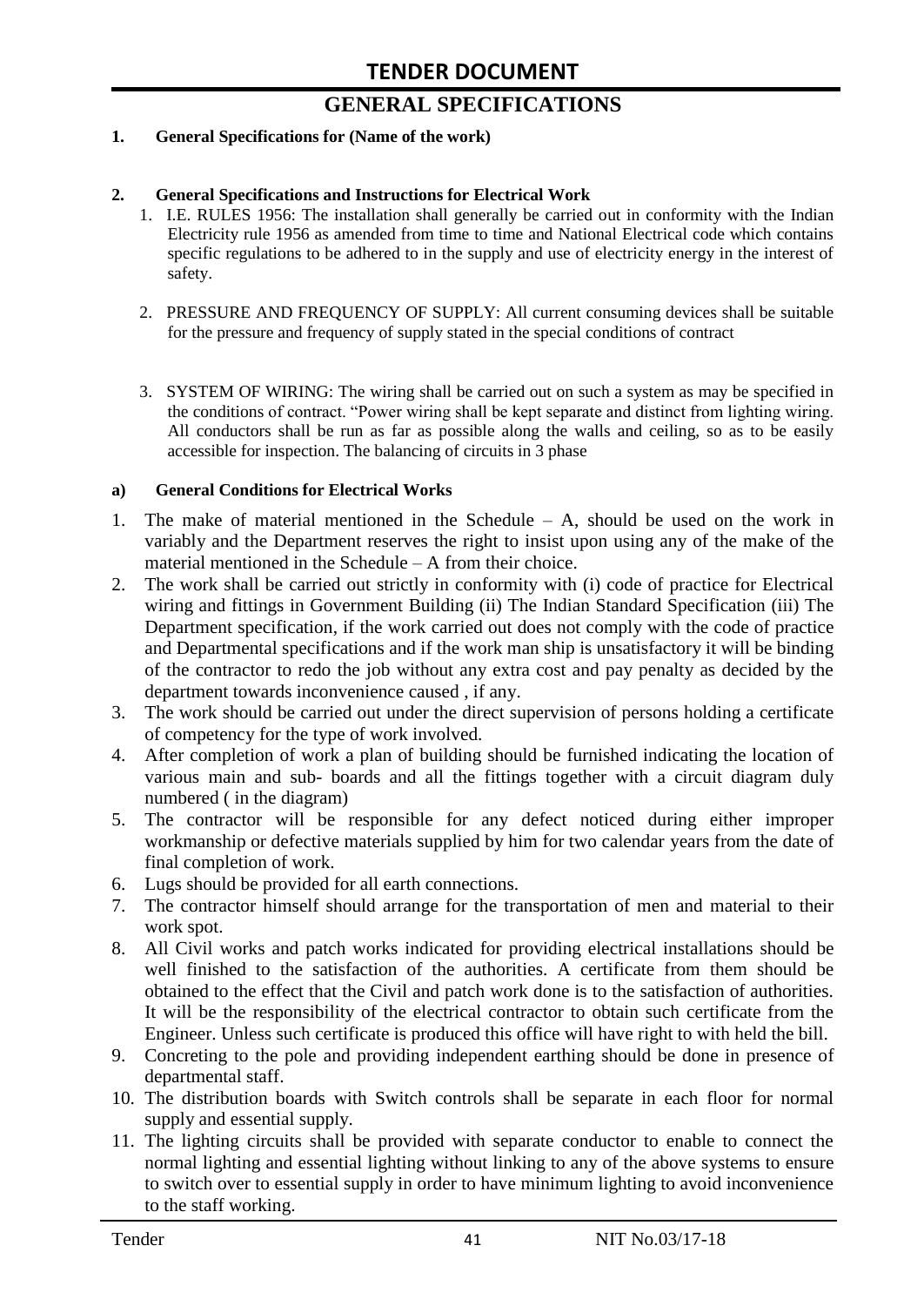## GENERAL SPECIFICATIONS

**1. General Specifications for (Name of the work)**

**2. General Specifications and Instructions for Electrical Work**

1. I.E. RULES 1956: The installation shall generally be carried out in conformity with the Indian Electricity rule 1956 as amended from time to time and National Electrical code which contains specific regulations to be adhered to in the supply and use of electricity energy in the interest of safety.

2. PRESSURE AND FREQUENCY OF SUPPLY: All current consuming devices shall be suitable for the pressure and frequency of supply stated in the special conditions of contract

3. SYSTEM OF WIRING: The wiring shall be carried out on such a system as may be specified in the conditions of contract. "Power wiring shall be kept separate and distinct from lighting wiring. All conductors shall be run as far as possible along the walls and ceiling, so as to be easily accessible for inspection. The balancing of circuits in 3 phase

**a) General Conditions for Electrical Works**

1. The make of material mentioned in the Schedule – A, should be used on the work in variably and the Department reserves the right to insist upon using any of the make of the material mentioned in the Schedule – A from their choice.
2. The work shall be carried out strictly in conformity with (i) code of practice for Electrical wiring and fittings in Government Building (ii) The Indian Standard Specification (iii) The Department specification, if the work carried out does not comply with the code of practice and Departmental specifications and if the work man ship is unsatisfactory it will be binding of the contractor to redo the job without any extra cost and pay penalty as decided by the department towards inconvenience caused , if any.
3. The work should be carried out under the direct supervision of persons holding a certificate of competency for the type of work involved.
4. After completion of work a plan of building should be furnished indicating the location of various main and sub- boards and all the fittings together with a circuit diagram duly numbered ( in the diagram)
5. The contractor will be responsible for any defect noticed during either improper workmanship or defective materials supplied by him for two calendar years from the date of final completion of work.
6. Lugs should be provided for all earth connections.
7. The contractor himself should arrange for the transportation of men and material to their work spot.
8. All Civil works and patch works indicated for providing electrical installations should be well finished to the satisfaction of the authorities. A certificate from them should be obtained to the effect that the Civil and patch work done is to the satisfaction of authorities. It will be the responsibility of the electrical contractor to obtain such certificate from the Engineer. Unless such certificate is produced this office will have right to with held the bill.
9. Concreting to the pole and providing independent earthing should be done in presence of departmental staff.
10. The distribution boards with Switch controls shall be separate in each floor for normal supply and essential supply.
11. The lighting circuits shall be provided with separate conductor to enable to connect the normal lighting and essential lighting without linking to any of the above systems to ensure to switch over to essential supply in order to have minimum lighting to avoid inconvenience to the staff working.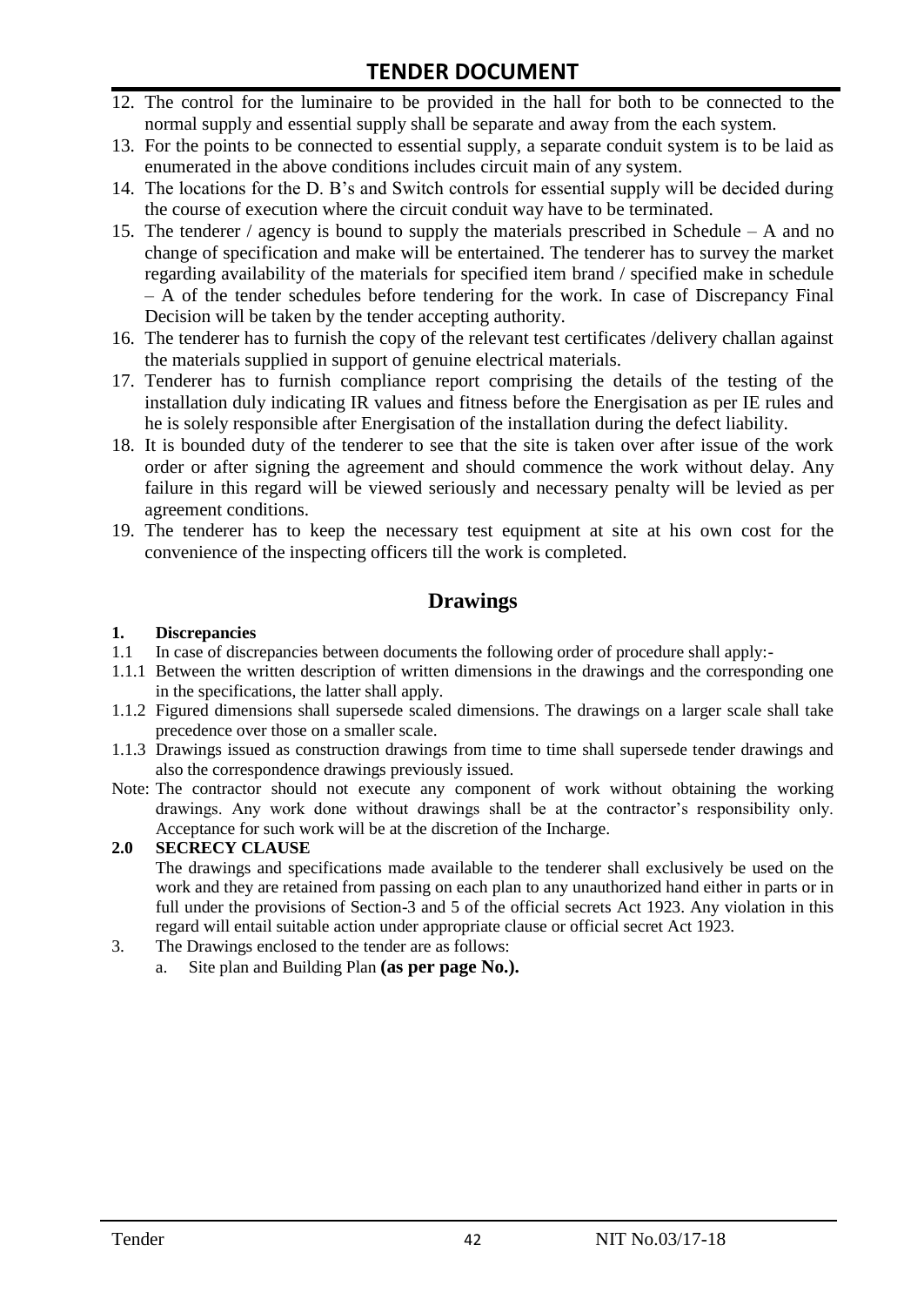12. The control for the luminaire to be provided in the hall for both to be connected to the normal supply and essential supply shall be separate and away from the each system.
13. For the points to be connected to essential supply, a separate conduit system is to be laid as enumerated in the above conditions includes circuit main of any system.
14. The locations for the D. B's and Switch controls for essential supply will be decided during the course of execution where the circuit conduit way have to be terminated.
15. The tenderer / agency is bound to supply the materials prescribed in Schedule – A and no change of specification and make will be entertained. The tenderer has to survey the market regarding availability of the materials for specified item brand / specified make in schedule – A of the tender schedules before tendering for the work. In case of Discrepancy Final Decision will be taken by the tender accepting authority.
16. The tenderer has to furnish the copy of the relevant test certificates /delivery challan against the materials supplied in support of genuine electrical materials.
17. Tenderer has to furnish compliance report comprising the details of the testing of the installation duly indicating IR values and fitness before the Energisation as per IE rules and he is solely responsible after Energisation of the installation during the defect liability.
18. It is bounded duty of the tenderer to see that the site is taken over after issue of the work order or after signing the agreement and should commence the work without delay. Any failure in this regard will be viewed seriously and necessary penalty will be levied as per agreement conditions.
19. The tenderer has to keep the necessary test equipment at site at his own cost for the convenience of the inspecting officers till the work is completed.

## Drawings

**1. Discrepancies**

1.1 In case of discrepancies between documents the following order of procedure shall apply:-

1.1.1 Between the written description of written dimensions in the drawings and the corresponding one in the specifications, the latter shall apply.

1.1.2 Figured dimensions shall supersede scaled dimensions. The drawings on a larger scale shall take precedence over those on a smaller scale.

1.1.3 Drawings issued as construction drawings from time to time shall supersede tender drawings and also the correspondence drawings previously issued.

Note: The contractor should not execute any component of work without obtaining the working drawings. Any work done without drawings shall be at the contractor's responsibility only. Acceptance for such work will be at the discretion of the Incharge.

**2.0 SECRECY CLAUSE**

The drawings and specifications made available to the tenderer shall exclusively be used on the work and they are retained from passing on each plan to any unauthorized hand either in parts or in full under the provisions of Section-3 and 5 of the official secrets Act 1923. Any violation in this regard will entail suitable action under appropriate clause or official secret Act 1923.

3. The Drawings enclosed to the tender are as follows:
   a. Site plan and Building Plan **(as per page No.).**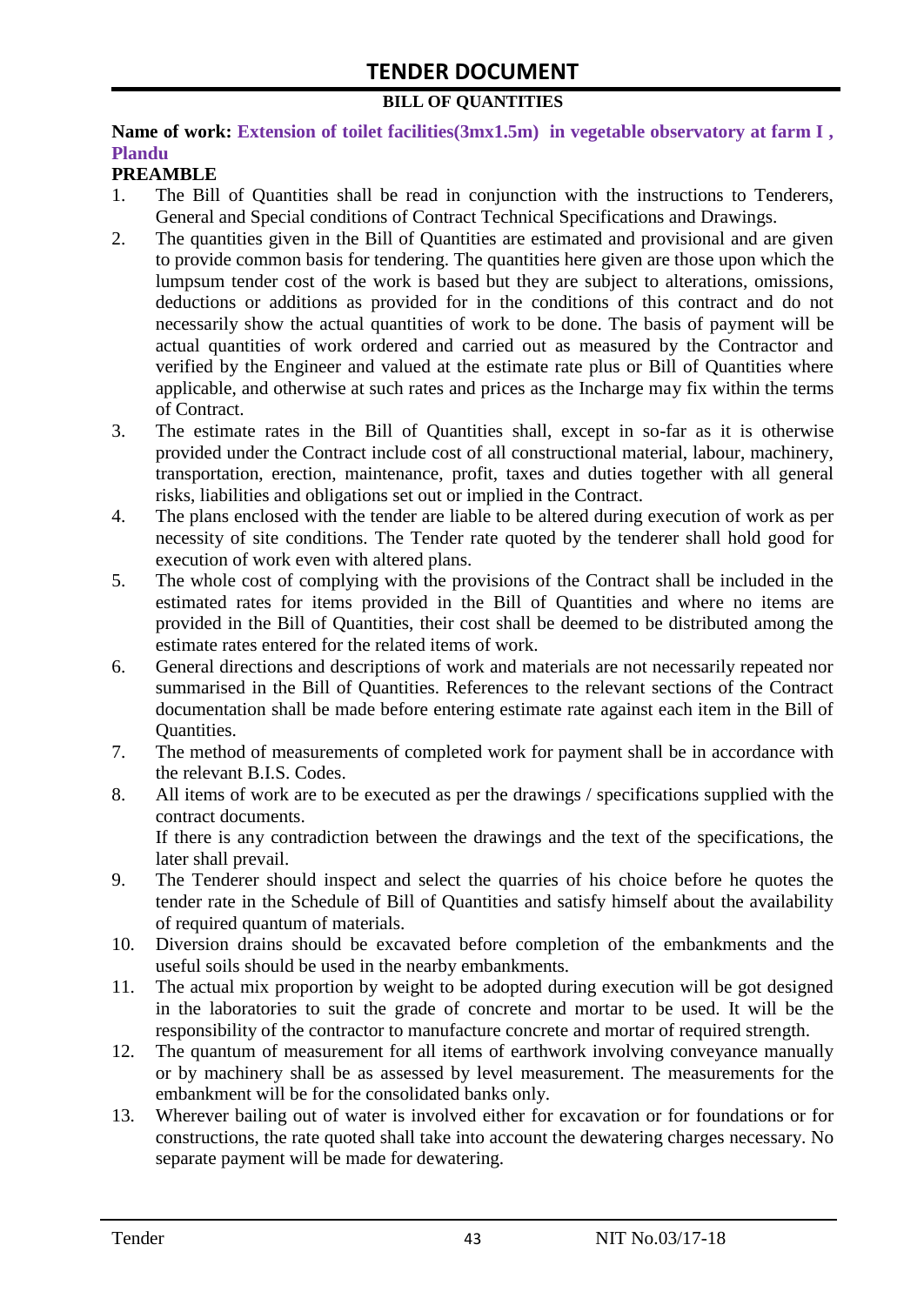# TENDER DOCUMENT

**BILL OF QUANTITIES**

**Name of work: Extension of toilet facilities(3mx1.5m) in vegetable observatory at farm I , Plandu**

**PREAMBLE**

1. The Bill of Quantities shall be read in conjunction with the instructions to Tenderers, General and Special conditions of Contract Technical Specifications and Drawings.
2. The quantities given in the Bill of Quantities are estimated and provisional and are given to provide common basis for tendering. The quantities here given are those upon which the lumpsum tender cost of the work is based but they are subject to alterations, omissions, deductions or additions as provided for in the conditions of this contract and do not necessarily show the actual quantities of work to be done. The basis of payment will be actual quantities of work ordered and carried out as measured by the Contractor and verified by the Engineer and valued at the estimate rate plus or Bill of Quantities where applicable, and otherwise at such rates and prices as the Incharge may fix within the terms of Contract.
3. The estimate rates in the Bill of Quantities shall, except in so-far as it is otherwise provided under the Contract include cost of all constructional material, labour, machinery, transportation, erection, maintenance, profit, taxes and duties together with all general risks, liabilities and obligations set out or implied in the Contract.
4. The plans enclosed with the tender are liable to be altered during execution of work as per necessity of site conditions. The Tender rate quoted by the tenderer shall hold good for execution of work even with altered plans.
5. The whole cost of complying with the provisions of the Contract shall be included in the estimated rates for items provided in the Bill of Quantities and where no items are provided in the Bill of Quantities, their cost shall be deemed to be distributed among the estimate rates entered for the related items of work.
6. General directions and descriptions of work and materials are not necessarily repeated nor summarised in the Bill of Quantities. References to the relevant sections of the Contract documentation shall be made before entering estimate rate against each item in the Bill of Quantities.
7. The method of measurements of completed work for payment shall be in accordance with the relevant B.I.S. Codes.
8. All items of work are to be executed as per the drawings / specifications supplied with the contract documents.

   If there is any contradiction between the drawings and the text of the specifications, the later shall prevail.
9. The Tenderer should inspect and select the quarries of his choice before he quotes the tender rate in the Schedule of Bill of Quantities and satisfy himself about the availability of required quantum of materials.
10. Diversion drains should be excavated before completion of the embankments and the useful soils should be used in the nearby embankments.
11. The actual mix proportion by weight to be adopted during execution will be got designed in the laboratories to suit the grade of concrete and mortar to be used. It will be the responsibility of the contractor to manufacture concrete and mortar of required strength.
12. The quantum of measurement for all items of earthwork involving conveyance manually or by machinery shall be as assessed by level measurement. The measurements for the embankment will be for the consolidated banks only.
13. Wherever bailing out of water is involved either for excavation or for foundations or for constructions, the rate quoted shall take into account the dewatering charges necessary. No separate payment will be made for dewatering.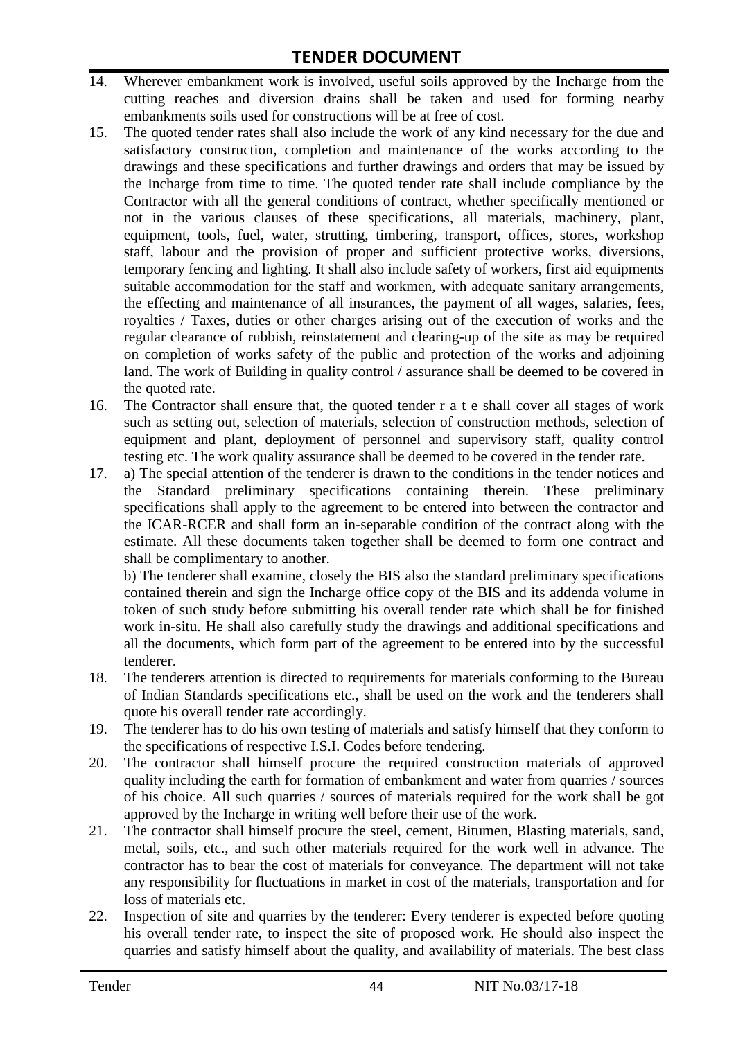14. Wherever embankment work is involved, useful soils approved by the Incharge from the cutting reaches and diversion drains shall be taken and used for forming nearby embankments soils used for constructions will be at free of cost.
15. The quoted tender rates shall also include the work of any kind necessary for the due and satisfactory construction, completion and maintenance of the works according to the drawings and these specifications and further drawings and orders that may be issued by the Incharge from time to time. The quoted tender rate shall include compliance by the Contractor with all the general conditions of contract, whether specifically mentioned or not in the various clauses of these specifications, all materials, machinery, plant, equipment, tools, fuel, water, strutting, timbering, transport, offices, stores, workshop staff, labour and the provision of proper and sufficient protective works, diversions, temporary fencing and lighting. It shall also include safety of workers, first aid equipments suitable accommodation for the staff and workmen, with adequate sanitary arrangements, the effecting and maintenance of all insurances, the payment of all wages, salaries, fees, royalties / Taxes, duties or other charges arising out of the execution of works and the regular clearance of rubbish, reinstatement and clearing-up of the site as may be required on completion of works safety of the public and protection of the works and adjoining land. The work of Building in quality control / assurance shall be deemed to be covered in the quoted rate.
16. The Contractor shall ensure that, the quoted tender r a t e shall cover all stages of work such as setting out, selection of materials, selection of construction methods, selection of equipment and plant, deployment of personnel and supervisory staff, quality control testing etc. The work quality assurance shall be deemed to be covered in the tender rate.
17. a) The special attention of the tenderer is drawn to the conditions in the tender notices and the Standard preliminary specifications containing therein. These preliminary specifications shall apply to the agreement to be entered into between the contractor and the ICAR-RCER and shall form an in-separable condition of the contract along with the estimate. All these documents taken together shall be deemed to form one contract and shall be complimentary to another.

    b) The tenderer shall examine, closely the BIS also the standard preliminary specifications contained therein and sign the Incharge office copy of the BIS and its addenda volume in token of such study before submitting his overall tender rate which shall be for finished work in-situ. He shall also carefully study the drawings and additional specifications and all the documents, which form part of the agreement to be entered into by the successful tenderer.
18. The tenderers attention is directed to requirements for materials conforming to the Bureau of Indian Standards specifications etc., shall be used on the work and the tenderers shall quote his overall tender rate accordingly.
19. The tenderer has to do his own testing of materials and satisfy himself that they conform to the specifications of respective I.S.I. Codes before tendering.
20. The contractor shall himself procure the required construction materials of approved quality including the earth for formation of embankment and water from quarries / sources of his choice. All such quarries / sources of materials required for the work shall be got approved by the Incharge in writing well before their use of the work.
21. The contractor shall himself procure the steel, cement, Bitumen, Blasting materials, sand, metal, soils, etc., and such other materials required for the work well in advance. The contractor has to bear the cost of materials for conveyance. The department will not take any responsibility for fluctuations in market in cost of the materials, transportation and for loss of materials etc.
22. Inspection of site and quarries by the tenderer: Every tenderer is expected before quoting his overall tender rate, to inspect the site of proposed work. He should also inspect the quarries and satisfy himself about the quality, and availability of materials. The best class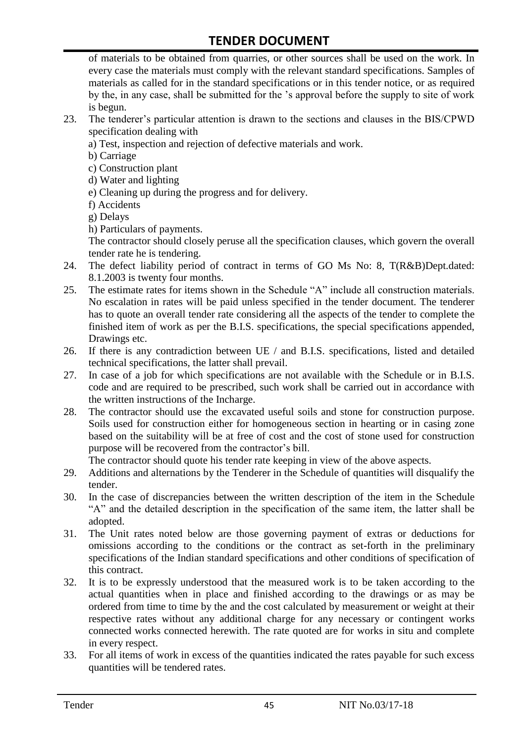of materials to be obtained from quarries, or other sources shall be used on the work. In every case the materials must comply with the relevant standard specifications. Samples of materials as called for in the standard specifications or in this tender notice, or as required by the, in any case, shall be submitted for the 's approval before the supply to site of work is begun.

23. The tenderer's particular attention is drawn to the sections and clauses in the BIS/CPWD specification dealing with
    a) Test, inspection and rejection of defective materials and work.
    b) Carriage
    c) Construction plant
    d) Water and lighting
    e) Cleaning up during the progress and for delivery.
    f) Accidents
    g) Delays
    h) Particulars of payments.

    The contractor should closely peruse all the specification clauses, which govern the overall tender rate he is tendering.
24. The defect liability period of contract in terms of GO Ms No: 8, T(R&B)Dept.dated: 8.1.2003 is twenty four months.
25. The estimate rates for items shown in the Schedule "A" include all construction materials. No escalation in rates will be paid unless specified in the tender document. The tenderer has to quote an overall tender rate considering all the aspects of the tender to complete the finished item of work as per the B.I.S. specifications, the special specifications appended, Drawings etc.
26. If there is any contradiction between UE / and B.I.S. specifications, listed and detailed technical specifications, the latter shall prevail.
27. In case of a job for which specifications are not available with the Schedule or in B.I.S. code and are required to be prescribed, such work shall be carried out in accordance with the written instructions of the Incharge.
28. The contractor should use the excavated useful soils and stone for construction purpose. Soils used for construction either for homogeneous section in hearting or in casing zone based on the suitability will be at free of cost and the cost of stone used for construction purpose will be recovered from the contractor's bill.

    The contractor should quote his tender rate keeping in view of the above aspects.
29. Additions and alternations by the Tenderer in the Schedule of quantities will disqualify the tender.
30. In the case of discrepancies between the written description of the item in the Schedule "A" and the detailed description in the specification of the same item, the latter shall be adopted.
31. The Unit rates noted below are those governing payment of extras or deductions for omissions according to the conditions or the contract as set-forth in the preliminary specifications of the Indian standard specifications and other conditions of specification of this contract.
32. It is to be expressly understood that the measured work is to be taken according to the actual quantities when in place and finished according to the drawings or as may be ordered from time to time by the and the cost calculated by measurement or weight at their respective rates without any additional charge for any necessary or contingent works connected works connected herewith. The rate quoted are for works in situ and complete in every respect.
33. For all items of work in excess of the quantities indicated the rates payable for such excess quantities will be tendered rates.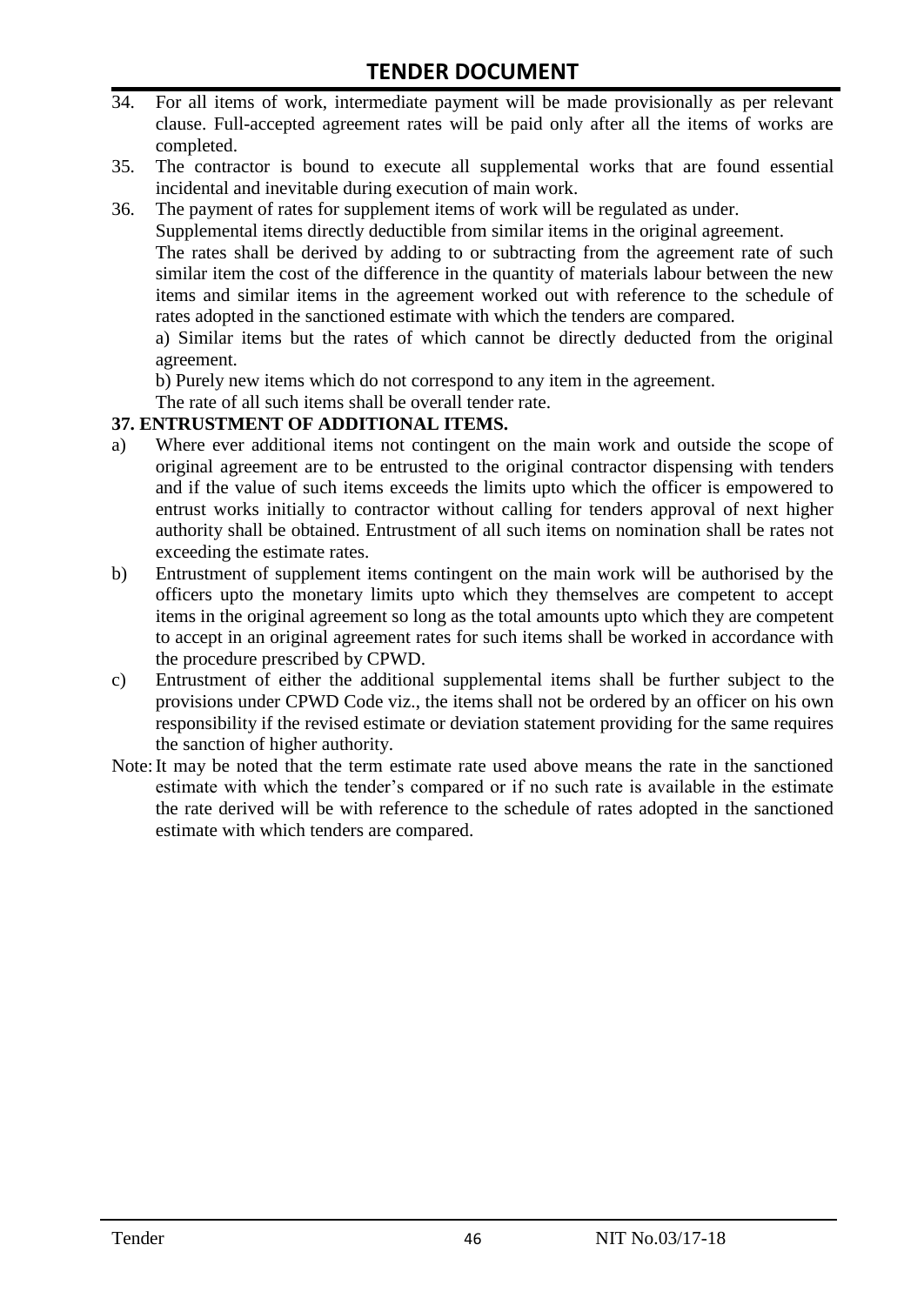34. For all items of work, intermediate payment will be made provisionally as per relevant clause. Full-accepted agreement rates will be paid only after all the items of works are completed.
35. The contractor is bound to execute all supplemental works that are found essential incidental and inevitable during execution of main work.
36. The payment of rates for supplement items of work will be regulated as under.
    Supplemental items directly deductible from similar items in the original agreement.
    The rates shall be derived by adding to or subtracting from the agreement rate of such similar item the cost of the difference in the quantity of materials labour between the new items and similar items in the agreement worked out with reference to the schedule of rates adopted in the sanctioned estimate with which the tenders are compared.
    a) Similar items but the rates of which cannot be directly deducted from the original agreement.
    b) Purely new items which do not correspond to any item in the agreement.
    The rate of all such items shall be overall tender rate.

**37. ENTRUSTMENT OF ADDITIONAL ITEMS.**

a) Where ever additional items not contingent on the main work and outside the scope of original agreement are to be entrusted to the original contractor dispensing with tenders and if the value of such items exceeds the limits upto which the officer is empowered to entrust works initially to contractor without calling for tenders approval of next higher authority shall be obtained. Entrustment of all such items on nomination shall be rates not exceeding the estimate rates.
b) Entrustment of supplement items contingent on the main work will be authorised by the officers upto the monetary limits upto which they themselves are competent to accept items in the original agreement so long as the total amounts upto which they are competent to accept in an original agreement rates for such items shall be worked in accordance with the procedure prescribed by CPWD.
c) Entrustment of either the additional supplemental items shall be further subject to the provisions under CPWD Code viz., the items shall not be ordered by an officer on his own responsibility if the revised estimate or deviation statement providing for the same requires the sanction of higher authority.

Note: It may be noted that the term estimate rate used above means the rate in the sanctioned estimate with which the tender's compared or if no such rate is available in the estimate the rate derived will be with reference to the schedule of rates adopted in the sanctioned estimate with which tenders are compared.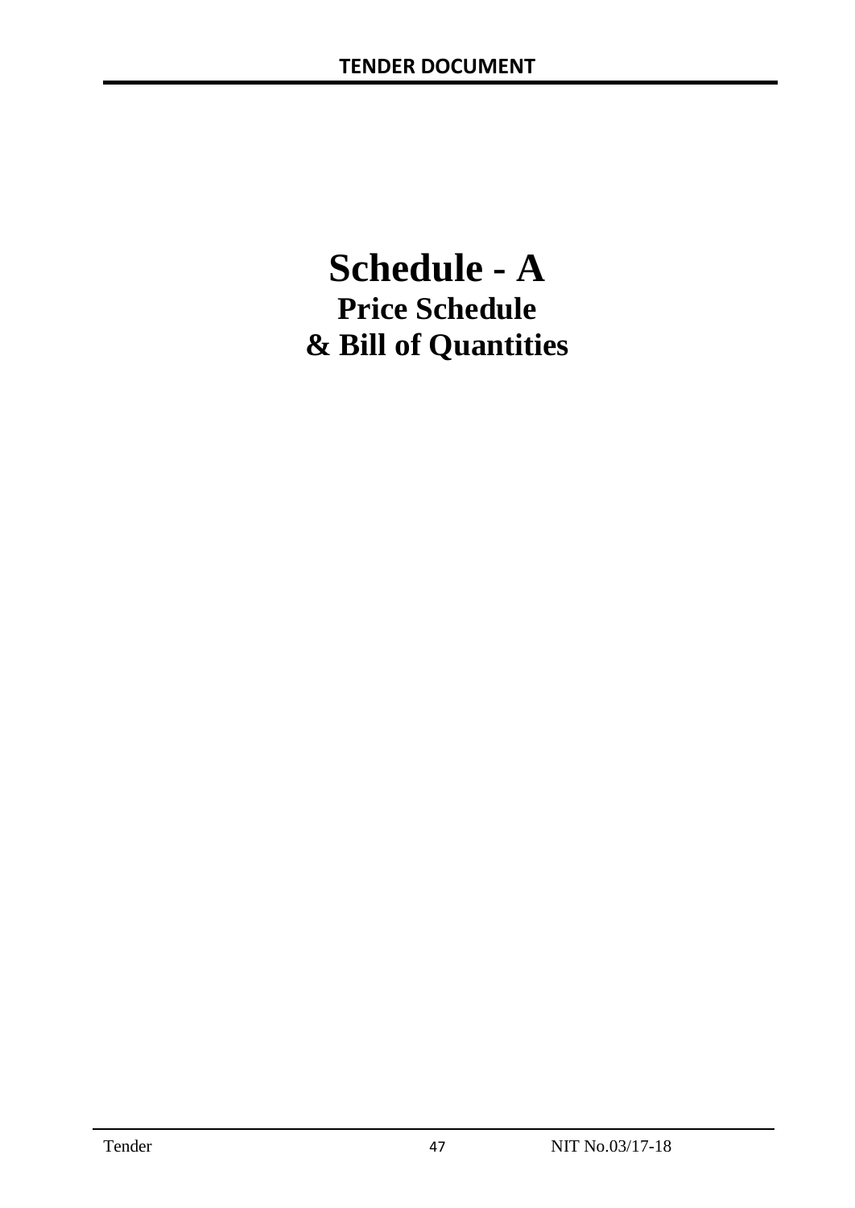# Schedule - A

## Price Schedule

## & Bill of Quantities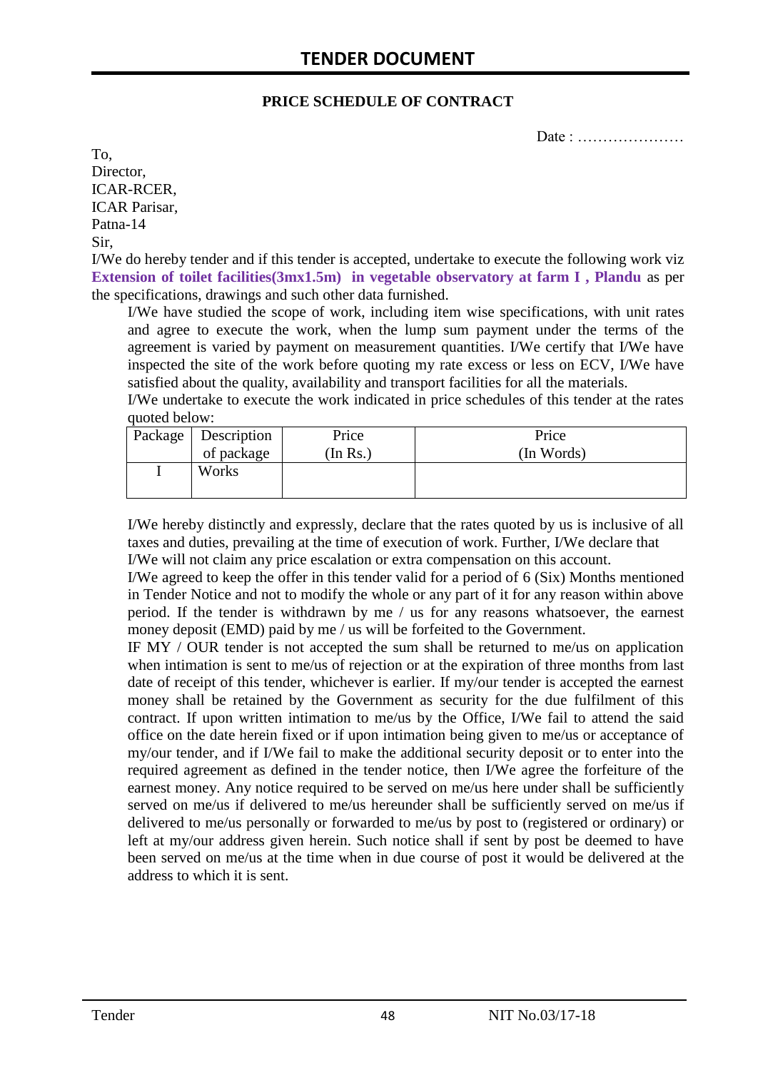# TENDER DOCUMENT

**PRICE SCHEDULE OF CONTRACT**

Date : …………………

To,
Director,
ICAR-RCER,
ICAR Parisar,
Patna-14
Sir,

I/We do hereby tender and if this tender is accepted, undertake to execute the following work viz **Extension of toilet facilities(3mx1.5m) in vegetable observatory at farm I , Plandu** as per the specifications, drawings and such other data furnished.

I/We have studied the scope of work, including item wise specifications, with unit rates and agree to execute the work, when the lump sum payment under the terms of the agreement is varied by payment on measurement quantities. I/We certify that I/We have inspected the site of the work before quoting my rate excess or less on ECV, I/We have satisfied about the quality, availability and transport facilities for all the materials.

I/We undertake to execute the work indicated in price schedules of this tender at the rates quoted below:

| Package | Description of package | Price (In Rs.) | Price (In Words) |
|---|---|---|---|
| I | Works | | |

I/We hereby distinctly and expressly, declare that the rates quoted by us is inclusive of all taxes and duties, prevailing at the time of execution of work. Further, I/We declare that I/We will not claim any price escalation or extra compensation on this account.

I/We agreed to keep the offer in this tender valid for a period of 6 (Six) Months mentioned in Tender Notice and not to modify the whole or any part of it for any reason within above period. If the tender is withdrawn by me / us for any reasons whatsoever, the earnest money deposit (EMD) paid by me / us will be forfeited to the Government.

IF MY / OUR tender is not accepted the sum shall be returned to me/us on application when intimation is sent to me/us of rejection or at the expiration of three months from last date of receipt of this tender, whichever is earlier. If my/our tender is accepted the earnest money shall be retained by the Government as security for the due fulfilment of this contract. If upon written intimation to me/us by the Office, I/We fail to attend the said office on the date herein fixed or if upon intimation being given to me/us or acceptance of my/our tender, and if I/We fail to make the additional security deposit or to enter into the required agreement as defined in the tender notice, then I/We agree the forfeiture of the earnest money. Any notice required to be served on me/us here under shall be sufficiently served on me/us if delivered to me/us hereunder shall be sufficiently served on me/us if delivered to me/us personally or forwarded to me/us by post to (registered or ordinary) or left at my/our address given herein. Such notice shall if sent by post be deemed to have been served on me/us at the time when in due course of post it would be delivered at the address to which it is sent.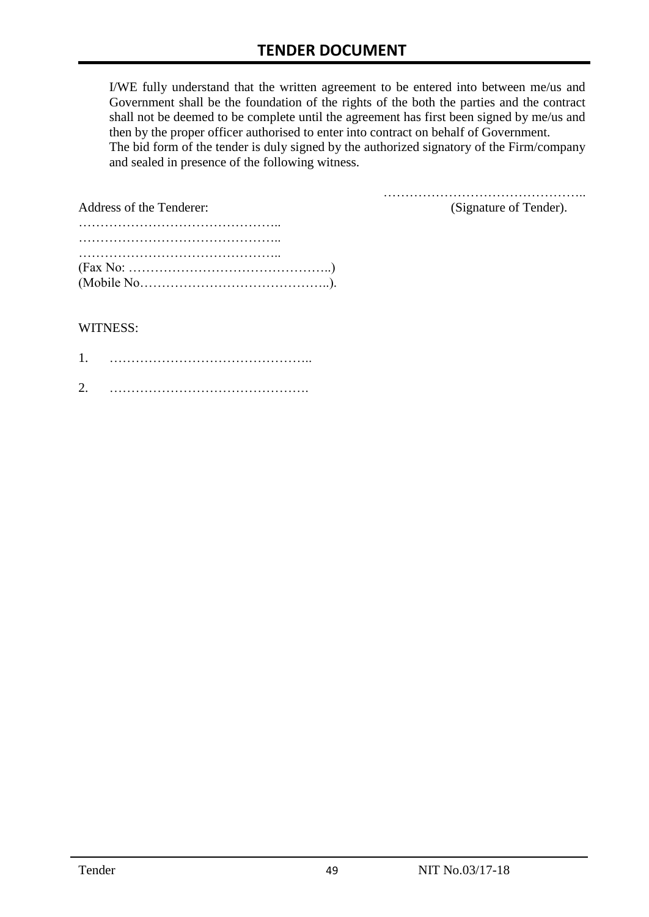I/WE fully understand that the written agreement to be entered into between me/us and Government shall be the foundation of the rights of the both the parties and the contract shall not be deemed to be complete until the agreement has first been signed by me/us and then by the proper officer authorised to enter into contract on behalf of Government.
The bid form of the tender is duly signed by the authorized signatory of the Firm/company and sealed in presence of the following witness.

……………………………………….. 
(Signature of Tender).

Address of the Tenderer:

………………………………………..
………………………………………..
………………………………………..
(Fax No: ………………………………………..)
(Mobile No……………………………………..).

WITNESS:

1. ………………………………………..

2. ……………………………………….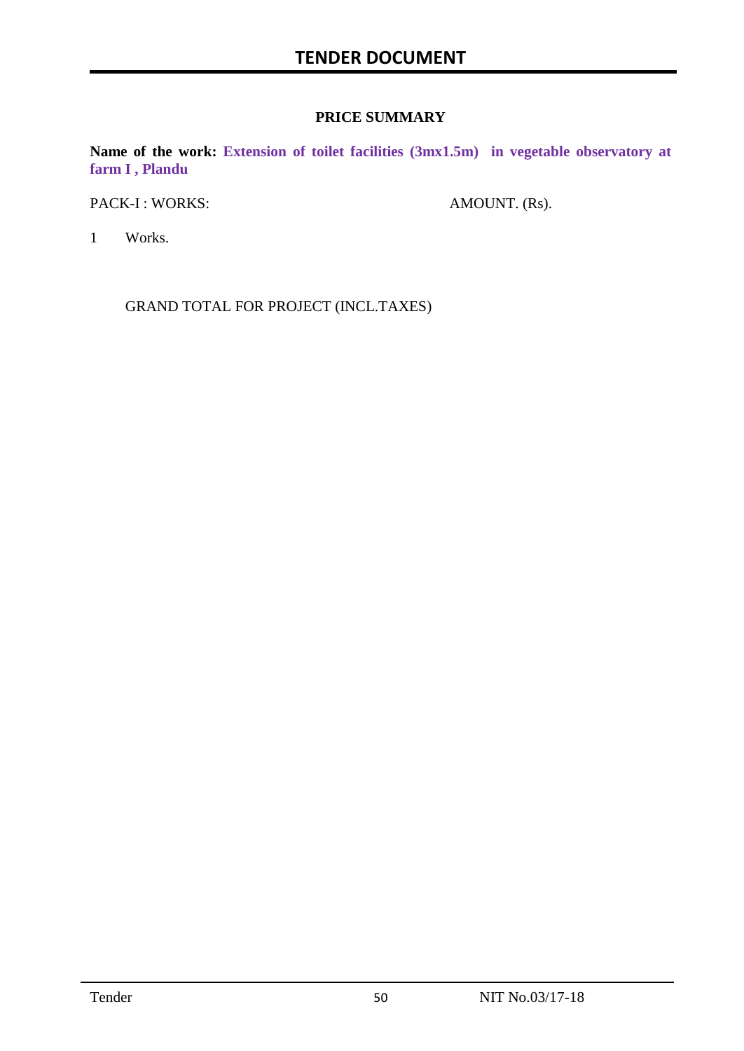# TENDER DOCUMENT

## PRICE SUMMARY

**Name of the work: Extension of toilet facilities (3mx1.5m) in vegetable observatory at farm I , Plandu**

| PACK-I : WORKS: | | AMOUNT. (Rs). |
|---|---|---|
| 1 | Works. | |
| | GRAND TOTAL FOR PROJECT (INCL.TAXES) | |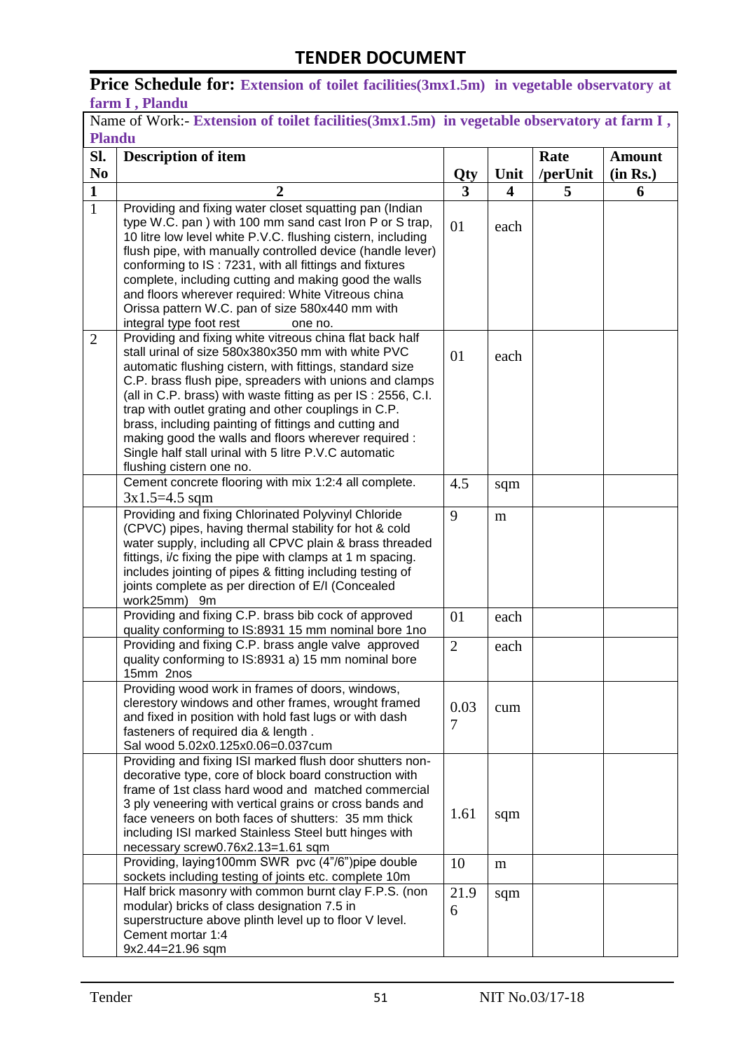# TENDER DOCUMENT

**Price Schedule for:** **Extension of toilet facilities(3mx1.5m) in vegetable observatory at farm I , Plandu**

| Name of Work:- **Extension of toilet facilities(3mx1.5m) in vegetable observatory at farm I , Plandu** | | | | | |
|---|---|---|---|---|---|
| **Sl. No** | **Description of item** | **Qty** | **Unit** | **Rate /perUnit** | **Amount (in Rs.)** |
| **1** | **2** | **3** | **4** | **5** | **6** |
| 1 | Providing and fixing water closet squatting pan (Indian type W.C. pan ) with 100 mm sand cast Iron P or S trap, 10 litre low level white P.V.C. flushing cistern, including flush pipe, with manually controlled device (handle lever) conforming to IS : 7231, with all fittings and fixtures complete, including cutting and making good the walls and floors wherever required: White Vitreous china Orissa pattern W.C. pan of size 580x440 mm with integral type foot rest one no. | 01 | each | | |
| 2 | Providing and fixing white vitreous china flat back half stall urinal of size 580x380x350 mm with white PVC automatic flushing cistern, with fittings, standard size C.P. brass flush pipe, spreaders with unions and clamps (all in C.P. brass) with waste fitting as per IS : 2556, C.I. trap with outlet grating and other couplings in C.P. brass, including painting of fittings and cutting and making good the walls and floors wherever required : Single half stall urinal with 5 litre P.V.C automatic flushing cistern one no. | 01 | each | | |
| | Cement concrete flooring with mix 1:2:4 all complete. 3x1.5=4.5 sqm | 4.5 | sqm | | |
| | Providing and fixing Chlorinated Polyvinyl Chloride (CPVC) pipes, having thermal stability for hot & cold water supply, including all CPVC plain & brass threaded fittings, i/c fixing the pipe with clamps at 1 m spacing. includes jointing of pipes & fitting including testing of joints complete as per direction of E/I (Concealed work25mm) 9m | 9 | m | | |
| | Providing and fixing C.P. brass bib cock of approved quality conforming to IS:8931 15 mm nominal bore 1no | 01 | each | | |
| | Providing and fixing C.P. brass angle valve approved quality conforming to IS:8931 a) 15 mm nominal bore 15mm 2nos | 2 | each | | |
| | Providing wood work in frames of doors, windows, clerestory windows and other frames, wrought framed and fixed in position with hold fast lugs or with dash fasteners of required dia & length . Sal wood 5.02x0.125x0.06=0.037cum | 0.037 | cum | | |
| | Providing and fixing ISI marked flush door shutters non-decorative type, core of block board construction with frame of 1st class hard wood and matched commercial 3 ply veneering with vertical grains or cross bands and face veneers on both faces of shutters: 35 mm thick including ISI marked Stainless Steel butt hinges with necessary screw0.76x2.13=1.61 sqm | 1.61 | sqm | | |
| | Providing, laying100mm SWR pvc (4"/6")pipe double sockets including testing of joints etc. complete 10m | 10 | m | | |
| | Half brick masonry with common burnt clay F.P.S. (non modular) bricks of class designation 7.5 in superstructure above plinth level up to floor V level. Cement mortar 1:4 9x2.44=21.96 sqm | 21.96 | sqm | | |

Tender NIT No.03/17-18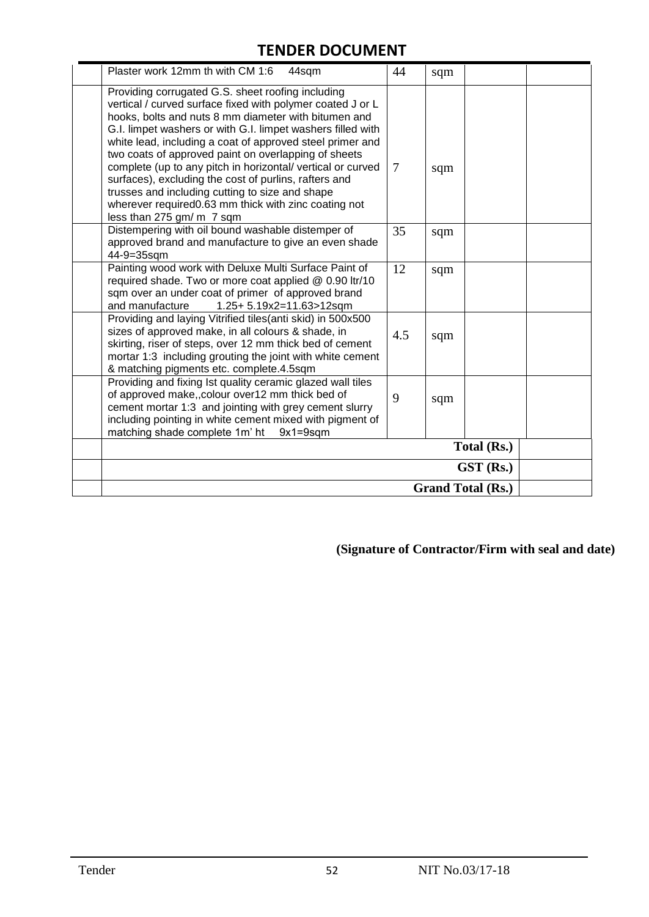## TENDER DOCUMENT

| | | | | | |
|---|---|---|---|---|---|
| | Plaster work 12mm th with CM 1:6 44sqm | 44 | sqm | | |
| | Providing corrugated G.S. sheet roofing including vertical / curved surface fixed with polymer coated J or L hooks, bolts and nuts 8 mm diameter with bitumen and G.I. limpet washers or with G.I. limpet washers filled with white lead, including a coat of approved steel primer and two coats of approved paint on overlapping of sheets complete (up to any pitch in horizontal/ vertical or curved surfaces), excluding the cost of purlins, rafters and trusses and including cutting to size and shape wherever required0.63 mm thick with zinc coating not less than 275 gm/ m 7 sqm | 7 | sqm | | |
| | Distempering with oil bound washable distemper of approved brand and manufacture to give an even shade 44-9=35sqm | 35 | sqm | | |
| | Painting wood work with Deluxe Multi Surface Paint of required shade. Two or more coat applied @ 0.90 ltr/10 sqm over an under coat of primer of approved brand and manufacture 1.25+ 5.19x2=11.63>12sqm | 12 | sqm | | |
| | Providing and laying Vitrified tiles(anti skid) in 500x500 sizes of approved make, in all colours & shade, in skirting, riser of steps, over 12 mm thick bed of cement mortar 1:3 including grouting the joint with white cement & matching pigments etc. complete.4.5sqm | 4.5 | sqm | | |
| | Providing and fixing Ist quality ceramic glazed wall tiles of approved make,,colour over12 mm thick bed of cement mortar 1:3 and jointing with grey cement slurry including pointing in white cement mixed with pigment of matching shade complete 1m' ht 9x1=9sqm | 9 | sqm | | |
| | **Total (Rs.)** | | | | |
| | **GST (Rs.)** | | | | |
| | **Grand Total (Rs.)** | | | | |

**(Signature of Contractor/Firm with seal and date)**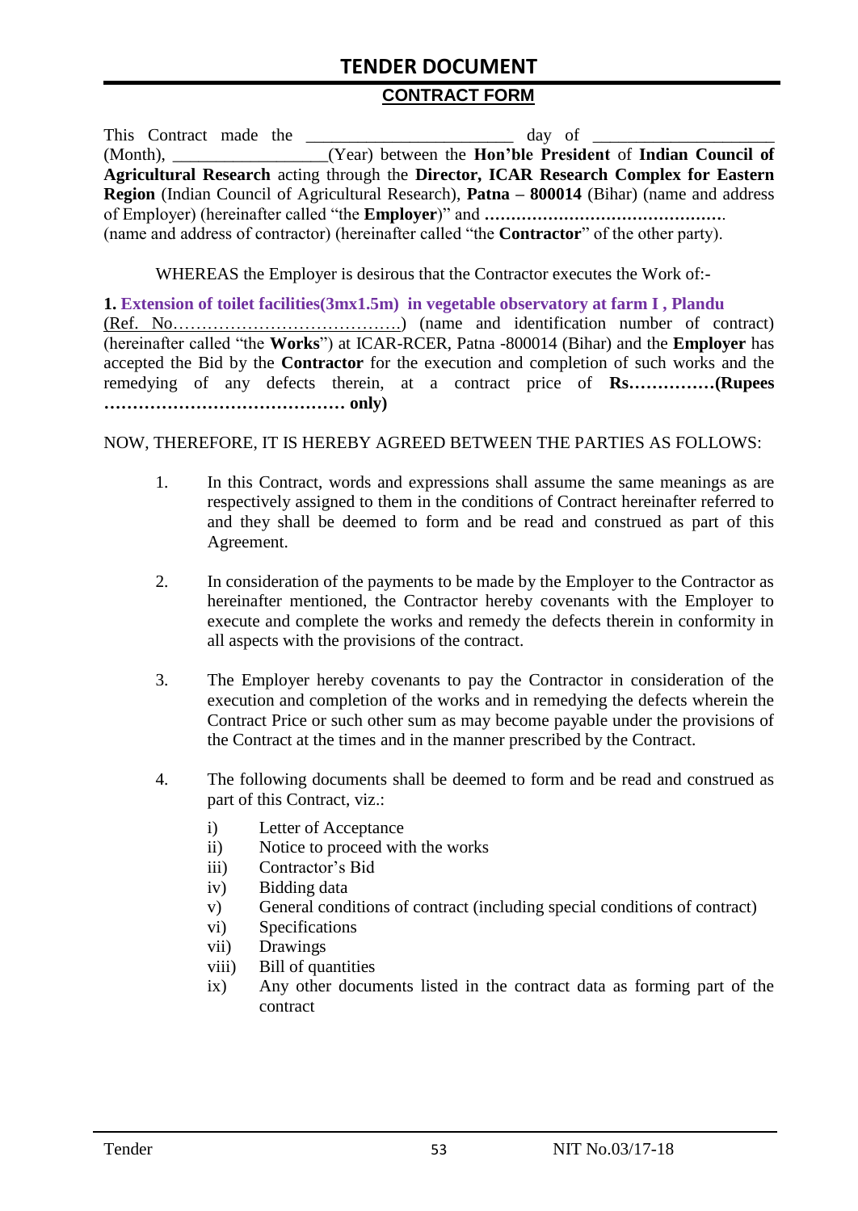# TENDER DOCUMENT

## CONTRACT FORM

This Contract made the _______________________ day of ___________________ (Month), _________________(Year) between the **Hon'ble President** of **Indian Council of Agricultural Research** acting through the **Director, ICAR Research Complex for Eastern Region** (Indian Council of Agricultural Research), **Patna – 800014** (Bihar) (name and address of Employer) (hereinafter called "the **Employer**)" and **………………………………………**. (name and address of contractor) (hereinafter called "the **Contractor**" of the other party).

WHEREAS the Employer is desirous that the Contractor executes the Work of:-

**1. Extension of toilet facilities(3mx1.5m) in vegetable observatory at farm I , Plandu**
(Ref. No…………………………………….) (name and identification number of contract) (hereinafter called "the **Works**") at ICAR-RCER, Patna -800014 (Bihar) and the **Employer** has accepted the Bid by the **Contractor** for the execution and completion of such works and the remedying of any defects therein, at a contract price of **Rs……………(Rupees …………………………………… only)**

NOW, THEREFORE, IT IS HEREBY AGREED BETWEEN THE PARTIES AS FOLLOWS:

1. In this Contract, words and expressions shall assume the same meanings as are respectively assigned to them in the conditions of Contract hereinafter referred to and they shall be deemed to form and be read and construed as part of this Agreement.

2. In consideration of the payments to be made by the Employer to the Contractor as hereinafter mentioned, the Contractor hereby covenants with the Employer to execute and complete the works and remedy the defects therein in conformity in all aspects with the provisions of the contract.

3. The Employer hereby covenants to pay the Contractor in consideration of the execution and completion of the works and in remedying the defects wherein the Contract Price or such other sum as may become payable under the provisions of the Contract at the times and in the manner prescribed by the Contract.

4. The following documents shall be deemed to form and be read and construed as part of this Contract, viz.:

   i) Letter of Acceptance
   ii) Notice to proceed with the works
   iii) Contractor's Bid
   iv) Bidding data
   v) General conditions of contract (including special conditions of contract)
   vi) Specifications
   vii) Drawings
   viii) Bill of quantities
   ix) Any other documents listed in the contract data as forming part of the contract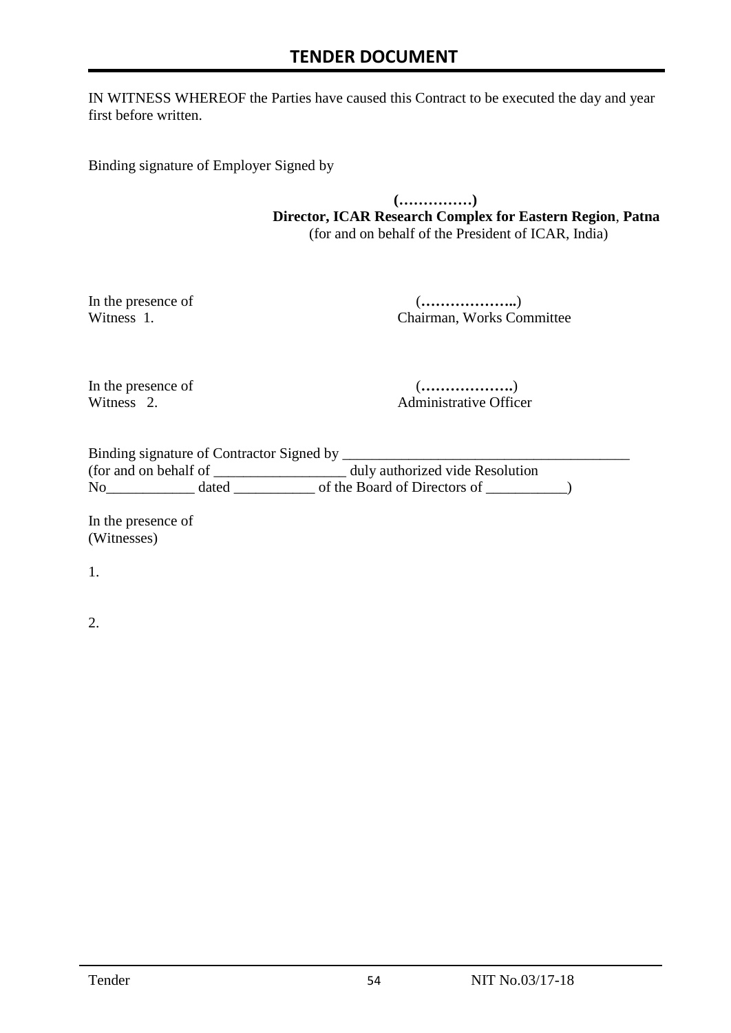IN WITNESS WHEREOF the Parties have caused this Contract to be executed the day and year first before written.

Binding signature of Employer Signed by

**(……………)**
**Director, ICAR Research Complex for Eastern Region**, **Patna**
(for and on behalf of the President of ICAR, India)

In the presence of
Witness 1.

(**………………..**)
Chairman, Works Committee

In the presence of
Witness 2.

(**……………….**)
Administrative Officer

Binding signature of Contractor Signed by _______________________________________
(for and on behalf of _________________ duly authorized vide Resolution
No____________ dated ___________ of the Board of Directors of ___________)

In the presence of
(Witnesses)

1.

2.